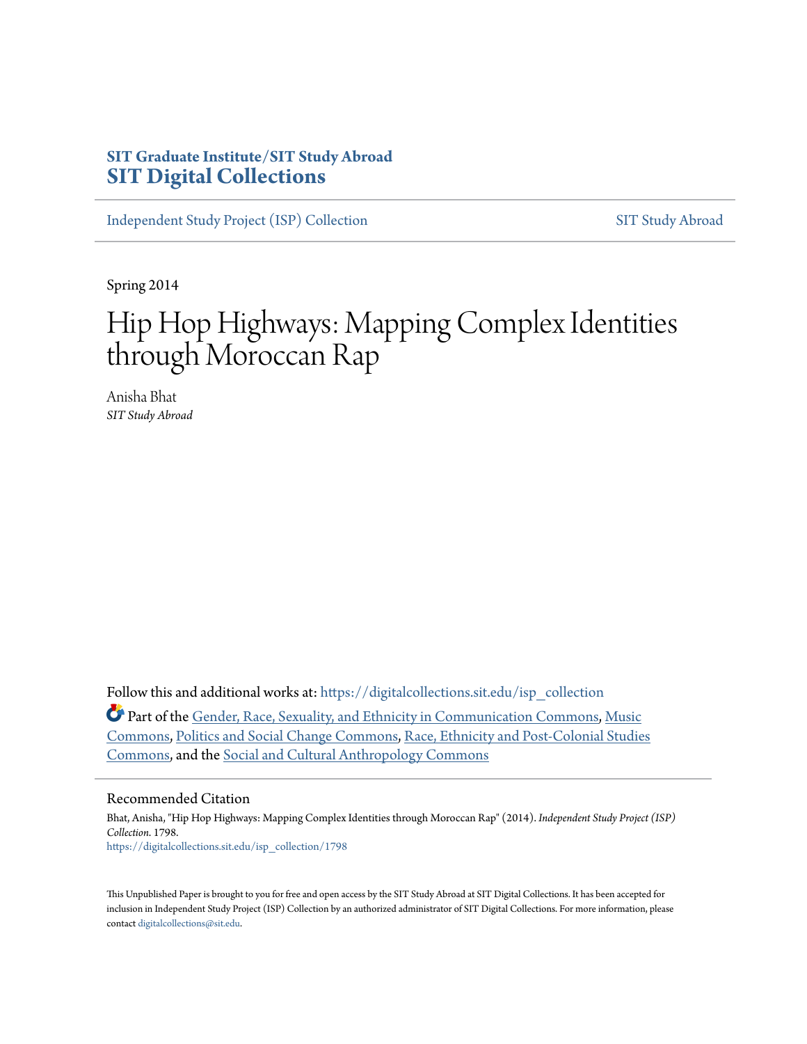**SIT Graduate Institute/SIT Study Abroad**
**SIT Digital Collections**

Independent Study Project (ISP) Collection | SIT Study Abroad

Spring 2014

# Hip Hop Highways: Mapping Complex Identities through Moroccan Rap

Anisha Bhat
*SIT Study Abroad*

Follow this and additional works at: https://digitalcollections.sit.edu/isp_collection

Part of the Gender, Race, Sexuality, and Ethnicity in Communication Commons, Music Commons, Politics and Social Change Commons, Race, Ethnicity and Post-Colonial Studies Commons, and the Social and Cultural Anthropology Commons

## Recommended Citation

Bhat, Anisha, "Hip Hop Highways: Mapping Complex Identities through Moroccan Rap" (2014). *Independent Study Project (ISP) Collection*. 1798.
https://digitalcollections.sit.edu/isp_collection/1798

This Unpublished Paper is brought to you for free and open access by the SIT Study Abroad at SIT Digital Collections. It has been accepted for inclusion in Independent Study Project (ISP) Collection by an authorized administrator of SIT Digital Collections. For more information, please contact digitalcollections@sit.edu.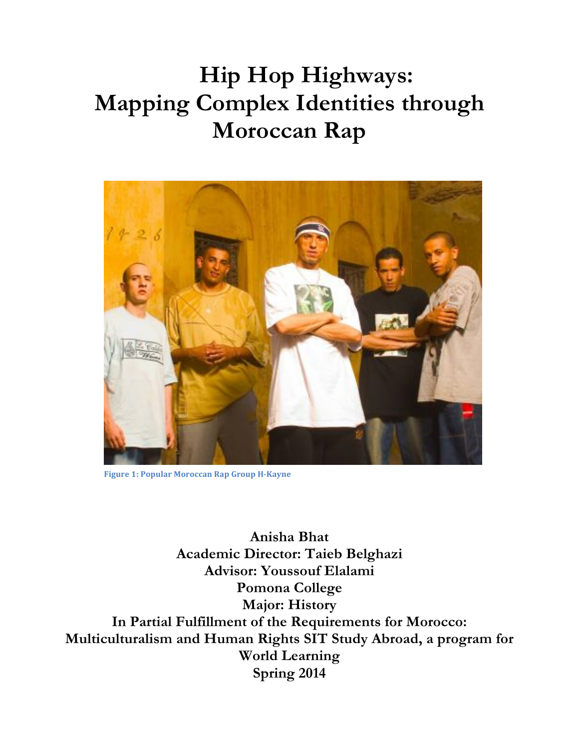# Hip Hop Highways: Mapping Complex Identities through Moroccan Rap

Figure 1: Popular Moroccan Rap Group H-Kayne

**Anisha Bhat**
**Academic Director: Taieb Belghazi**
**Advisor: Youssouf Elalami**
**Pomona College**
**Major: History**
**In Partial Fulfillment of the Requirements for Morocco: Multiculturalism and Human Rights SIT Study Abroad, a program for World Learning**
**Spring 2014**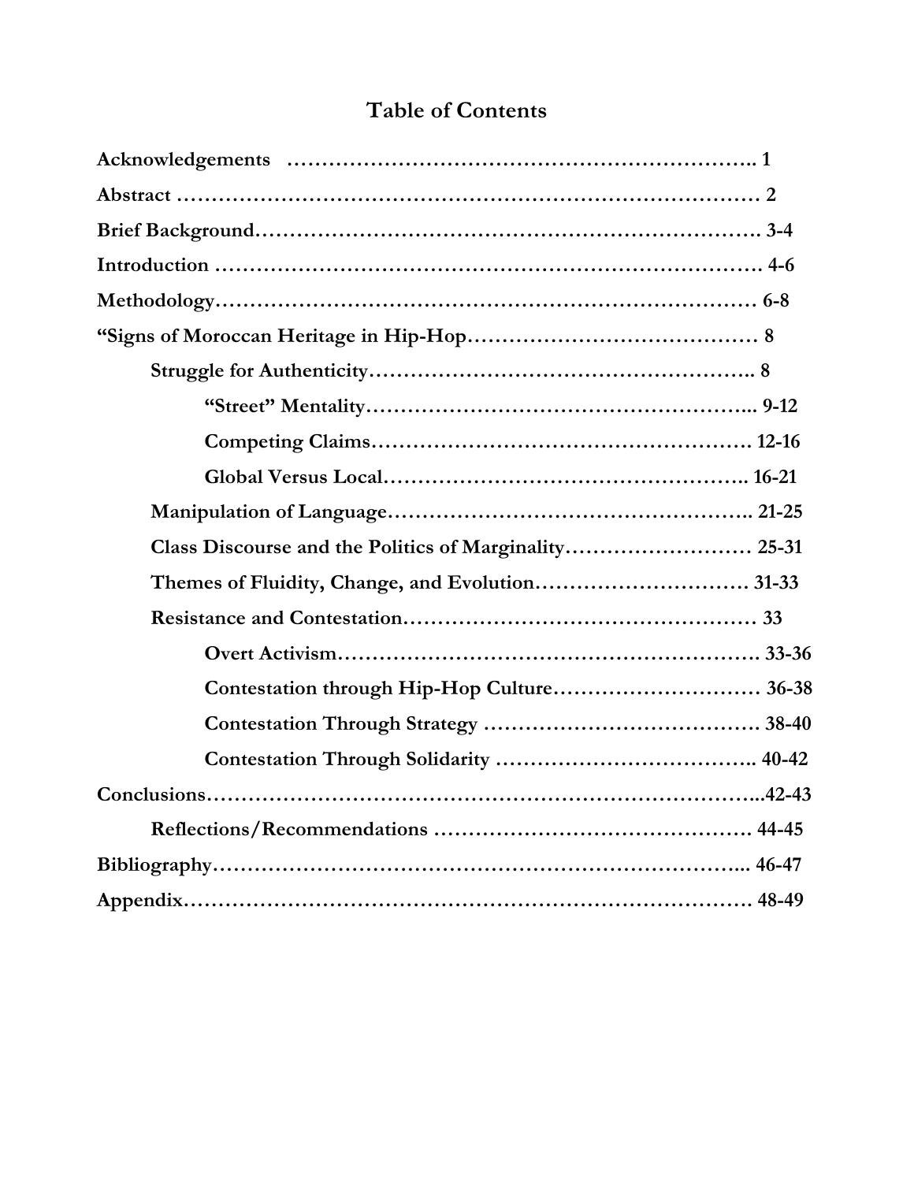# Table of Contents

**Acknowledgements** …………………………………………………………. 1

**Abstract** …………………………………………………………………… 2

**Brief Background**………………………………………………………………. 3-4

**Introduction** ……………………………………………………………………. 4-6

**Methodology**……………………………………………………………………… 6-8

**"Signs of Moroccan Heritage in Hip-Hop**…………………………………… 8

- **Struggle for Authenticity**………………………………………………. 8
  - **"Street" Mentality**…………………………………………………... 9-12
  - **Competing Claims**………………………………………………… 12-16
  - **Global Versus Local**……………………………………………….. 16-21
- **Manipulation of Language**…………………………………………….. 21-25
- **Class Discourse and the Politics of Marginality**……………………… 25-31
- **Themes of Fluidity, Change, and Evolution**………………………… 31-33
- **Resistance and Contestation**…………………………………………… 33
  - **Overt Activism**……………………………………………………. 33-36
  - **Contestation through Hip-Hop Culture**………………………… 36-38
  - **Contestation Through Strategy** …………………………………. 38-40
  - **Contestation Through Solidarity** ……………………………….. 40-42

**Conclusions**……………………………………………………………………..42-43

- **Reflections/Recommendations** ………………………………………. 44-45

**Bibliography**……………………………………………………………………... 46-47

**Appendix**………………………………………………………………………. 48-49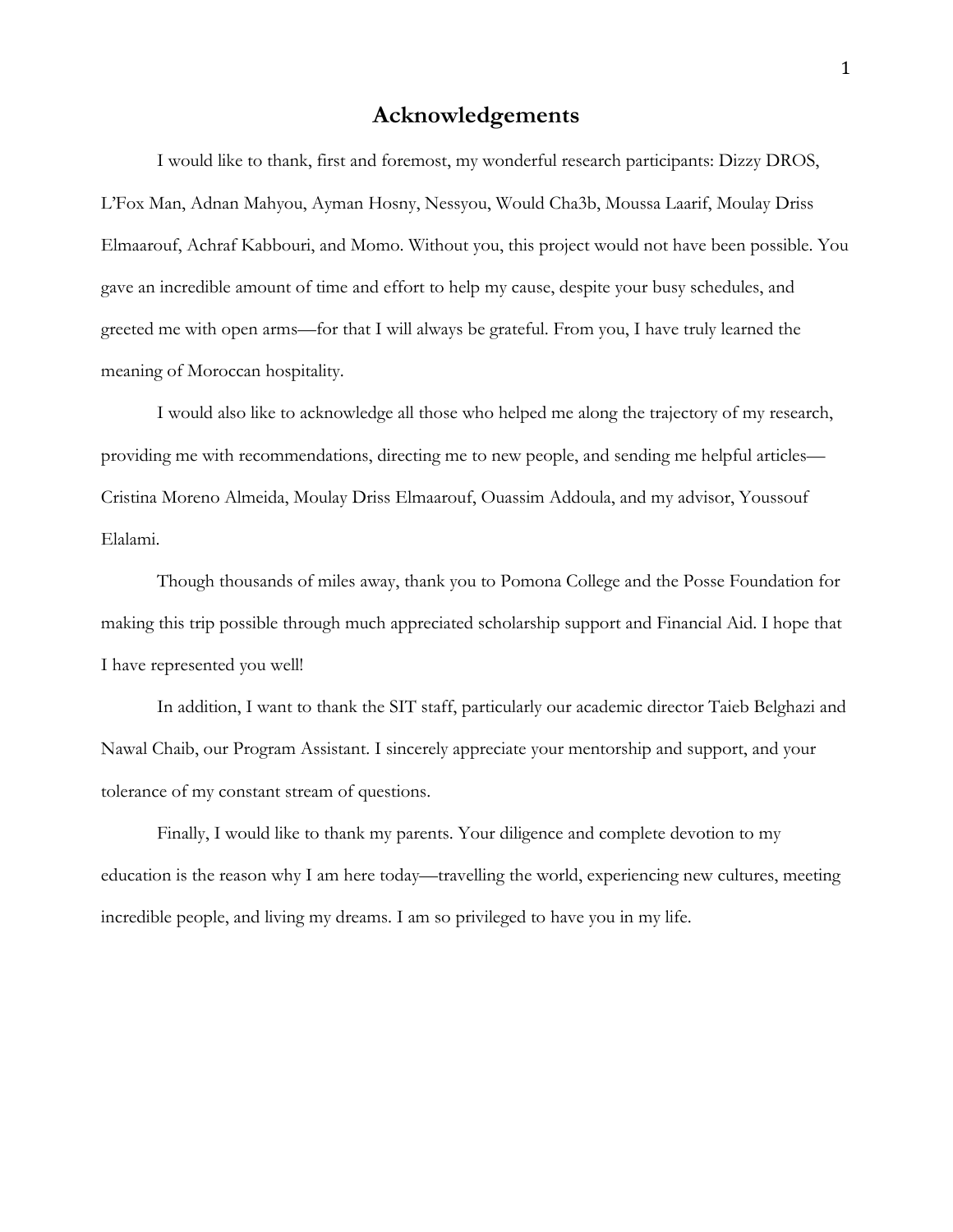# Acknowledgements

I would like to thank, first and foremost, my wonderful research participants: Dizzy DROS, L'Fox Man, Adnan Mahyou, Ayman Hosny, Nessyou, Would Cha3b, Moussa Laarif, Moulay Driss Elmaarouf, Achraf Kabbouri, and Momo. Without you, this project would not have been possible. You gave an incredible amount of time and effort to help my cause, despite your busy schedules, and greeted me with open arms—for that I will always be grateful. From you, I have truly learned the meaning of Moroccan hospitality.

I would also like to acknowledge all those who helped me along the trajectory of my research, providing me with recommendations, directing me to new people, and sending me helpful articles—Cristina Moreno Almeida, Moulay Driss Elmaarouf, Ouassim Addoula, and my advisor, Youssouf Elalami.

Though thousands of miles away, thank you to Pomona College and the Posse Foundation for making this trip possible through much appreciated scholarship support and Financial Aid. I hope that I have represented you well!

In addition, I want to thank the SIT staff, particularly our academic director Taieb Belghazi and Nawal Chaib, our Program Assistant. I sincerely appreciate your mentorship and support, and your tolerance of my constant stream of questions.

Finally, I would like to thank my parents. Your diligence and complete devotion to my education is the reason why I am here today—travelling the world, experiencing new cultures, meeting incredible people, and living my dreams. I am so privileged to have you in my life.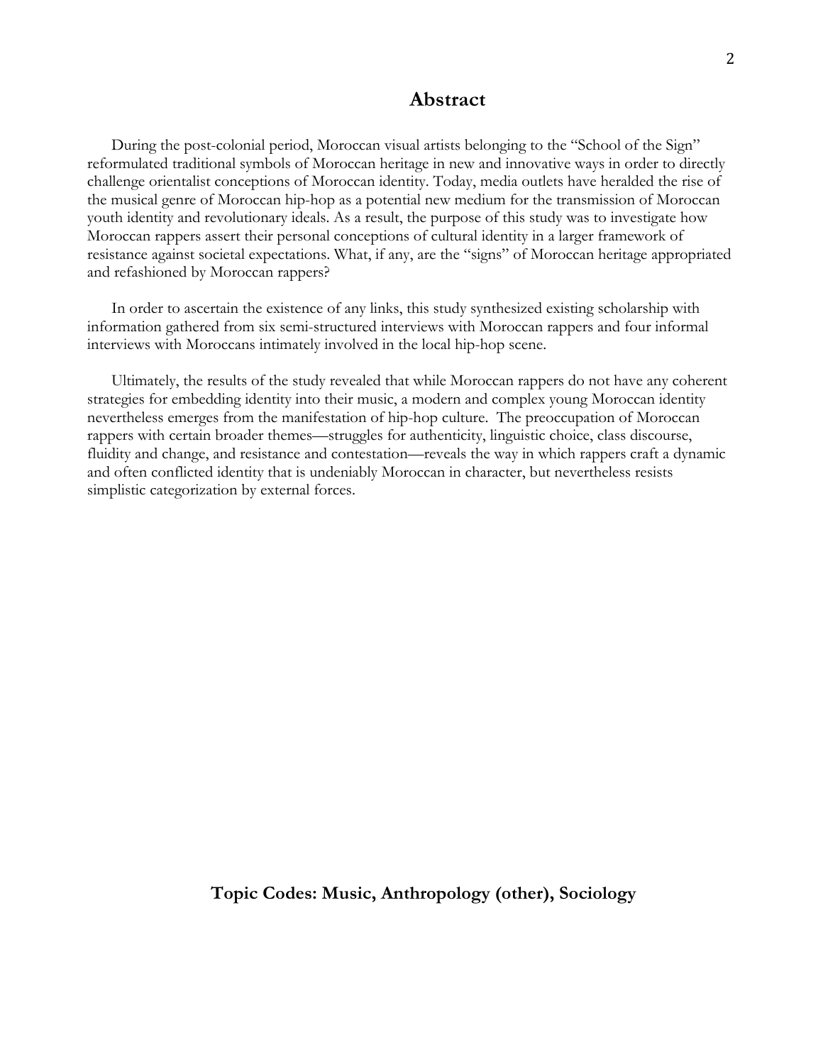# Abstract

During the post-colonial period, Moroccan visual artists belonging to the "School of the Sign" reformulated traditional symbols of Moroccan heritage in new and innovative ways in order to directly challenge orientalist conceptions of Moroccan identity. Today, media outlets have heralded the rise of the musical genre of Moroccan hip-hop as a potential new medium for the transmission of Moroccan youth identity and revolutionary ideals. As a result, the purpose of this study was to investigate how Moroccan rappers assert their personal conceptions of cultural identity in a larger framework of resistance against societal expectations. What, if any, are the "signs" of Moroccan heritage appropriated and refashioned by Moroccan rappers?

In order to ascertain the existence of any links, this study synthesized existing scholarship with information gathered from six semi-structured interviews with Moroccan rappers and four informal interviews with Moroccans intimately involved in the local hip-hop scene.

Ultimately, the results of the study revealed that while Moroccan rappers do not have any coherent strategies for embedding identity into their music, a modern and complex young Moroccan identity nevertheless emerges from the manifestation of hip-hop culture. The preoccupation of Moroccan rappers with certain broader themes—struggles for authenticity, linguistic choice, class discourse, fluidity and change, and resistance and contestation—reveals the way in which rappers craft a dynamic and often conflicted identity that is undeniably Moroccan in character, but nevertheless resists simplistic categorization by external forces.

**Topic Codes: Music, Anthropology (other), Sociology**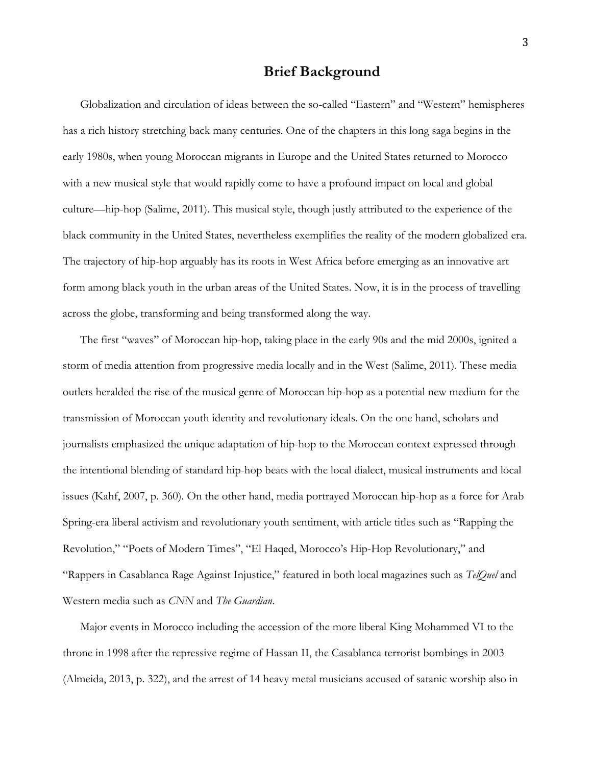## Brief Background

Globalization and circulation of ideas between the so-called "Eastern" and "Western" hemispheres has a rich history stretching back many centuries. One of the chapters in this long saga begins in the early 1980s, when young Moroccan migrants in Europe and the United States returned to Morocco with a new musical style that would rapidly come to have a profound impact on local and global culture—hip-hop (Salime, 2011). This musical style, though justly attributed to the experience of the black community in the United States, nevertheless exemplifies the reality of the modern globalized era. The trajectory of hip-hop arguably has its roots in West Africa before emerging as an innovative art form among black youth in the urban areas of the United States. Now, it is in the process of travelling across the globe, transforming and being transformed along the way.

The first "waves" of Moroccan hip-hop, taking place in the early 90s and the mid 2000s, ignited a storm of media attention from progressive media locally and in the West (Salime, 2011). These media outlets heralded the rise of the musical genre of Moroccan hip-hop as a potential new medium for the transmission of Moroccan youth identity and revolutionary ideals. On the one hand, scholars and journalists emphasized the unique adaptation of hip-hop to the Moroccan context expressed through the intentional blending of standard hip-hop beats with the local dialect, musical instruments and local issues (Kahf, 2007, p. 360). On the other hand, media portrayed Moroccan hip-hop as a force for Arab Spring-era liberal activism and revolutionary youth sentiment, with article titles such as "Rapping the Revolution," "Poets of Modern Times", "El Haqed, Morocco's Hip-Hop Revolutionary," and "Rappers in Casablanca Rage Against Injustice," featured in both local magazines such as *TelQuel* and Western media such as *CNN* and *The Guardian*.

Major events in Morocco including the accession of the more liberal King Mohammed VI to the throne in 1998 after the repressive regime of Hassan II, the Casablanca terrorist bombings in 2003 (Almeida, 2013, p. 322), and the arrest of 14 heavy metal musicians accused of satanic worship also in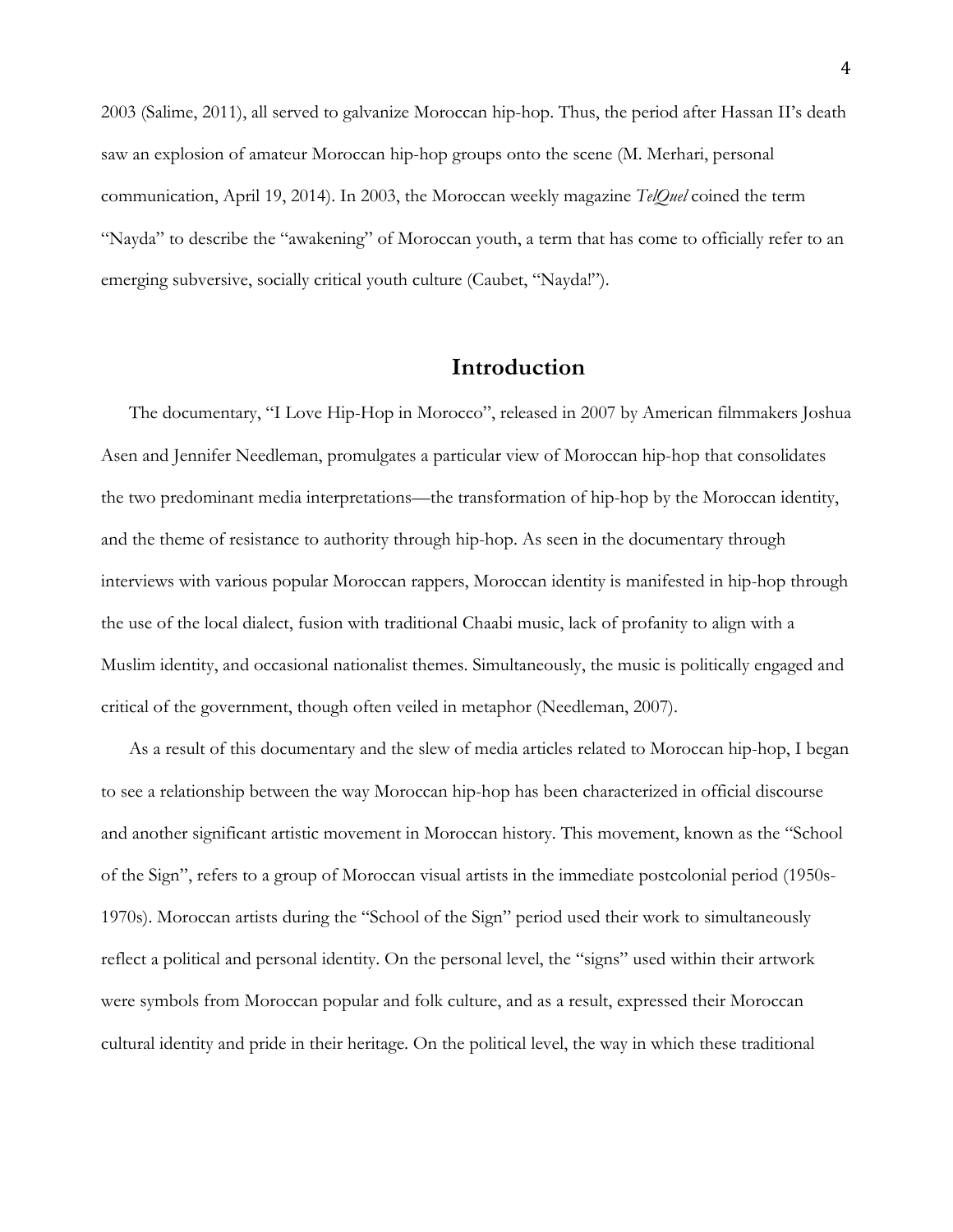2003 (Salime, 2011), all served to galvanize Moroccan hip-hop. Thus, the period after Hassan II's death saw an explosion of amateur Moroccan hip-hop groups onto the scene (M. Merhari, personal communication, April 19, 2014). In 2003, the Moroccan weekly magazine *TelQuel* coined the term "Nayda" to describe the "awakening" of Moroccan youth, a term that has come to officially refer to an emerging subversive, socially critical youth culture (Caubet, "Nayda!").

## Introduction

The documentary, "I Love Hip-Hop in Morocco", released in 2007 by American filmmakers Joshua Asen and Jennifer Needleman, promulgates a particular view of Moroccan hip-hop that consolidates the two predominant media interpretations—the transformation of hip-hop by the Moroccan identity, and the theme of resistance to authority through hip-hop. As seen in the documentary through interviews with various popular Moroccan rappers, Moroccan identity is manifested in hip-hop through the use of the local dialect, fusion with traditional Chaabi music, lack of profanity to align with a Muslim identity, and occasional nationalist themes. Simultaneously, the music is politically engaged and critical of the government, though often veiled in metaphor (Needleman, 2007).

As a result of this documentary and the slew of media articles related to Moroccan hip-hop, I began to see a relationship between the way Moroccan hip-hop has been characterized in official discourse and another significant artistic movement in Moroccan history. This movement, known as the "School of the Sign", refers to a group of Moroccan visual artists in the immediate postcolonial period (1950s-1970s). Moroccan artists during the "School of the Sign" period used their work to simultaneously reflect a political and personal identity. On the personal level, the "signs" used within their artwork were symbols from Moroccan popular and folk culture, and as a result, expressed their Moroccan cultural identity and pride in their heritage. On the political level, the way in which these traditional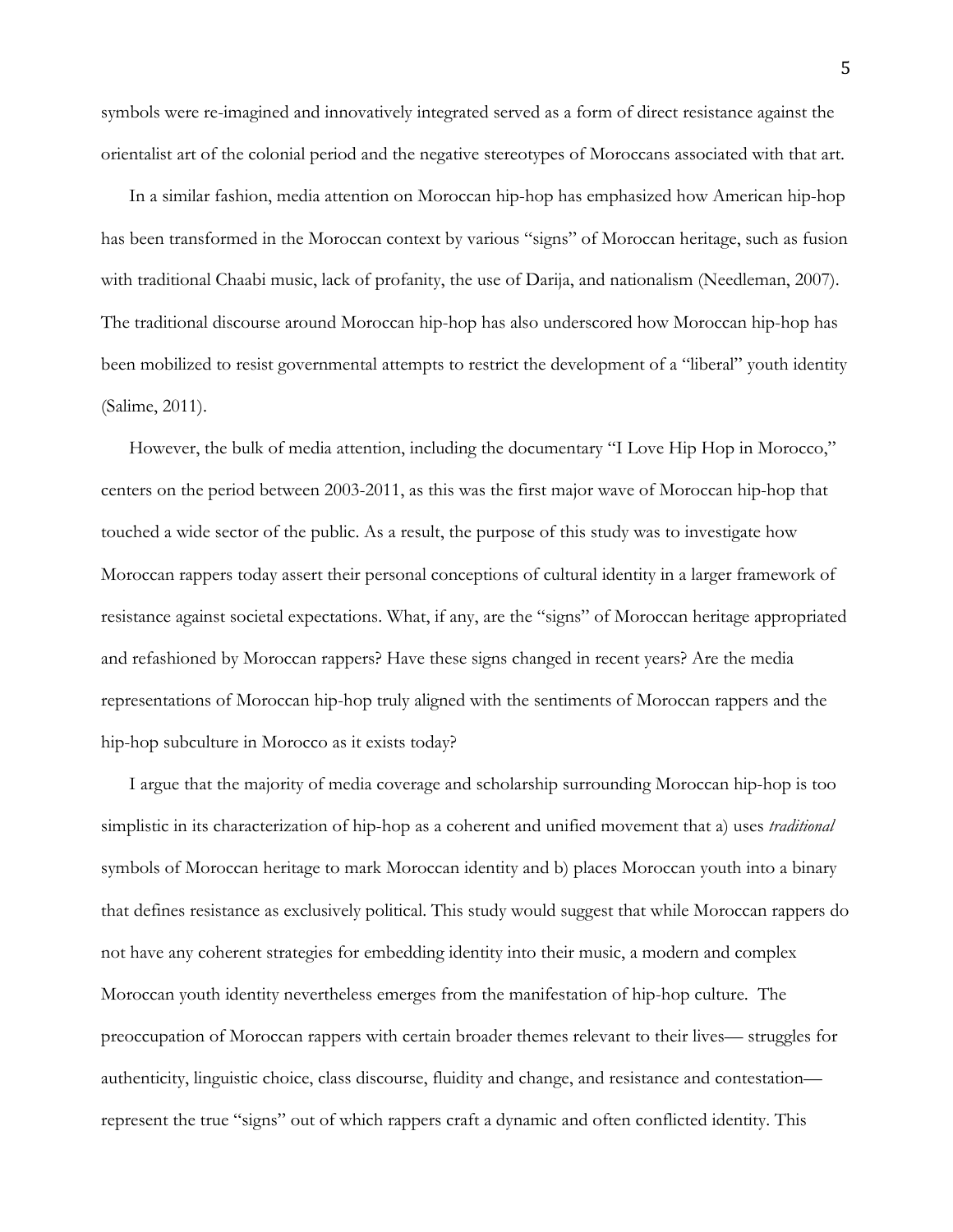symbols were re-imagined and innovatively integrated served as a form of direct resistance against the orientalist art of the colonial period and the negative stereotypes of Moroccans associated with that art.

In a similar fashion, media attention on Moroccan hip-hop has emphasized how American hip-hop has been transformed in the Moroccan context by various "signs" of Moroccan heritage, such as fusion with traditional Chaabi music, lack of profanity, the use of Darija, and nationalism (Needleman, 2007). The traditional discourse around Moroccan hip-hop has also underscored how Moroccan hip-hop has been mobilized to resist governmental attempts to restrict the development of a "liberal" youth identity (Salime, 2011).

However, the bulk of media attention, including the documentary "I Love Hip Hop in Morocco," centers on the period between 2003-2011, as this was the first major wave of Moroccan hip-hop that touched a wide sector of the public. As a result, the purpose of this study was to investigate how Moroccan rappers today assert their personal conceptions of cultural identity in a larger framework of resistance against societal expectations. What, if any, are the "signs" of Moroccan heritage appropriated and refashioned by Moroccan rappers? Have these signs changed in recent years? Are the media representations of Moroccan hip-hop truly aligned with the sentiments of Moroccan rappers and the hip-hop subculture in Morocco as it exists today?

I argue that the majority of media coverage and scholarship surrounding Moroccan hip-hop is too simplistic in its characterization of hip-hop as a coherent and unified movement that a) uses *traditional* symbols of Moroccan heritage to mark Moroccan identity and b) places Moroccan youth into a binary that defines resistance as exclusively political. This study would suggest that while Moroccan rappers do not have any coherent strategies for embedding identity into their music, a modern and complex Moroccan youth identity nevertheless emerges from the manifestation of hip-hop culture. The preoccupation of Moroccan rappers with certain broader themes relevant to their lives— struggles for authenticity, linguistic choice, class discourse, fluidity and change, and resistance and contestation— represent the true "signs" out of which rappers craft a dynamic and often conflicted identity. This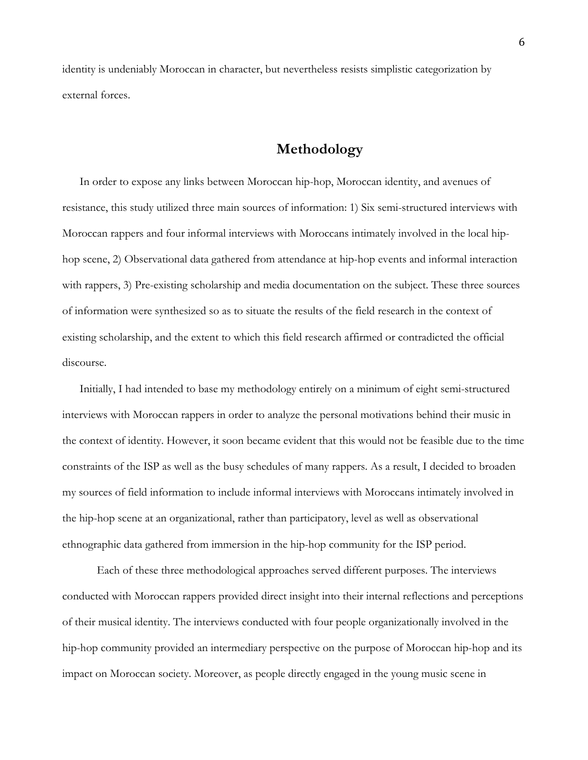identity is undeniably Moroccan in character, but nevertheless resists simplistic categorization by external forces.

## Methodology

In order to expose any links between Moroccan hip-hop, Moroccan identity, and avenues of resistance, this study utilized three main sources of information: 1) Six semi-structured interviews with Moroccan rappers and four informal interviews with Moroccans intimately involved in the local hip-hop scene, 2) Observational data gathered from attendance at hip-hop events and informal interaction with rappers, 3) Pre-existing scholarship and media documentation on the subject. These three sources of information were synthesized so as to situate the results of the field research in the context of existing scholarship, and the extent to which this field research affirmed or contradicted the official discourse.

Initially, I had intended to base my methodology entirely on a minimum of eight semi-structured interviews with Moroccan rappers in order to analyze the personal motivations behind their music in the context of identity. However, it soon became evident that this would not be feasible due to the time constraints of the ISP as well as the busy schedules of many rappers. As a result, I decided to broaden my sources of field information to include informal interviews with Moroccans intimately involved in the hip-hop scene at an organizational, rather than participatory, level as well as observational ethnographic data gathered from immersion in the hip-hop community for the ISP period.

Each of these three methodological approaches served different purposes. The interviews conducted with Moroccan rappers provided direct insight into their internal reflections and perceptions of their musical identity. The interviews conducted with four people organizationally involved in the hip-hop community provided an intermediary perspective on the purpose of Moroccan hip-hop and its impact on Moroccan society. Moreover, as people directly engaged in the young music scene in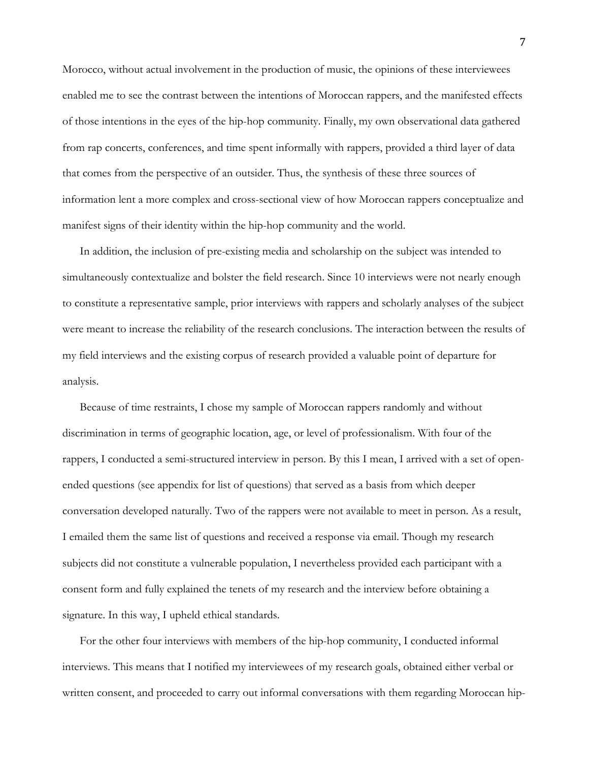Morocco, without actual involvement in the production of music, the opinions of these interviewees enabled me to see the contrast between the intentions of Moroccan rappers, and the manifested effects of those intentions in the eyes of the hip-hop community. Finally, my own observational data gathered from rap concerts, conferences, and time spent informally with rappers, provided a third layer of data that comes from the perspective of an outsider. Thus, the synthesis of these three sources of information lent a more complex and cross-sectional view of how Moroccan rappers conceptualize and manifest signs of their identity within the hip-hop community and the world.

In addition, the inclusion of pre-existing media and scholarship on the subject was intended to simultaneously contextualize and bolster the field research. Since 10 interviews were not nearly enough to constitute a representative sample, prior interviews with rappers and scholarly analyses of the subject were meant to increase the reliability of the research conclusions. The interaction between the results of my field interviews and the existing corpus of research provided a valuable point of departure for analysis.

Because of time restraints, I chose my sample of Moroccan rappers randomly and without discrimination in terms of geographic location, age, or level of professionalism. With four of the rappers, I conducted a semi-structured interview in person. By this I mean, I arrived with a set of open-ended questions (see appendix for list of questions) that served as a basis from which deeper conversation developed naturally. Two of the rappers were not available to meet in person. As a result, I emailed them the same list of questions and received a response via email. Though my research subjects did not constitute a vulnerable population, I nevertheless provided each participant with a consent form and fully explained the tenets of my research and the interview before obtaining a signature. In this way, I upheld ethical standards.

For the other four interviews with members of the hip-hop community, I conducted informal interviews. This means that I notified my interviewees of my research goals, obtained either verbal or written consent, and proceeded to carry out informal conversations with them regarding Moroccan hip-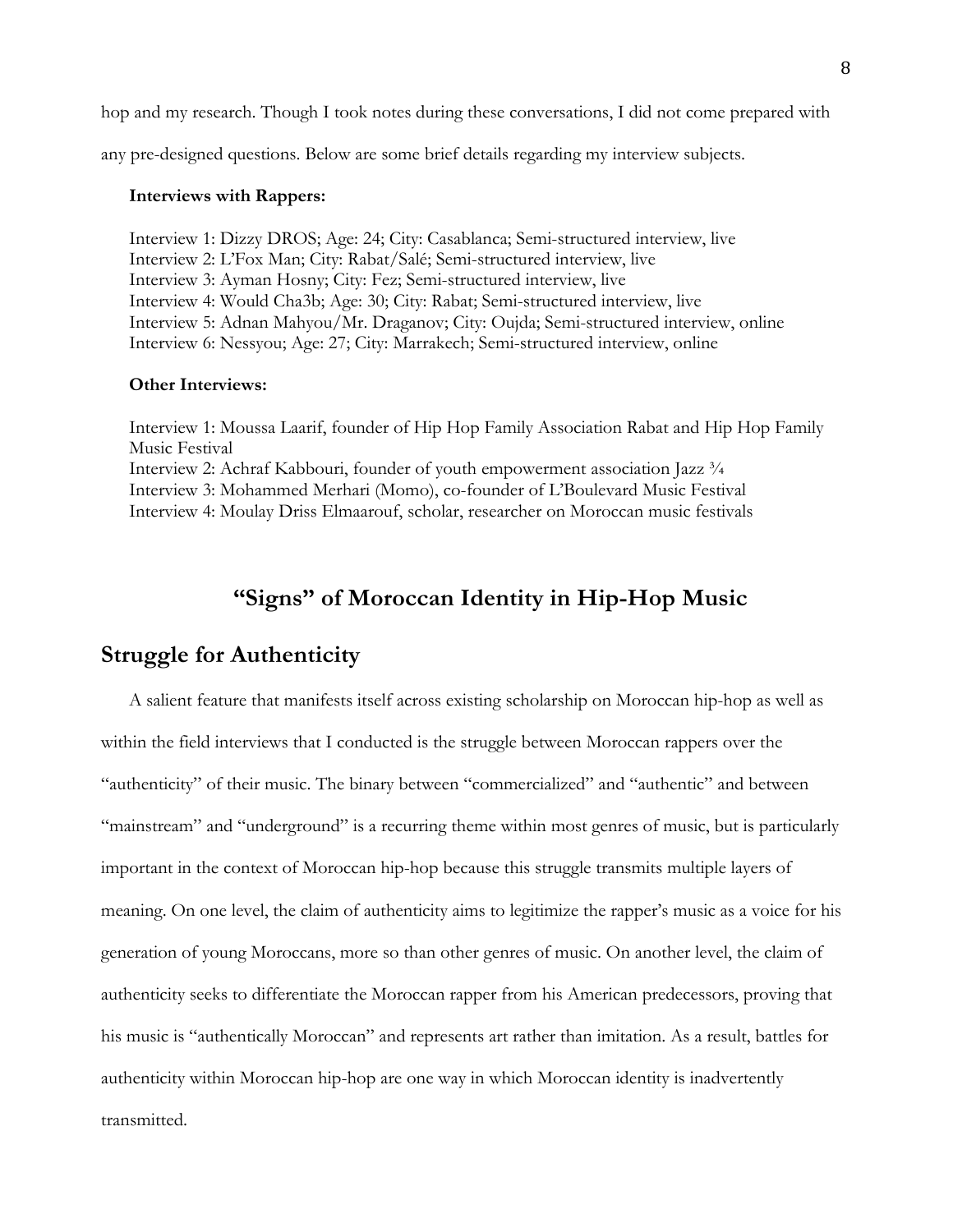hop and my research. Though I took notes during these conversations, I did not come prepared with any pre-designed questions. Below are some brief details regarding my interview subjects.

**Interviews with Rappers:**

Interview 1: Dizzy DROS; Age: 24; City: Casablanca; Semi-structured interview, live
Interview 2: L'Fox Man; City: Rabat/Salé; Semi-structured interview, live
Interview 3: Ayman Hosny; City: Fez; Semi-structured interview, live
Interview 4: Would Cha3b; Age: 30; City: Rabat; Semi-structured interview, live
Interview 5: Adnan Mahyou/Mr. Draganov; City: Oujda; Semi-structured interview, online
Interview 6: Nessyou; Age: 27; City: Marrakech; Semi-structured interview, online

**Other Interviews:**

Interview 1: Moussa Laarif, founder of Hip Hop Family Association Rabat and Hip Hop Family Music Festival
Interview 2: Achraf Kabbouri, founder of youth empowerment association Jazz ¾
Interview 3: Mohammed Merhari (Momo), co-founder of L'Boulevard Music Festival
Interview 4: Moulay Driss Elmaarouf, scholar, researcher on Moroccan music festivals

# "Signs" of Moroccan Identity in Hip-Hop Music

## Struggle for Authenticity

A salient feature that manifests itself across existing scholarship on Moroccan hip-hop as well as within the field interviews that I conducted is the struggle between Moroccan rappers over the "authenticity" of their music. The binary between "commercialized" and "authentic" and between "mainstream" and "underground" is a recurring theme within most genres of music, but is particularly important in the context of Moroccan hip-hop because this struggle transmits multiple layers of meaning. On one level, the claim of authenticity aims to legitimize the rapper's music as a voice for his generation of young Moroccans, more so than other genres of music. On another level, the claim of authenticity seeks to differentiate the Moroccan rapper from his American predecessors, proving that his music is "authentically Moroccan" and represents art rather than imitation. As a result, battles for authenticity within Moroccan hip-hop are one way in which Moroccan identity is inadvertently transmitted.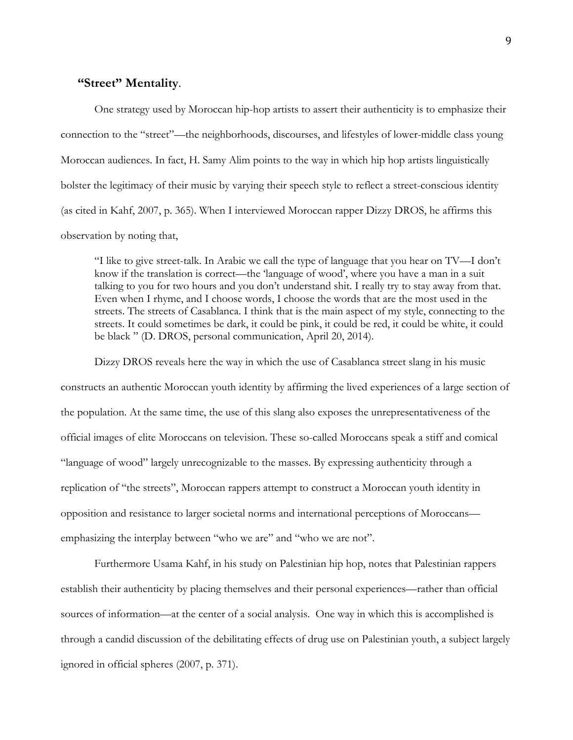### **"Street" Mentality**.

One strategy used by Moroccan hip-hop artists to assert their authenticity is to emphasize their connection to the "street"—the neighborhoods, discourses, and lifestyles of lower-middle class young Moroccan audiences. In fact, H. Samy Alim points to the way in which hip hop artists linguistically bolster the legitimacy of their music by varying their speech style to reflect a street-conscious identity (as cited in Kahf, 2007, p. 365). When I interviewed Moroccan rapper Dizzy DROS, he affirms this observation by noting that,

> "I like to give street-talk. In Arabic we call the type of language that you hear on TV—I don't know if the translation is correct—the 'language of wood', where you have a man in a suit talking to you for two hours and you don't understand shit. I really try to stay away from that. Even when I rhyme, and I choose words, I choose the words that are the most used in the streets. The streets of Casablanca. I think that is the main aspect of my style, connecting to the streets. It could sometimes be dark, it could be pink, it could be red, it could be white, it could be black " (D. DROS, personal communication, April 20, 2014).

Dizzy DROS reveals here the way in which the use of Casablanca street slang in his music constructs an authentic Moroccan youth identity by affirming the lived experiences of a large section of the population. At the same time, the use of this slang also exposes the unrepresentativeness of the official images of elite Moroccans on television. These so-called Moroccans speak a stiff and comical "language of wood" largely unrecognizable to the masses. By expressing authenticity through a replication of "the streets", Moroccan rappers attempt to construct a Moroccan youth identity in opposition and resistance to larger societal norms and international perceptions of Moroccans—emphasizing the interplay between "who we are" and "who we are not".

Furthermore Usama Kahf, in his study on Palestinian hip hop, notes that Palestinian rappers establish their authenticity by placing themselves and their personal experiences—rather than official sources of information—at the center of a social analysis. One way in which this is accomplished is through a candid discussion of the debilitating effects of drug use on Palestinian youth, a subject largely ignored in official spheres (2007, p. 371).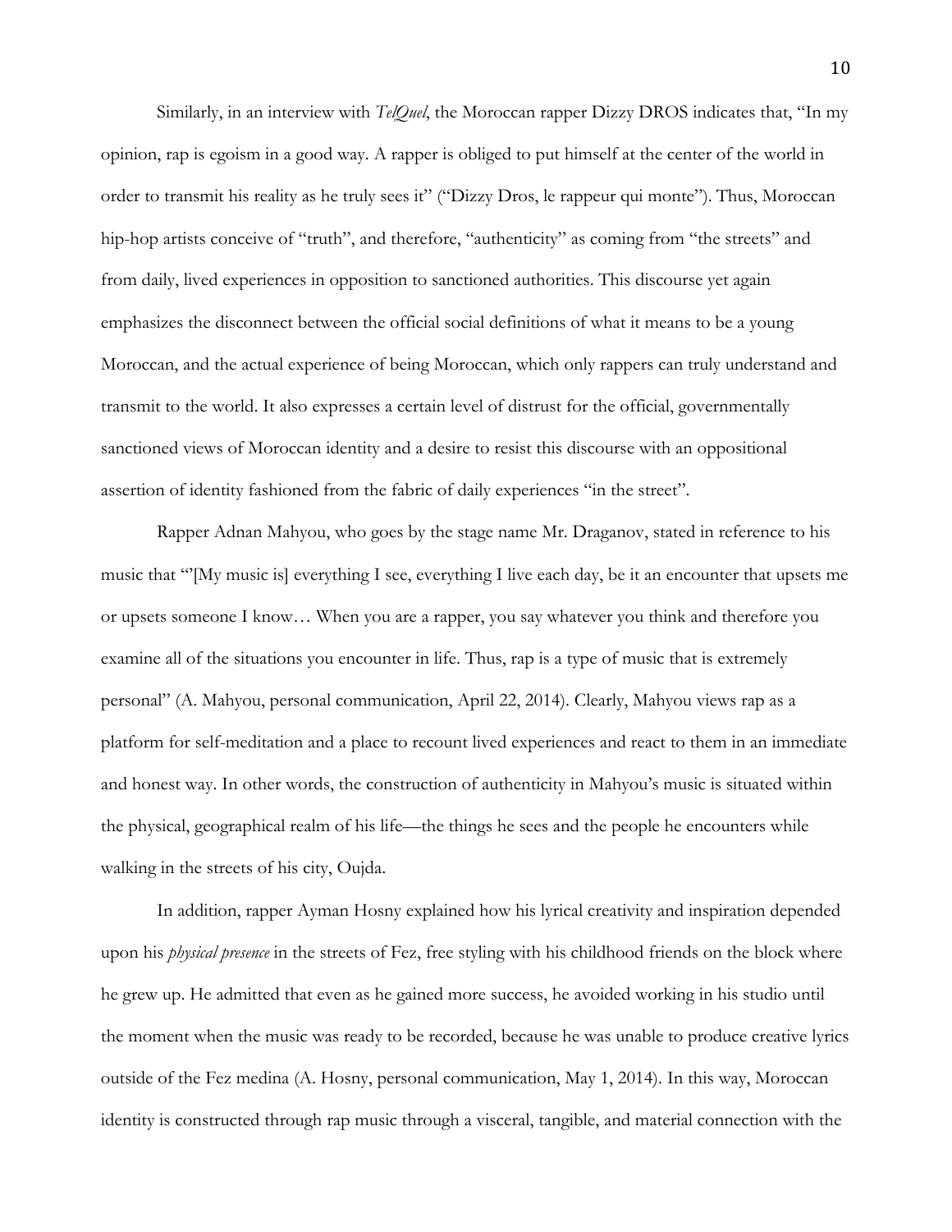Similarly, in an interview with *TelQuel*, the Moroccan rapper Dizzy DROS indicates that, "In my opinion, rap is egoism in a good way. A rapper is obliged to put himself at the center of the world in order to transmit his reality as he truly sees it" ("Dizzy Dros, le rappeur qui monte"). Thus, Moroccan hip-hop artists conceive of "truth", and therefore, "authenticity" as coming from "the streets" and from daily, lived experiences in opposition to sanctioned authorities. This discourse yet again emphasizes the disconnect between the official social definitions of what it means to be a young Moroccan, and the actual experience of being Moroccan, which only rappers can truly understand and transmit to the world. It also expresses a certain level of distrust for the official, governmentally sanctioned views of Moroccan identity and a desire to resist this discourse with an oppositional assertion of identity fashioned from the fabric of daily experiences "in the street".

Rapper Adnan Mahyou, who goes by the stage name Mr. Draganov, stated in reference to his music that "'[My music is] everything I see, everything I live each day, be it an encounter that upsets me or upsets someone I know… When you are a rapper, you say whatever you think and therefore you examine all of the situations you encounter in life. Thus, rap is a type of music that is extremely personal" (A. Mahyou, personal communication, April 22, 2014). Clearly, Mahyou views rap as a platform for self-meditation and a place to recount lived experiences and react to them in an immediate and honest way. In other words, the construction of authenticity in Mahyou's music is situated within the physical, geographical realm of his life—the things he sees and the people he encounters while walking in the streets of his city, Oujda.

In addition, rapper Ayman Hosny explained how his lyrical creativity and inspiration depended upon his *physical presence* in the streets of Fez, free styling with his childhood friends on the block where he grew up. He admitted that even as he gained more success, he avoided working in his studio until the moment when the music was ready to be recorded, because he was unable to produce creative lyrics outside of the Fez medina (A. Hosny, personal communication, May 1, 2014). In this way, Moroccan identity is constructed through rap music through a visceral, tangible, and material connection with the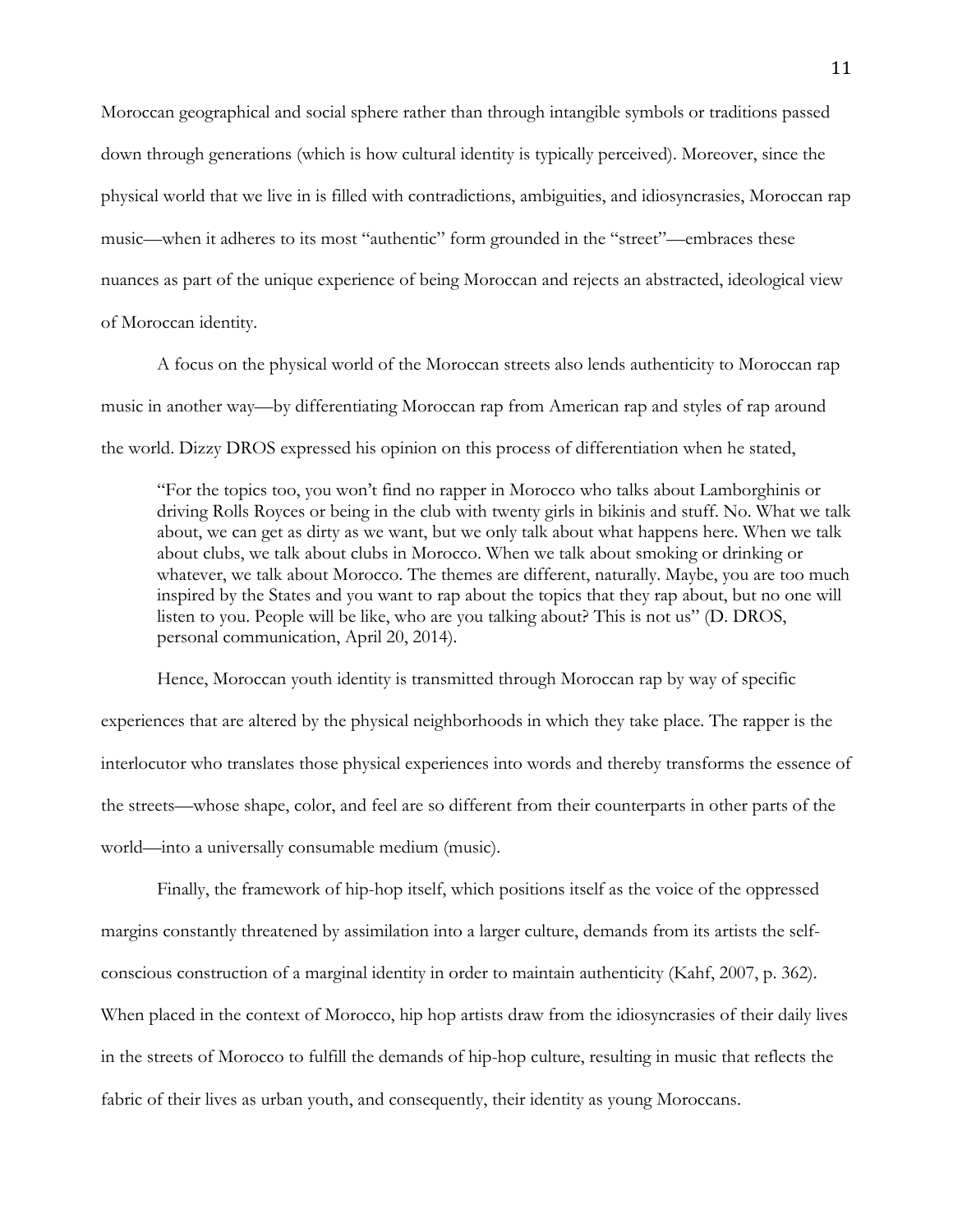Moroccan geographical and social sphere rather than through intangible symbols or traditions passed down through generations (which is how cultural identity is typically perceived). Moreover, since the physical world that we live in is filled with contradictions, ambiguities, and idiosyncrasies, Moroccan rap music—when it adheres to its most "authentic" form grounded in the "street"—embraces these nuances as part of the unique experience of being Moroccan and rejects an abstracted, ideological view of Moroccan identity.

A focus on the physical world of the Moroccan streets also lends authenticity to Moroccan rap music in another way—by differentiating Moroccan rap from American rap and styles of rap around the world. Dizzy DROS expressed his opinion on this process of differentiation when he stated,

> "For the topics too, you won't find no rapper in Morocco who talks about Lamborghinis or driving Rolls Royces or being in the club with twenty girls in bikinis and stuff. No. What we talk about, we can get as dirty as we want, but we only talk about what happens here. When we talk about clubs, we talk about clubs in Morocco. When we talk about smoking or drinking or whatever, we talk about Morocco. The themes are different, naturally. Maybe, you are too much inspired by the States and you want to rap about the topics that they rap about, but no one will listen to you. People will be like, who are you talking about? This is not us" (D. DROS, personal communication, April 20, 2014).

Hence, Moroccan youth identity is transmitted through Moroccan rap by way of specific experiences that are altered by the physical neighborhoods in which they take place. The rapper is the interlocutor who translates those physical experiences into words and thereby transforms the essence of the streets—whose shape, color, and feel are so different from their counterparts in other parts of the world—into a universally consumable medium (music).

Finally, the framework of hip-hop itself, which positions itself as the voice of the oppressed margins constantly threatened by assimilation into a larger culture, demands from its artists the self-conscious construction of a marginal identity in order to maintain authenticity (Kahf, 2007, p. 362). When placed in the context of Morocco, hip hop artists draw from the idiosyncrasies of their daily lives in the streets of Morocco to fulfill the demands of hip-hop culture, resulting in music that reflects the fabric of their lives as urban youth, and consequently, their identity as young Moroccans.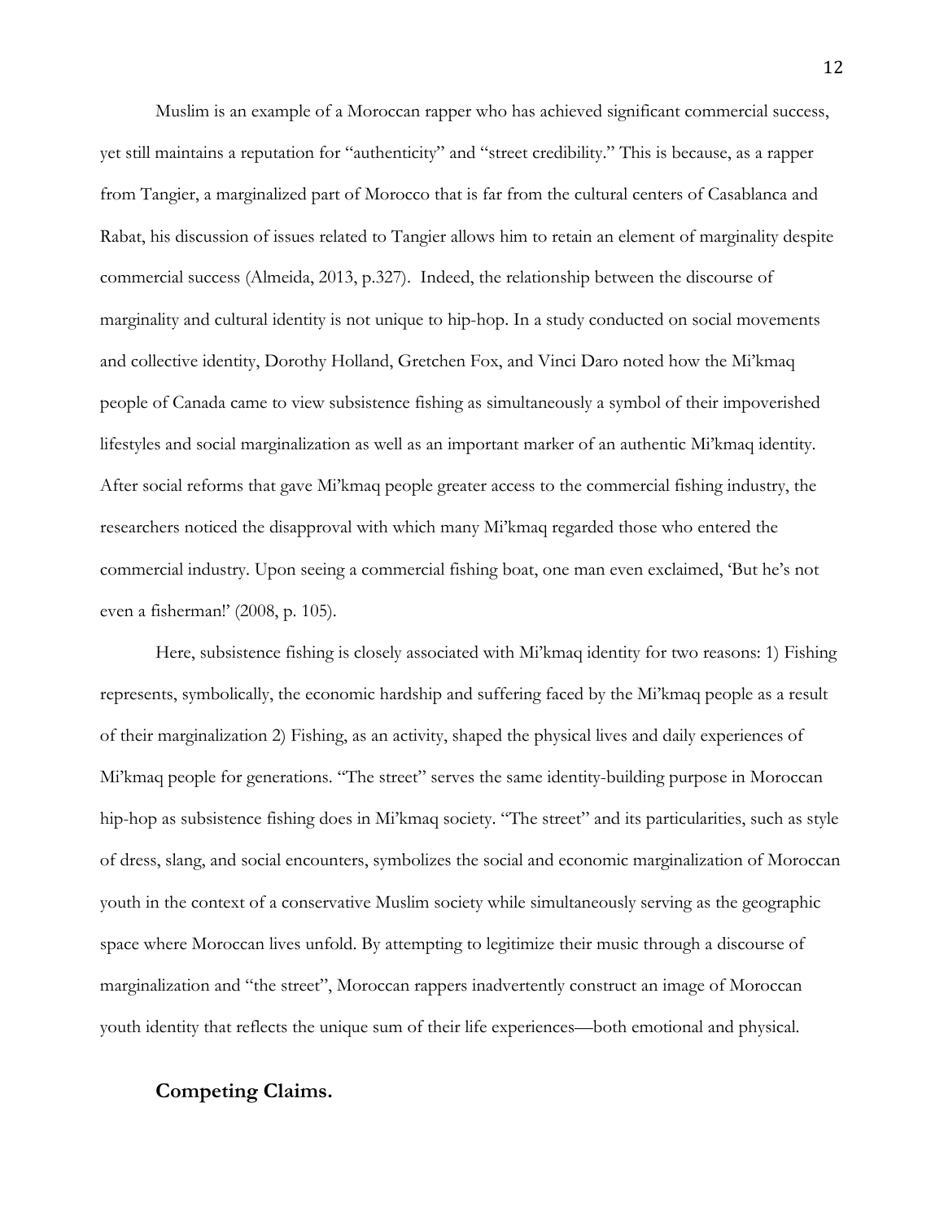Muslim is an example of a Moroccan rapper who has achieved significant commercial success, yet still maintains a reputation for "authenticity" and "street credibility." This is because, as a rapper from Tangier, a marginalized part of Morocco that is far from the cultural centers of Casablanca and Rabat, his discussion of issues related to Tangier allows him to retain an element of marginality despite commercial success (Almeida, 2013, p.327). Indeed, the relationship between the discourse of marginality and cultural identity is not unique to hip-hop. In a study conducted on social movements and collective identity, Dorothy Holland, Gretchen Fox, and Vinci Daro noted how the Mi'kmaq people of Canada came to view subsistence fishing as simultaneously a symbol of their impoverished lifestyles and social marginalization as well as an important marker of an authentic Mi'kmaq identity. After social reforms that gave Mi'kmaq people greater access to the commercial fishing industry, the researchers noticed the disapproval with which many Mi'kmaq regarded those who entered the commercial industry. Upon seeing a commercial fishing boat, one man even exclaimed, 'But he's not even a fisherman!' (2008, p. 105).

Here, subsistence fishing is closely associated with Mi'kmaq identity for two reasons: 1) Fishing represents, symbolically, the economic hardship and suffering faced by the Mi'kmaq people as a result of their marginalization 2) Fishing, as an activity, shaped the physical lives and daily experiences of Mi'kmaq people for generations. "The street" serves the same identity-building purpose in Moroccan hip-hop as subsistence fishing does in Mi'kmaq society. "The street" and its particularities, such as style of dress, slang, and social encounters, symbolizes the social and economic marginalization of Moroccan youth in the context of a conservative Muslim society while simultaneously serving as the geographic space where Moroccan lives unfold. By attempting to legitimize their music through a discourse of marginalization and "the street", Moroccan rappers inadvertently construct an image of Moroccan youth identity that reflects the unique sum of their life experiences—both emotional and physical.

### Competing Claims.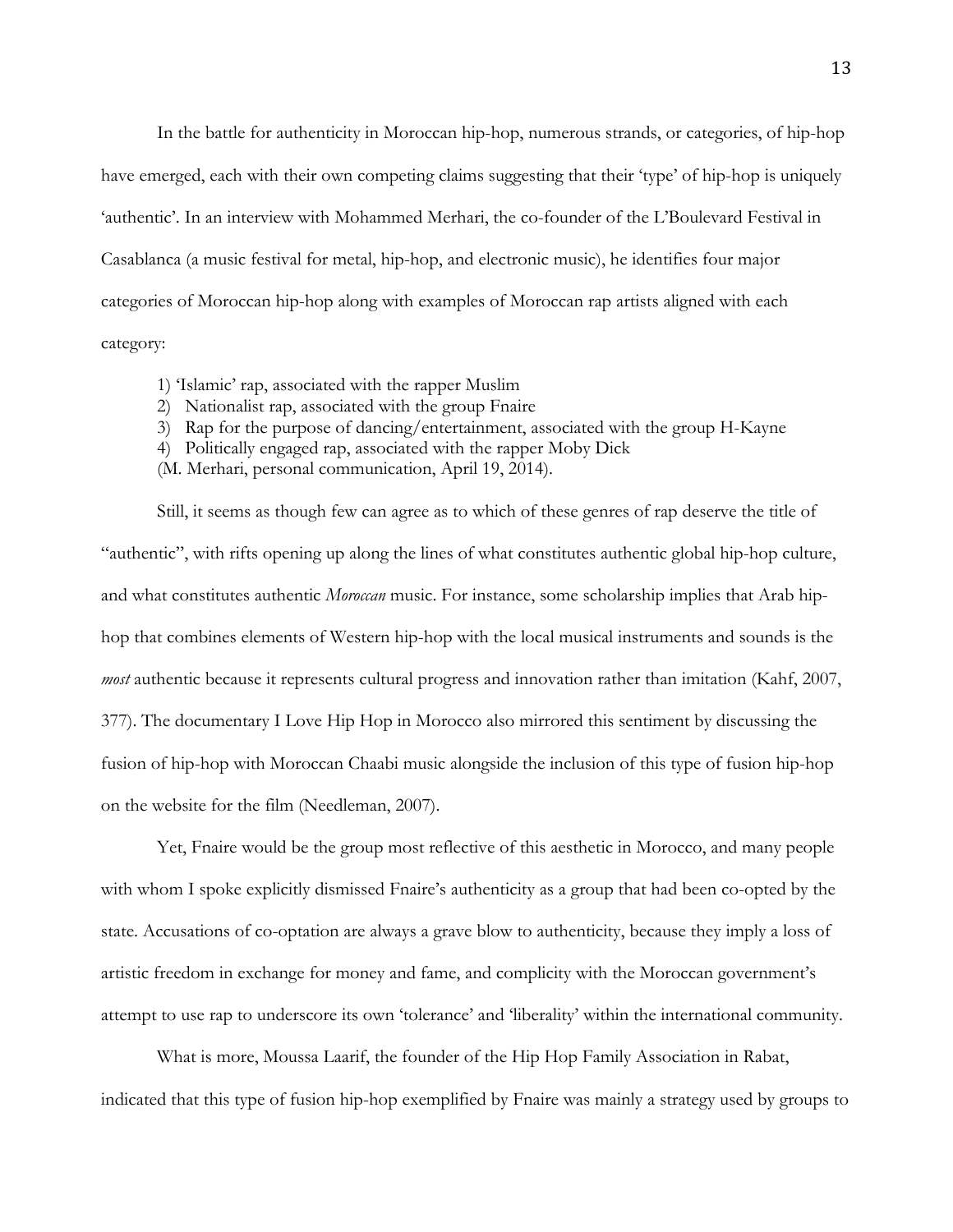In the battle for authenticity in Moroccan hip-hop, numerous strands, or categories, of hip-hop have emerged, each with their own competing claims suggesting that their 'type' of hip-hop is uniquely 'authentic'. In an interview with Mohammed Merhari, the co-founder of the L'Boulevard Festival in Casablanca (a music festival for metal, hip-hop, and electronic music), he identifies four major categories of Moroccan hip-hop along with examples of Moroccan rap artists aligned with each category:

1) 'Islamic' rap, associated with the rapper Muslim
2) Nationalist rap, associated with the group Fnaire
3) Rap for the purpose of dancing/entertainment, associated with the group H-Kayne
4) Politically engaged rap, associated with the rapper Moby Dick

(M. Merhari, personal communication, April 19, 2014).

Still, it seems as though few can agree as to which of these genres of rap deserve the title of "authentic", with rifts opening up along the lines of what constitutes authentic global hip-hop culture, and what constitutes authentic *Moroccan* music. For instance, some scholarship implies that Arab hip-hop that combines elements of Western hip-hop with the local musical instruments and sounds is the *most* authentic because it represents cultural progress and innovation rather than imitation (Kahf, 2007, 377). The documentary I Love Hip Hop in Morocco also mirrored this sentiment by discussing the fusion of hip-hop with Moroccan Chaabi music alongside the inclusion of this type of fusion hip-hop on the website for the film (Needleman, 2007).

Yet, Fnaire would be the group most reflective of this aesthetic in Morocco, and many people with whom I spoke explicitly dismissed Fnaire's authenticity as a group that had been co-opted by the state. Accusations of co-optation are always a grave blow to authenticity, because they imply a loss of artistic freedom in exchange for money and fame, and complicity with the Moroccan government's attempt to use rap to underscore its own 'tolerance' and 'liberality' within the international community.

What is more, Moussa Laarif, the founder of the Hip Hop Family Association in Rabat, indicated that this type of fusion hip-hop exemplified by Fnaire was mainly a strategy used by groups to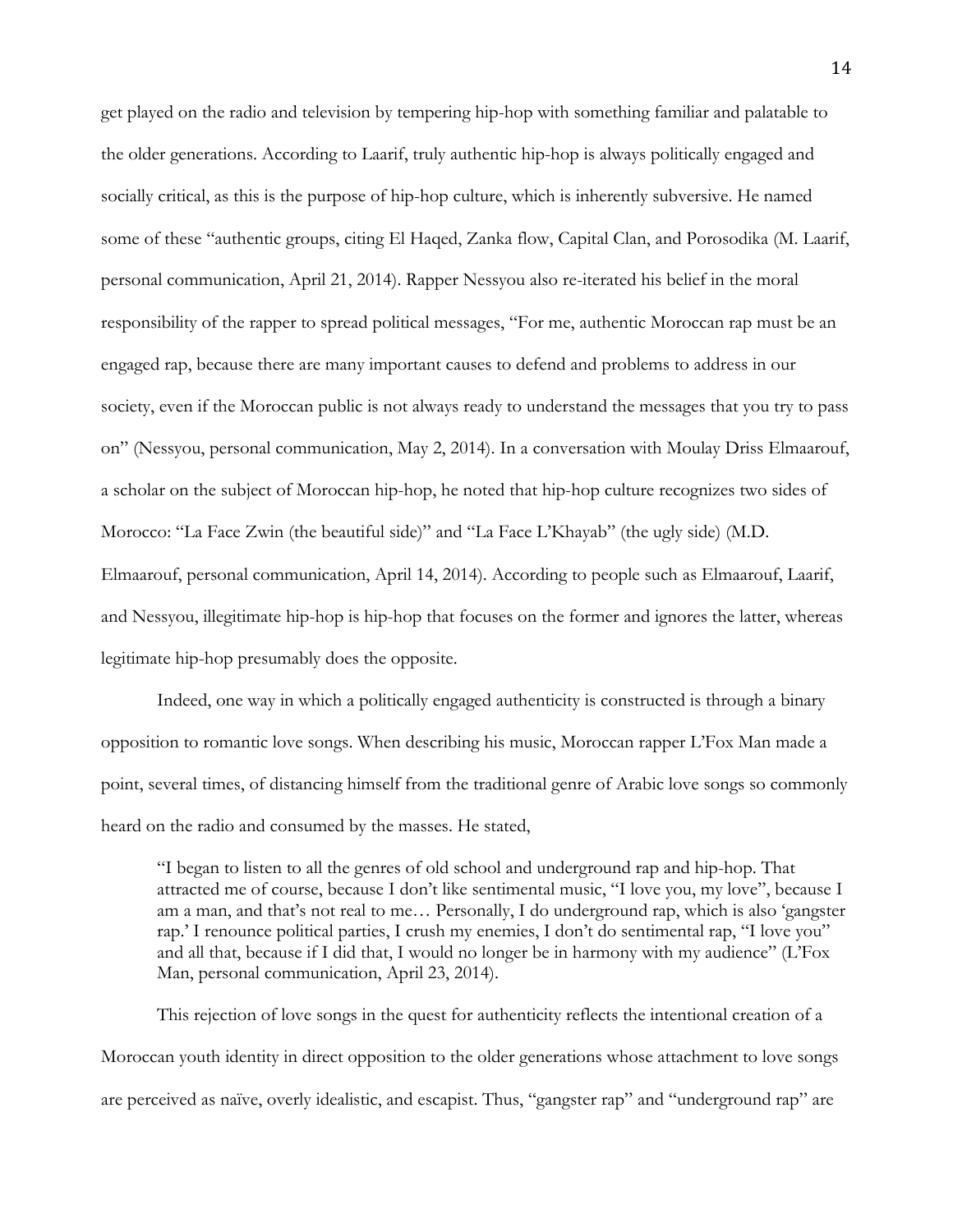get played on the radio and television by tempering hip-hop with something familiar and palatable to the older generations. According to Laarif, truly authentic hip-hop is always politically engaged and socially critical, as this is the purpose of hip-hop culture, which is inherently subversive. He named some of these "authentic groups, citing El Haqed, Zanka flow, Capital Clan, and Porosodika (M. Laarif, personal communication, April 21, 2014). Rapper Nessyou also re-iterated his belief in the moral responsibility of the rapper to spread political messages, "For me, authentic Moroccan rap must be an engaged rap, because there are many important causes to defend and problems to address in our society, even if the Moroccan public is not always ready to understand the messages that you try to pass on" (Nessyou, personal communication, May 2, 2014). In a conversation with Moulay Driss Elmaarouf, a scholar on the subject of Moroccan hip-hop, he noted that hip-hop culture recognizes two sides of Morocco: "La Face Zwin (the beautiful side)" and "La Face L'Khayab" (the ugly side) (M.D. Elmaarouf, personal communication, April 14, 2014). According to people such as Elmaarouf, Laarif, and Nessyou, illegitimate hip-hop is hip-hop that focuses on the former and ignores the latter, whereas legitimate hip-hop presumably does the opposite.

Indeed, one way in which a politically engaged authenticity is constructed is through a binary opposition to romantic love songs. When describing his music, Moroccan rapper L'Fox Man made a point, several times, of distancing himself from the traditional genre of Arabic love songs so commonly heard on the radio and consumed by the masses. He stated,

> "I began to listen to all the genres of old school and underground rap and hip-hop. That attracted me of course, because I don't like sentimental music, "I love you, my love", because I am a man, and that's not real to me… Personally, I do underground rap, which is also 'gangster rap.' I renounce political parties, I crush my enemies, I don't do sentimental rap, "I love you" and all that, because if I did that, I would no longer be in harmony with my audience" (L'Fox Man, personal communication, April 23, 2014).

This rejection of love songs in the quest for authenticity reflects the intentional creation of a Moroccan youth identity in direct opposition to the older generations whose attachment to love songs are perceived as naïve, overly idealistic, and escapist. Thus, "gangster rap" and "underground rap" are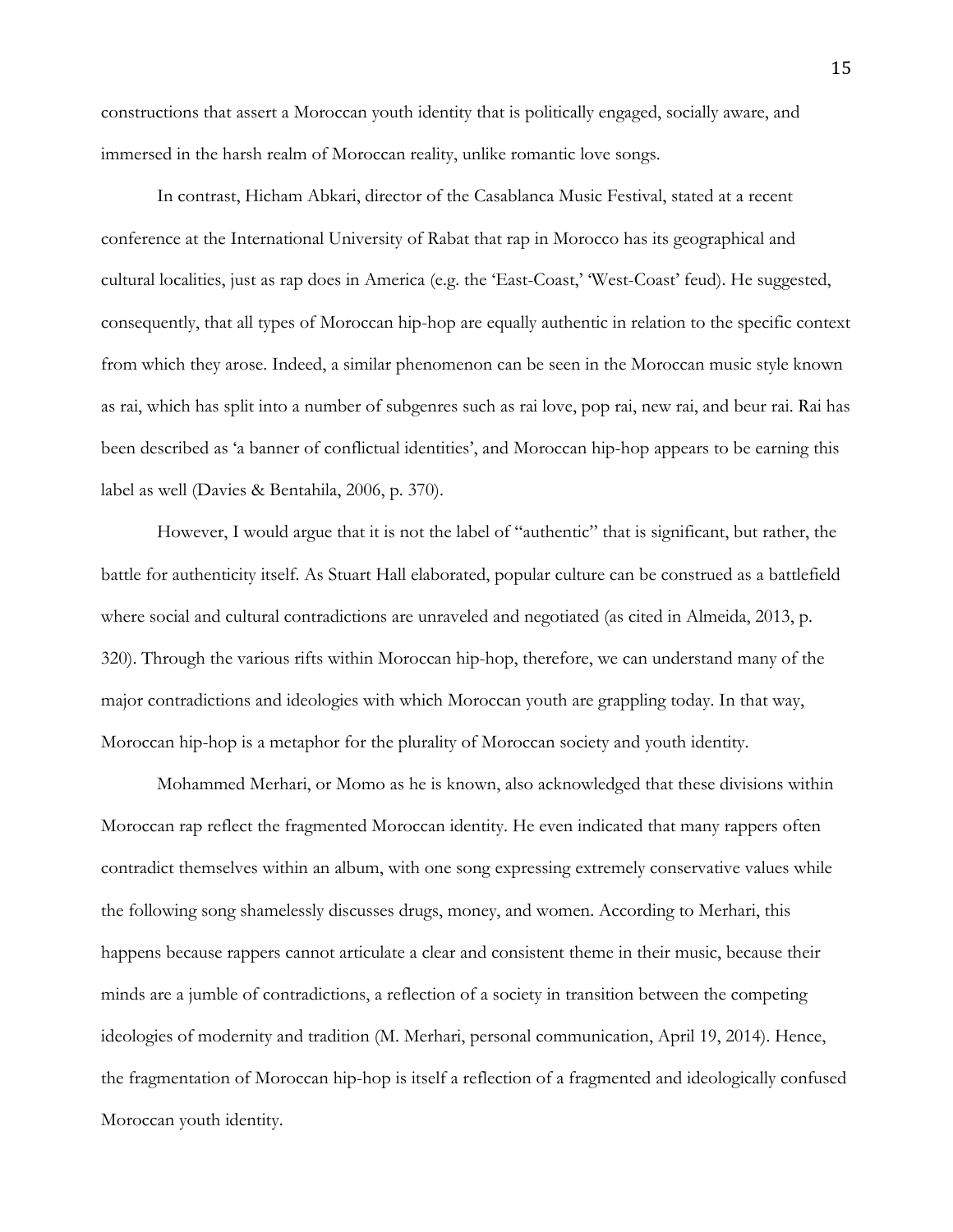constructions that assert a Moroccan youth identity that is politically engaged, socially aware, and immersed in the harsh realm of Moroccan reality, unlike romantic love songs.

In contrast, Hicham Abkari, director of the Casablanca Music Festival, stated at a recent conference at the International University of Rabat that rap in Morocco has its geographical and cultural localities, just as rap does in America (e.g. the 'East-Coast,' 'West-Coast' feud). He suggested, consequently, that all types of Moroccan hip-hop are equally authentic in relation to the specific context from which they arose. Indeed, a similar phenomenon can be seen in the Moroccan music style known as rai, which has split into a number of subgenres such as rai love, pop rai, new rai, and beur rai. Rai has been described as 'a banner of conflictual identities', and Moroccan hip-hop appears to be earning this label as well (Davies & Bentahila, 2006, p. 370).

However, I would argue that it is not the label of "authentic" that is significant, but rather, the battle for authenticity itself. As Stuart Hall elaborated, popular culture can be construed as a battlefield where social and cultural contradictions are unraveled and negotiated (as cited in Almeida, 2013, p. 320). Through the various rifts within Moroccan hip-hop, therefore, we can understand many of the major contradictions and ideologies with which Moroccan youth are grappling today. In that way, Moroccan hip-hop is a metaphor for the plurality of Moroccan society and youth identity.

Mohammed Merhari, or Momo as he is known, also acknowledged that these divisions within Moroccan rap reflect the fragmented Moroccan identity. He even indicated that many rappers often contradict themselves within an album, with one song expressing extremely conservative values while the following song shamelessly discusses drugs, money, and women. According to Merhari, this happens because rappers cannot articulate a clear and consistent theme in their music, because their minds are a jumble of contradictions, a reflection of a society in transition between the competing ideologies of modernity and tradition (M. Merhari, personal communication, April 19, 2014). Hence, the fragmentation of Moroccan hip-hop is itself a reflection of a fragmented and ideologically confused Moroccan youth identity.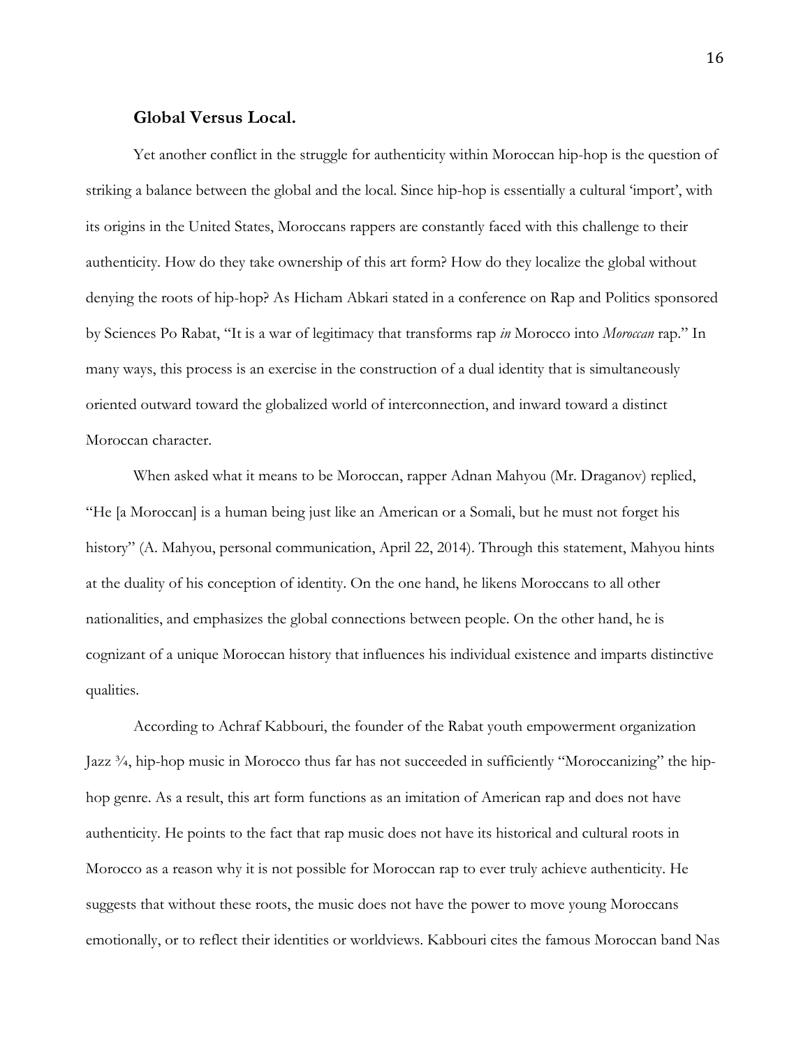### **Global Versus Local.**

Yet another conflict in the struggle for authenticity within Moroccan hip-hop is the question of striking a balance between the global and the local. Since hip-hop is essentially a cultural 'import', with its origins in the United States, Moroccans rappers are constantly faced with this challenge to their authenticity. How do they take ownership of this art form? How do they localize the global without denying the roots of hip-hop? As Hicham Abkari stated in a conference on Rap and Politics sponsored by Sciences Po Rabat, "It is a war of legitimacy that transforms rap *in* Morocco into *Moroccan* rap." In many ways, this process is an exercise in the construction of a dual identity that is simultaneously oriented outward toward the globalized world of interconnection, and inward toward a distinct Moroccan character.

When asked what it means to be Moroccan, rapper Adnan Mahyou (Mr. Draganov) replied, "He [a Moroccan] is a human being just like an American or a Somali, but he must not forget his history" (A. Mahyou, personal communication, April 22, 2014). Through this statement, Mahyou hints at the duality of his conception of identity. On the one hand, he likens Moroccans to all other nationalities, and emphasizes the global connections between people. On the other hand, he is cognizant of a unique Moroccan history that influences his individual existence and imparts distinctive qualities.

According to Achraf Kabbouri, the founder of the Rabat youth empowerment organization Jazz ¾, hip-hop music in Morocco thus far has not succeeded in sufficiently "Moroccanizing" the hip-hop genre. As a result, this art form functions as an imitation of American rap and does not have authenticity. He points to the fact that rap music does not have its historical and cultural roots in Morocco as a reason why it is not possible for Moroccan rap to ever truly achieve authenticity. He suggests that without these roots, the music does not have the power to move young Moroccans emotionally, or to reflect their identities or worldviews. Kabbouri cites the famous Moroccan band Nas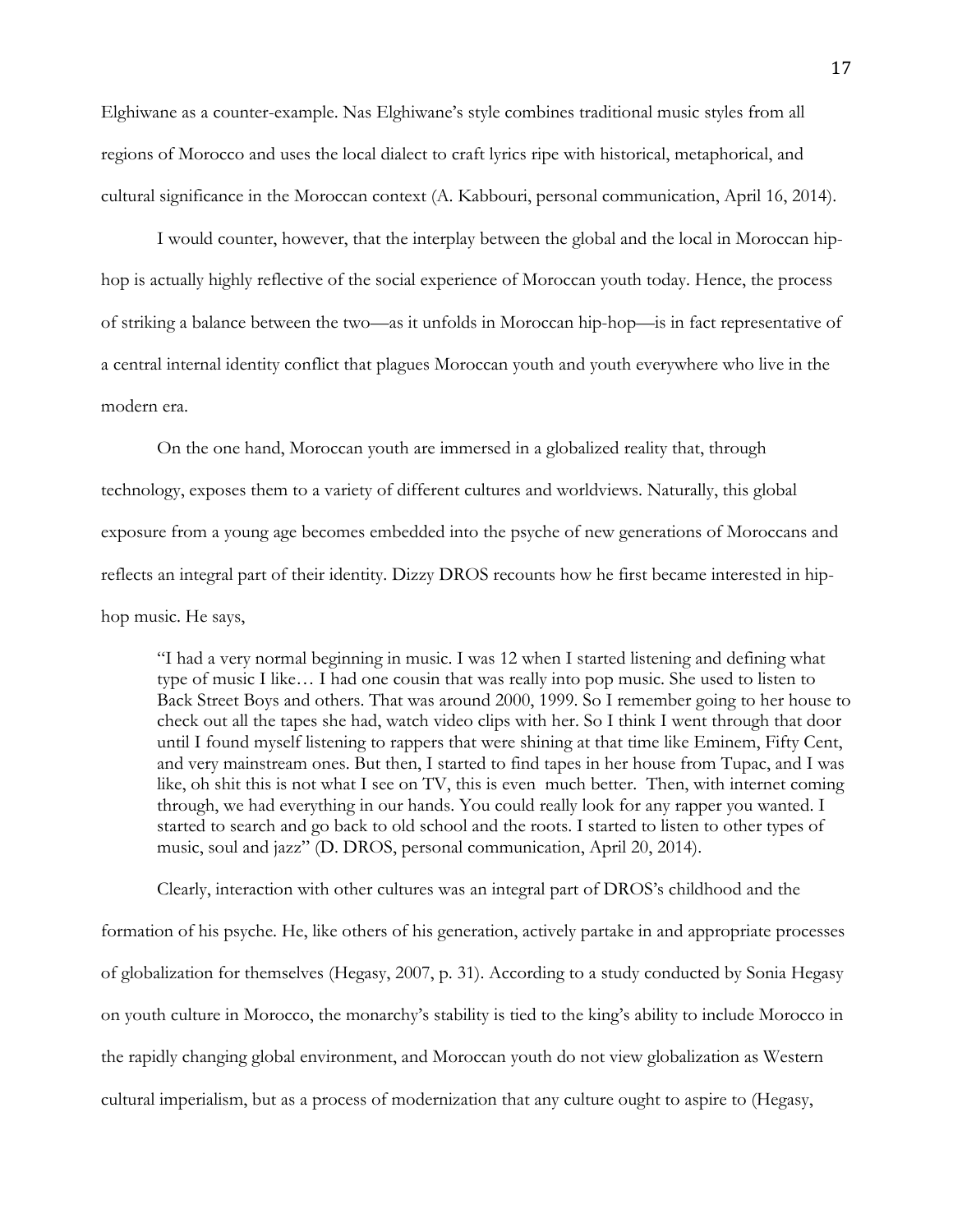Elghiwane as a counter-example. Nas Elghiwane's style combines traditional music styles from all regions of Morocco and uses the local dialect to craft lyrics ripe with historical, metaphorical, and cultural significance in the Moroccan context (A. Kabbouri, personal communication, April 16, 2014).

I would counter, however, that the interplay between the global and the local in Moroccan hip-hop is actually highly reflective of the social experience of Moroccan youth today. Hence, the process of striking a balance between the two—as it unfolds in Moroccan hip-hop—is in fact representative of a central internal identity conflict that plagues Moroccan youth and youth everywhere who live in the modern era.

On the one hand, Moroccan youth are immersed in a globalized reality that, through technology, exposes them to a variety of different cultures and worldviews. Naturally, this global exposure from a young age becomes embedded into the psyche of new generations of Moroccans and reflects an integral part of their identity. Dizzy DROS recounts how he first became interested in hip-hop music. He says,

> "I had a very normal beginning in music. I was 12 when I started listening and defining what type of music I like… I had one cousin that was really into pop music. She used to listen to Back Street Boys and others. That was around 2000, 1999. So I remember going to her house to check out all the tapes she had, watch video clips with her. So I think I went through that door until I found myself listening to rappers that were shining at that time like Eminem, Fifty Cent, and very mainstream ones. But then, I started to find tapes in her house from Tupac, and I was like, oh shit this is not what I see on TV, this is even much better. Then, with internet coming through, we had everything in our hands. You could really look for any rapper you wanted. I started to search and go back to old school and the roots. I started to listen to other types of music, soul and jazz" (D. DROS, personal communication, April 20, 2014).

Clearly, interaction with other cultures was an integral part of DROS's childhood and the formation of his psyche. He, like others of his generation, actively partake in and appropriate processes of globalization for themselves (Hegasy, 2007, p. 31). According to a study conducted by Sonia Hegasy on youth culture in Morocco, the monarchy's stability is tied to the king's ability to include Morocco in the rapidly changing global environment, and Moroccan youth do not view globalization as Western cultural imperialism, but as a process of modernization that any culture ought to aspire to (Hegasy,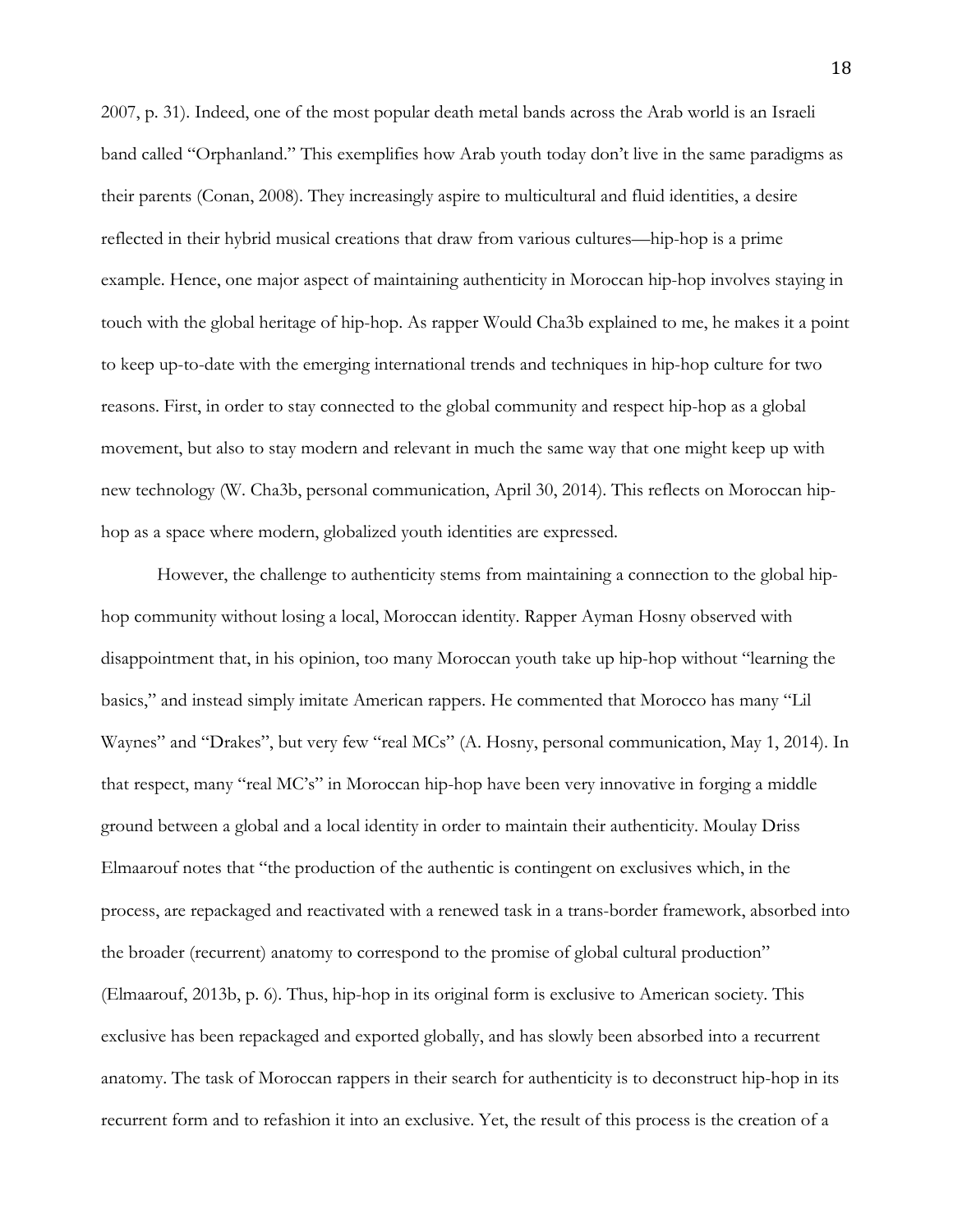2007, p. 31). Indeed, one of the most popular death metal bands across the Arab world is an Israeli band called "Orphanland." This exemplifies how Arab youth today don't live in the same paradigms as their parents (Conan, 2008). They increasingly aspire to multicultural and fluid identities, a desire reflected in their hybrid musical creations that draw from various cultures—hip-hop is a prime example. Hence, one major aspect of maintaining authenticity in Moroccan hip-hop involves staying in touch with the global heritage of hip-hop. As rapper Would Cha3b explained to me, he makes it a point to keep up-to-date with the emerging international trends and techniques in hip-hop culture for two reasons. First, in order to stay connected to the global community and respect hip-hop as a global movement, but also to stay modern and relevant in much the same way that one might keep up with new technology (W. Cha3b, personal communication, April 30, 2014). This reflects on Moroccan hip-hop as a space where modern, globalized youth identities are expressed.

However, the challenge to authenticity stems from maintaining a connection to the global hip-hop community without losing a local, Moroccan identity. Rapper Ayman Hosny observed with disappointment that, in his opinion, too many Moroccan youth take up hip-hop without "learning the basics," and instead simply imitate American rappers. He commented that Morocco has many "Lil Waynes" and "Drakes", but very few "real MCs" (A. Hosny, personal communication, May 1, 2014). In that respect, many "real MC's" in Moroccan hip-hop have been very innovative in forging a middle ground between a global and a local identity in order to maintain their authenticity. Moulay Driss Elmaarouf notes that "the production of the authentic is contingent on exclusives which, in the process, are repackaged and reactivated with a renewed task in a trans-border framework, absorbed into the broader (recurrent) anatomy to correspond to the promise of global cultural production" (Elmaarouf, 2013b, p. 6). Thus, hip-hop in its original form is exclusive to American society. This exclusive has been repackaged and exported globally, and has slowly been absorbed into a recurrent anatomy. The task of Moroccan rappers in their search for authenticity is to deconstruct hip-hop in its recurrent form and to refashion it into an exclusive. Yet, the result of this process is the creation of a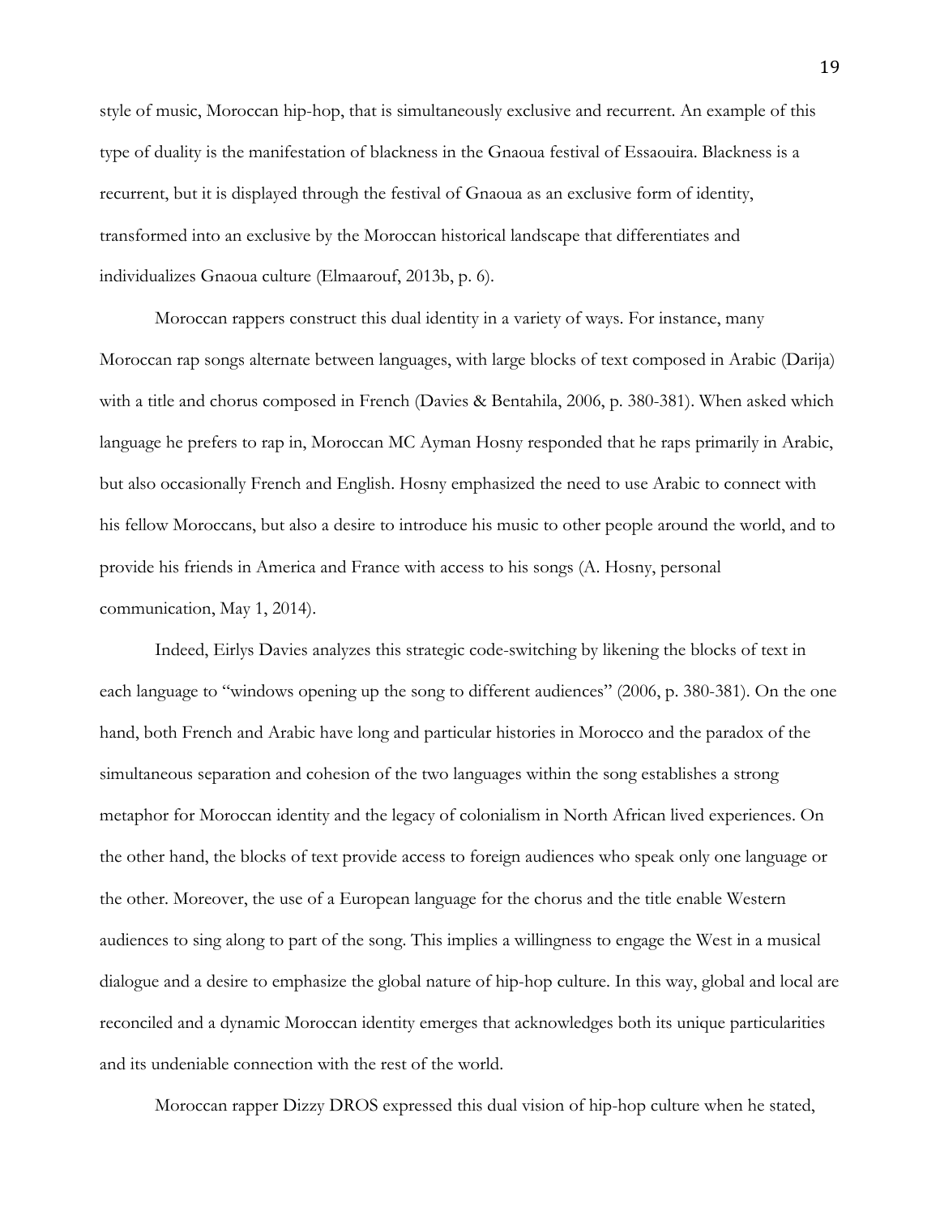style of music, Moroccan hip-hop, that is simultaneously exclusive and recurrent. An example of this type of duality is the manifestation of blackness in the Gnaoua festival of Essaouira. Blackness is a recurrent, but it is displayed through the festival of Gnaoua as an exclusive form of identity, transformed into an exclusive by the Moroccan historical landscape that differentiates and individualizes Gnaoua culture (Elmaarouf, 2013b, p. 6).

Moroccan rappers construct this dual identity in a variety of ways. For instance, many Moroccan rap songs alternate between languages, with large blocks of text composed in Arabic (Darija) with a title and chorus composed in French (Davies & Bentahila, 2006, p. 380-381). When asked which language he prefers to rap in, Moroccan MC Ayman Hosny responded that he raps primarily in Arabic, but also occasionally French and English. Hosny emphasized the need to use Arabic to connect with his fellow Moroccans, but also a desire to introduce his music to other people around the world, and to provide his friends in America and France with access to his songs (A. Hosny, personal communication, May 1, 2014).

Indeed, Eirlys Davies analyzes this strategic code-switching by likening the blocks of text in each language to "windows opening up the song to different audiences" (2006, p. 380-381). On the one hand, both French and Arabic have long and particular histories in Morocco and the paradox of the simultaneous separation and cohesion of the two languages within the song establishes a strong metaphor for Moroccan identity and the legacy of colonialism in North African lived experiences. On the other hand, the blocks of text provide access to foreign audiences who speak only one language or the other. Moreover, the use of a European language for the chorus and the title enable Western audiences to sing along to part of the song. This implies a willingness to engage the West in a musical dialogue and a desire to emphasize the global nature of hip-hop culture. In this way, global and local are reconciled and a dynamic Moroccan identity emerges that acknowledges both its unique particularities and its undeniable connection with the rest of the world.

Moroccan rapper Dizzy DROS expressed this dual vision of hip-hop culture when he stated,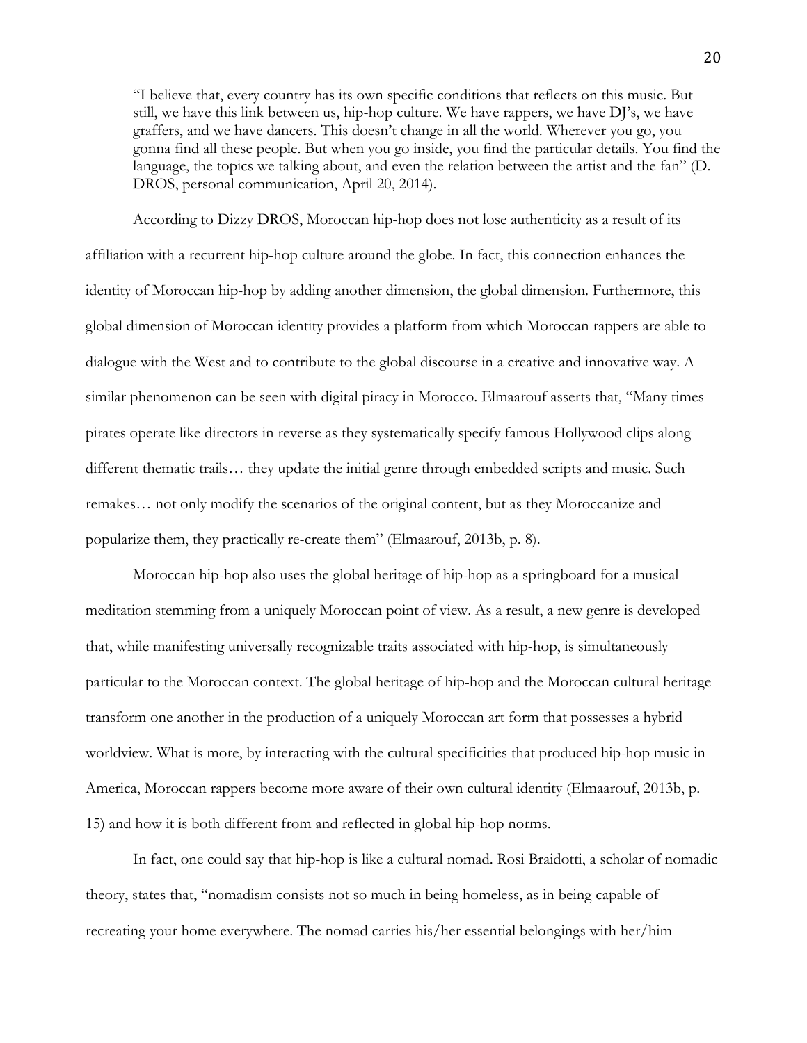> "I believe that, every country has its own specific conditions that reflects on this music. But still, we have this link between us, hip-hop culture. We have rappers, we have DJ's, we have graffers, and we have dancers. This doesn't change in all the world. Wherever you go, you gonna find all these people. But when you go inside, you find the particular details. You find the language, the topics we talking about, and even the relation between the artist and the fan" (D. DROS, personal communication, April 20, 2014).

According to Dizzy DROS, Moroccan hip-hop does not lose authenticity as a result of its affiliation with a recurrent hip-hop culture around the globe. In fact, this connection enhances the identity of Moroccan hip-hop by adding another dimension, the global dimension. Furthermore, this global dimension of Moroccan identity provides a platform from which Moroccan rappers are able to dialogue with the West and to contribute to the global discourse in a creative and innovative way. A similar phenomenon can be seen with digital piracy in Morocco. Elmaarouf asserts that, "Many times pirates operate like directors in reverse as they systematically specify famous Hollywood clips along different thematic trails… they update the initial genre through embedded scripts and music. Such remakes… not only modify the scenarios of the original content, but as they Moroccanize and popularize them, they practically re-create them" (Elmaarouf, 2013b, p. 8).

Moroccan hip-hop also uses the global heritage of hip-hop as a springboard for a musical meditation stemming from a uniquely Moroccan point of view. As a result, a new genre is developed that, while manifesting universally recognizable traits associated with hip-hop, is simultaneously particular to the Moroccan context. The global heritage of hip-hop and the Moroccan cultural heritage transform one another in the production of a uniquely Moroccan art form that possesses a hybrid worldview. What is more, by interacting with the cultural specificities that produced hip-hop music in America, Moroccan rappers become more aware of their own cultural identity (Elmaarouf, 2013b, p. 15) and how it is both different from and reflected in global hip-hop norms.

In fact, one could say that hip-hop is like a cultural nomad. Rosi Braidotti, a scholar of nomadic theory, states that, "nomadism consists not so much in being homeless, as in being capable of recreating your home everywhere. The nomad carries his/her essential belongings with her/him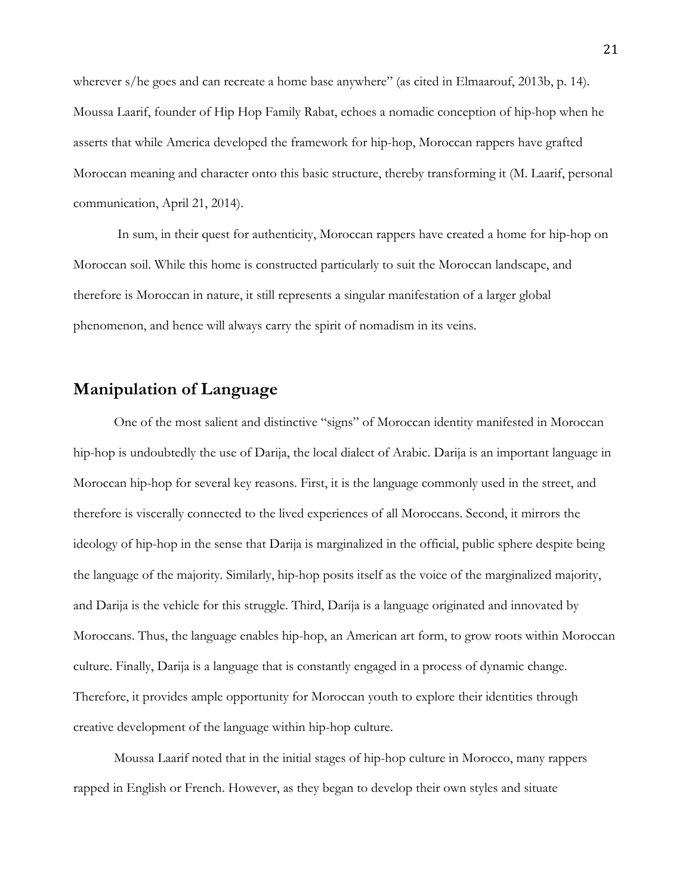wherever s/he goes and can recreate a home base anywhere" (as cited in Elmaarouf, 2013b, p. 14). Moussa Laarif, founder of Hip Hop Family Rabat, echoes a nomadic conception of hip-hop when he asserts that while America developed the framework for hip-hop, Moroccan rappers have grafted Moroccan meaning and character onto this basic structure, thereby transforming it (M. Laarif, personal communication, April 21, 2014).

In sum, in their quest for authenticity, Moroccan rappers have created a home for hip-hop on Moroccan soil. While this home is constructed particularly to suit the Moroccan landscape, and therefore is Moroccan in nature, it still represents a singular manifestation of a larger global phenomenon, and hence will always carry the spirit of nomadism in its veins.

## Manipulation of Language

One of the most salient and distinctive "signs" of Moroccan identity manifested in Moroccan hip-hop is undoubtedly the use of Darija, the local dialect of Arabic. Darija is an important language in Moroccan hip-hop for several key reasons. First, it is the language commonly used in the street, and therefore is viscerally connected to the lived experiences of all Moroccans. Second, it mirrors the ideology of hip-hop in the sense that Darija is marginalized in the official, public sphere despite being the language of the majority. Similarly, hip-hop posits itself as the voice of the marginalized majority, and Darija is the vehicle for this struggle. Third, Darija is a language originated and innovated by Moroccans. Thus, the language enables hip-hop, an American art form, to grow roots within Moroccan culture. Finally, Darija is a language that is constantly engaged in a process of dynamic change. Therefore, it provides ample opportunity for Moroccan youth to explore their identities through creative development of the language within hip-hop culture.

Moussa Laarif noted that in the initial stages of hip-hop culture in Morocco, many rappers rapped in English or French. However, as they began to develop their own styles and situate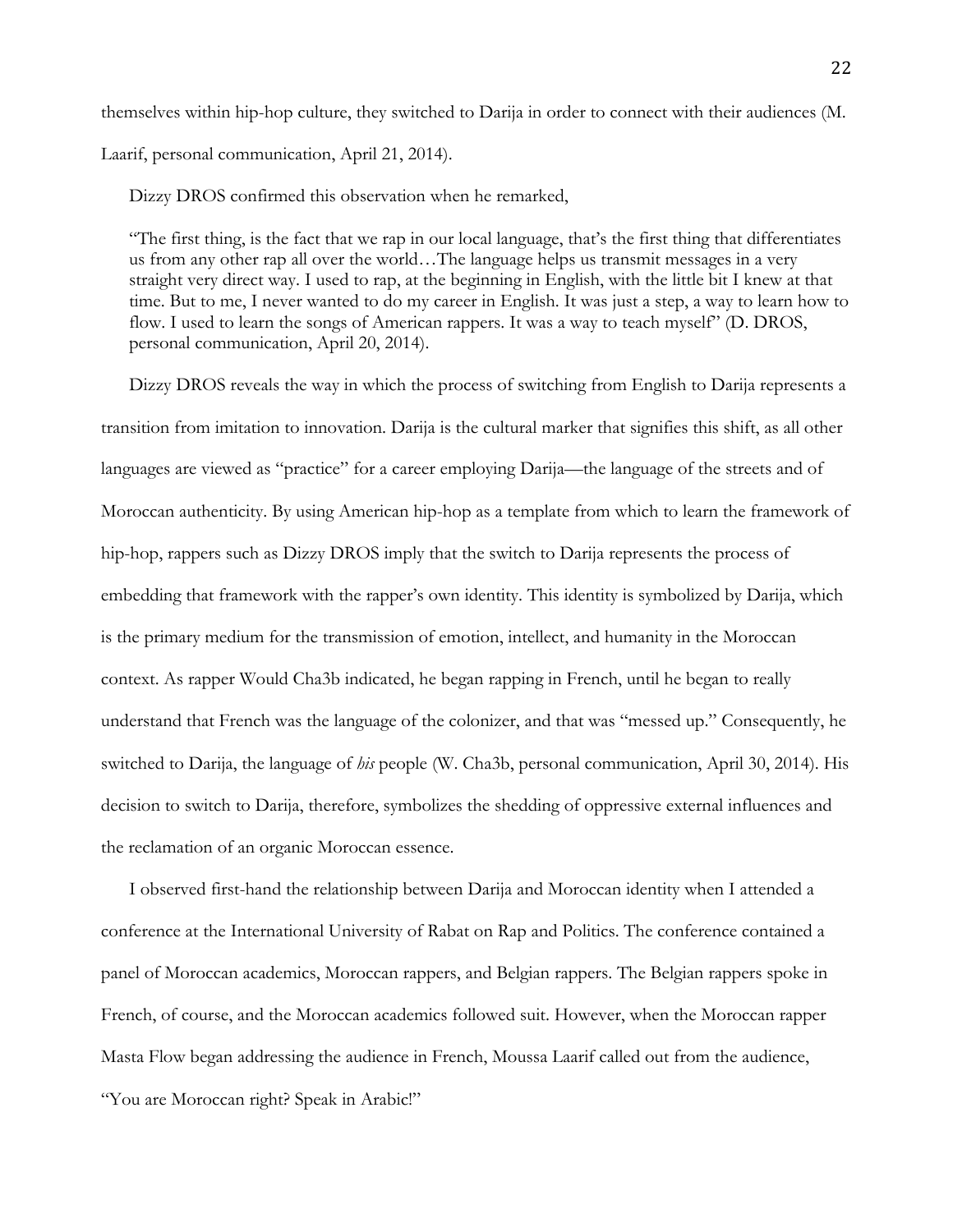themselves within hip-hop culture, they switched to Darija in order to connect with their audiences (M. Laarif, personal communication, April 21, 2014).

Dizzy DROS confirmed this observation when he remarked,

> "The first thing, is the fact that we rap in our local language, that's the first thing that differentiates us from any other rap all over the world…The language helps us transmit messages in a very straight very direct way. I used to rap, at the beginning in English, with the little bit I knew at that time. But to me, I never wanted to do my career in English. It was just a step, a way to learn how to flow. I used to learn the songs of American rappers. It was a way to teach myself" (D. DROS, personal communication, April 20, 2014).

Dizzy DROS reveals the way in which the process of switching from English to Darija represents a transition from imitation to innovation. Darija is the cultural marker that signifies this shift, as all other languages are viewed as "practice" for a career employing Darija—the language of the streets and of Moroccan authenticity. By using American hip-hop as a template from which to learn the framework of hip-hop, rappers such as Dizzy DROS imply that the switch to Darija represents the process of embedding that framework with the rapper's own identity. This identity is symbolized by Darija, which is the primary medium for the transmission of emotion, intellect, and humanity in the Moroccan context. As rapper Would Cha3b indicated, he began rapping in French, until he began to really understand that French was the language of the colonizer, and that was "messed up." Consequently, he switched to Darija, the language of *his* people (W. Cha3b, personal communication, April 30, 2014). His decision to switch to Darija, therefore, symbolizes the shedding of oppressive external influences and the reclamation of an organic Moroccan essence.

I observed first-hand the relationship between Darija and Moroccan identity when I attended a conference at the International University of Rabat on Rap and Politics. The conference contained a panel of Moroccan academics, Moroccan rappers, and Belgian rappers. The Belgian rappers spoke in French, of course, and the Moroccan academics followed suit. However, when the Moroccan rapper Masta Flow began addressing the audience in French, Moussa Laarif called out from the audience, "You are Moroccan right? Speak in Arabic!"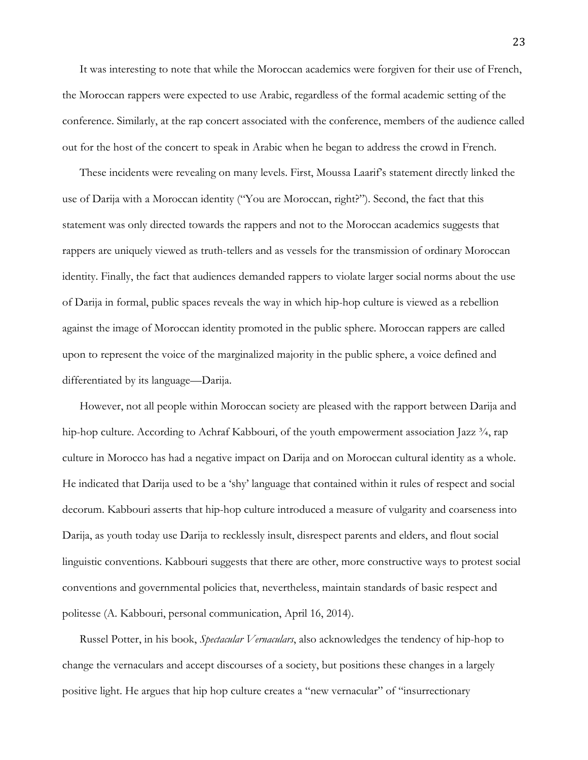It was interesting to note that while the Moroccan academics were forgiven for their use of French, the Moroccan rappers were expected to use Arabic, regardless of the formal academic setting of the conference. Similarly, at the rap concert associated with the conference, members of the audience called out for the host of the concert to speak in Arabic when he began to address the crowd in French.

These incidents were revealing on many levels. First, Moussa Laarif's statement directly linked the use of Darija with a Moroccan identity ("You are Moroccan, right?"). Second, the fact that this statement was only directed towards the rappers and not to the Moroccan academics suggests that rappers are uniquely viewed as truth-tellers and as vessels for the transmission of ordinary Moroccan identity. Finally, the fact that audiences demanded rappers to violate larger social norms about the use of Darija in formal, public spaces reveals the way in which hip-hop culture is viewed as a rebellion against the image of Moroccan identity promoted in the public sphere. Moroccan rappers are called upon to represent the voice of the marginalized majority in the public sphere, a voice defined and differentiated by its language—Darija.

However, not all people within Moroccan society are pleased with the rapport between Darija and hip-hop culture. According to Achraf Kabbouri, of the youth empowerment association Jazz ¾, rap culture in Morocco has had a negative impact on Darija and on Moroccan cultural identity as a whole. He indicated that Darija used to be a 'shy' language that contained within it rules of respect and social decorum. Kabbouri asserts that hip-hop culture introduced a measure of vulgarity and coarseness into Darija, as youth today use Darija to recklessly insult, disrespect parents and elders, and flout social linguistic conventions. Kabbouri suggests that there are other, more constructive ways to protest social conventions and governmental policies that, nevertheless, maintain standards of basic respect and politesse (A. Kabbouri, personal communication, April 16, 2014).

Russel Potter, in his book, *Spectacular Vernaculars*, also acknowledges the tendency of hip-hop to change the vernaculars and accept discourses of a society, but positions these changes in a largely positive light. He argues that hip hop culture creates a "new vernacular" of "insurrectionary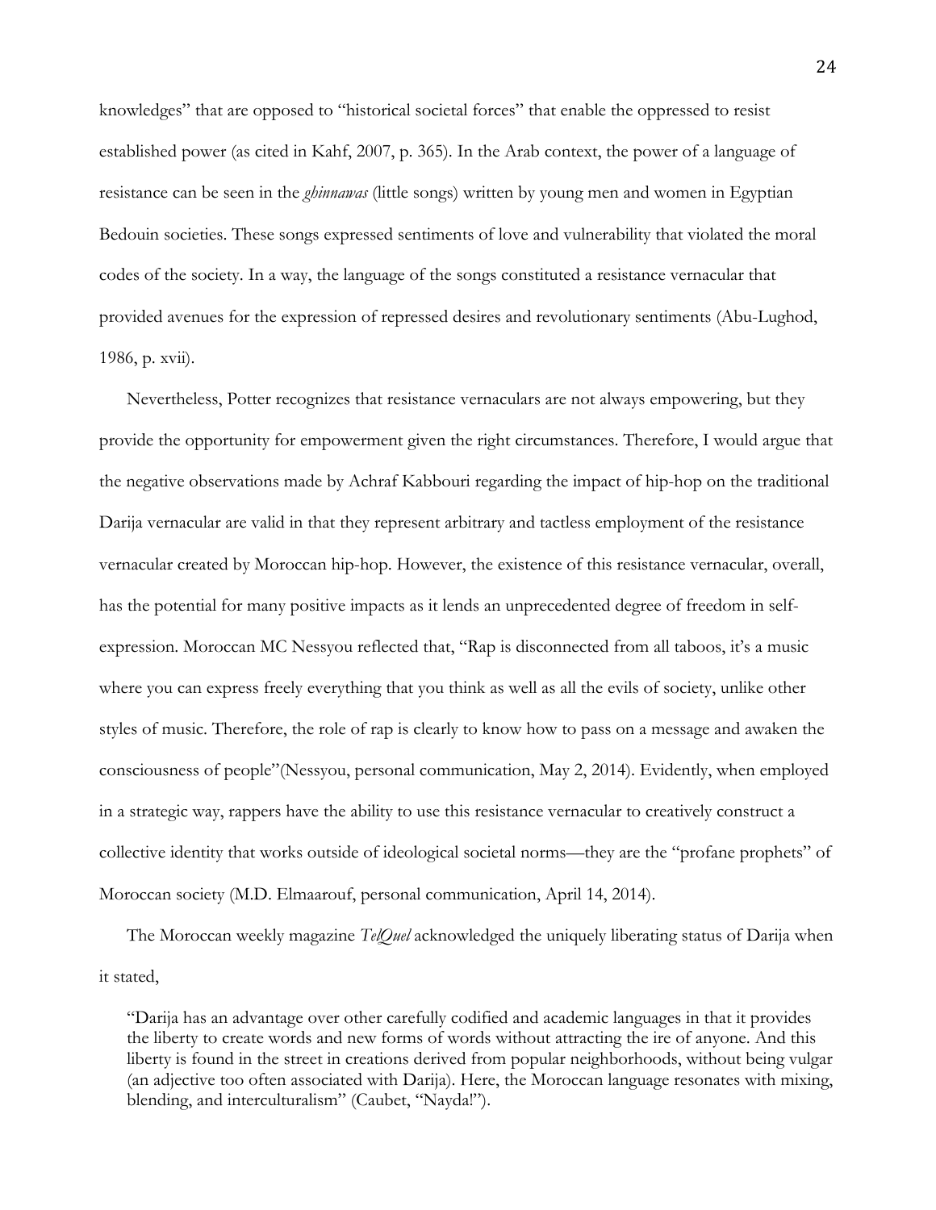knowledges" that are opposed to "historical societal forces" that enable the oppressed to resist established power (as cited in Kahf, 2007, p. 365). In the Arab context, the power of a language of resistance can be seen in the *ghinnawas* (little songs) written by young men and women in Egyptian Bedouin societies. These songs expressed sentiments of love and vulnerability that violated the moral codes of the society. In a way, the language of the songs constituted a resistance vernacular that provided avenues for the expression of repressed desires and revolutionary sentiments (Abu-Lughod, 1986, p. xvii).

Nevertheless, Potter recognizes that resistance vernaculars are not always empowering, but they provide the opportunity for empowerment given the right circumstances. Therefore, I would argue that the negative observations made by Achraf Kabbouri regarding the impact of hip-hop on the traditional Darija vernacular are valid in that they represent arbitrary and tactless employment of the resistance vernacular created by Moroccan hip-hop. However, the existence of this resistance vernacular, overall, has the potential for many positive impacts as it lends an unprecedented degree of freedom in self-expression. Moroccan MC Nessyou reflected that, "Rap is disconnected from all taboos, it's a music where you can express freely everything that you think as well as all the evils of society, unlike other styles of music. Therefore, the role of rap is clearly to know how to pass on a message and awaken the consciousness of people"(Nessyou, personal communication, May 2, 2014). Evidently, when employed in a strategic way, rappers have the ability to use this resistance vernacular to creatively construct a collective identity that works outside of ideological societal norms—they are the "profane prophets" of Moroccan society (M.D. Elmaarouf, personal communication, April 14, 2014).

The Moroccan weekly magazine *TelQuel* acknowledged the uniquely liberating status of Darija when it stated,

> "Darija has an advantage over other carefully codified and academic languages in that it provides the liberty to create words and new forms of words without attracting the ire of anyone. And this liberty is found in the street in creations derived from popular neighborhoods, without being vulgar (an adjective too often associated with Darija). Here, the Moroccan language resonates with mixing, blending, and interculturalism" (Caubet, "Nayda!").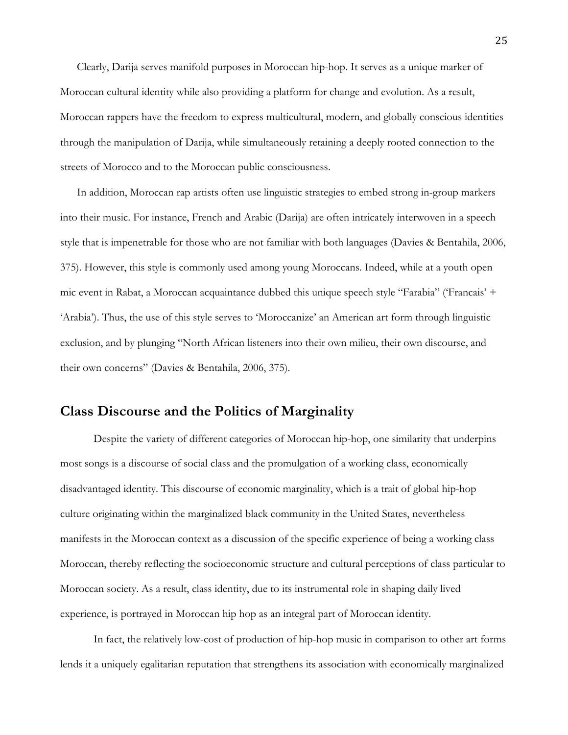Clearly, Darija serves manifold purposes in Moroccan hip-hop. It serves as a unique marker of Moroccan cultural identity while also providing a platform for change and evolution. As a result, Moroccan rappers have the freedom to express multicultural, modern, and globally conscious identities through the manipulation of Darija, while simultaneously retaining a deeply rooted connection to the streets of Morocco and to the Moroccan public consciousness.

In addition, Moroccan rap artists often use linguistic strategies to embed strong in-group markers into their music. For instance, French and Arabic (Darija) are often intricately interwoven in a speech style that is impenetrable for those who are not familiar with both languages (Davies & Bentahila, 2006, 375). However, this style is commonly used among young Moroccans. Indeed, while at a youth open mic event in Rabat, a Moroccan acquaintance dubbed this unique speech style "Farabia" ('Francais' + 'Arabia'). Thus, the use of this style serves to 'Moroccanize' an American art form through linguistic exclusion, and by plunging "North African listeners into their own milieu, their own discourse, and their own concerns" (Davies & Bentahila, 2006, 375).

## Class Discourse and the Politics of Marginality

Despite the variety of different categories of Moroccan hip-hop, one similarity that underpins most songs is a discourse of social class and the promulgation of a working class, economically disadvantaged identity. This discourse of economic marginality, which is a trait of global hip-hop culture originating within the marginalized black community in the United States, nevertheless manifests in the Moroccan context as a discussion of the specific experience of being a working class Moroccan, thereby reflecting the socioeconomic structure and cultural perceptions of class particular to Moroccan society. As a result, class identity, due to its instrumental role in shaping daily lived experience, is portrayed in Moroccan hip hop as an integral part of Moroccan identity.

In fact, the relatively low-cost of production of hip-hop music in comparison to other art forms lends it a uniquely egalitarian reputation that strengthens its association with economically marginalized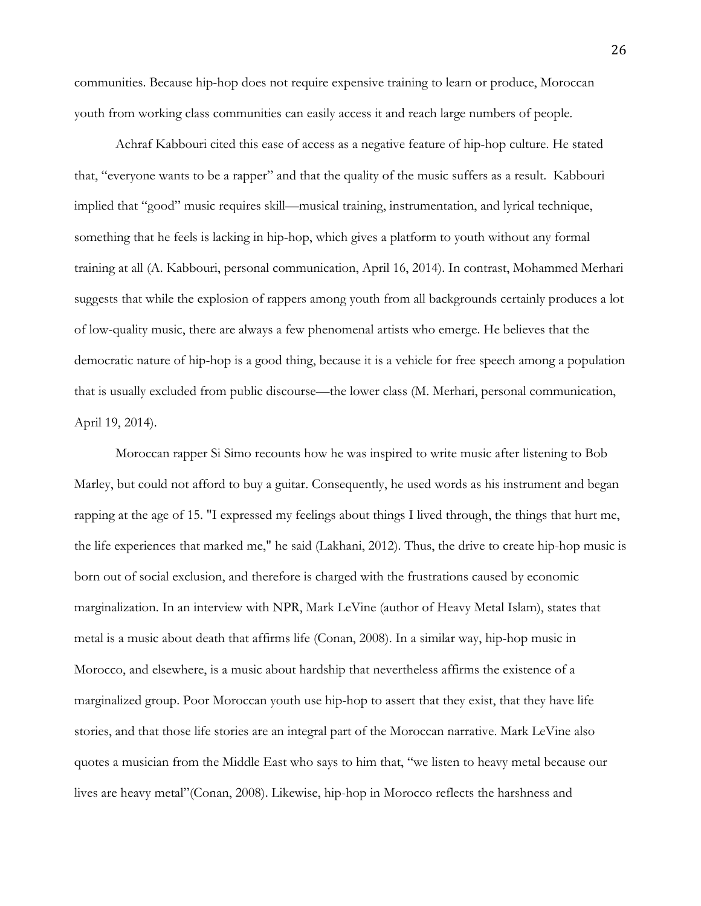communities. Because hip-hop does not require expensive training to learn or produce, Moroccan youth from working class communities can easily access it and reach large numbers of people.

Achraf Kabbouri cited this ease of access as a negative feature of hip-hop culture. He stated that, "everyone wants to be a rapper" and that the quality of the music suffers as a result. Kabbouri implied that "good" music requires skill—musical training, instrumentation, and lyrical technique, something that he feels is lacking in hip-hop, which gives a platform to youth without any formal training at all (A. Kabbouri, personal communication, April 16, 2014). In contrast, Mohammed Merhari suggests that while the explosion of rappers among youth from all backgrounds certainly produces a lot of low-quality music, there are always a few phenomenal artists who emerge. He believes that the democratic nature of hip-hop is a good thing, because it is a vehicle for free speech among a population that is usually excluded from public discourse—the lower class (M. Merhari, personal communication, April 19, 2014).

Moroccan rapper Si Simo recounts how he was inspired to write music after listening to Bob Marley, but could not afford to buy a guitar. Consequently, he used words as his instrument and began rapping at the age of 15. "I expressed my feelings about things I lived through, the things that hurt me, the life experiences that marked me," he said (Lakhani, 2012). Thus, the drive to create hip-hop music is born out of social exclusion, and therefore is charged with the frustrations caused by economic marginalization. In an interview with NPR, Mark LeVine (author of Heavy Metal Islam), states that metal is a music about death that affirms life (Conan, 2008). In a similar way, hip-hop music in Morocco, and elsewhere, is a music about hardship that nevertheless affirms the existence of a marginalized group. Poor Moroccan youth use hip-hop to assert that they exist, that they have life stories, and that those life stories are an integral part of the Moroccan narrative. Mark LeVine also quotes a musician from the Middle East who says to him that, "we listen to heavy metal because our lives are heavy metal"(Conan, 2008). Likewise, hip-hop in Morocco reflects the harshness and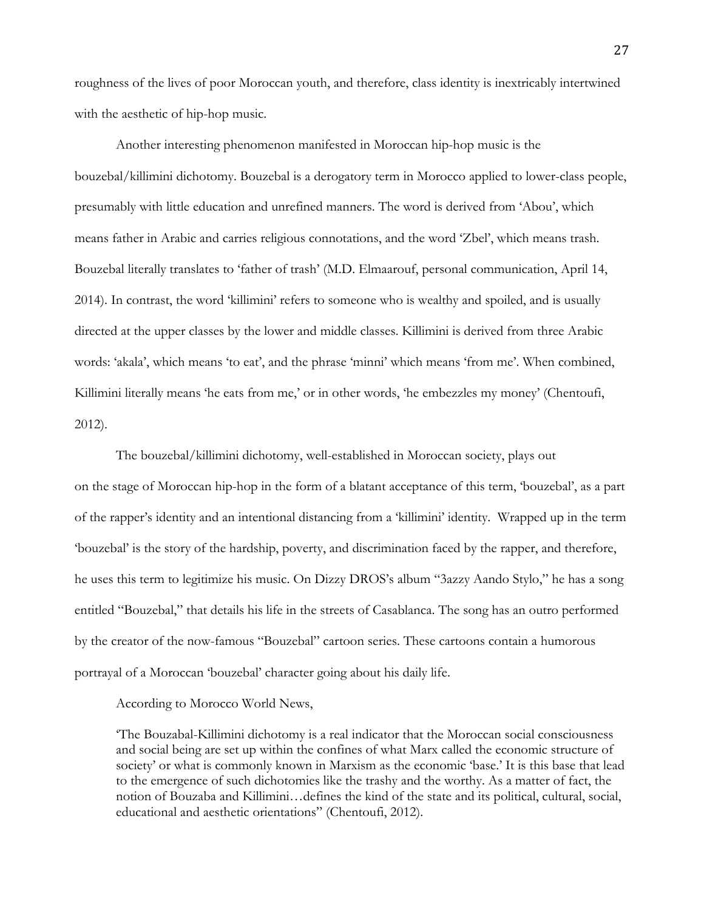roughness of the lives of poor Moroccan youth, and therefore, class identity is inextricably intertwined with the aesthetic of hip-hop music.

Another interesting phenomenon manifested in Moroccan hip-hop music is the bouzebal/killimini dichotomy. Bouzebal is a derogatory term in Morocco applied to lower-class people, presumably with little education and unrefined manners. The word is derived from 'Abou', which means father in Arabic and carries religious connotations, and the word 'Zbel', which means trash. Bouzebal literally translates to 'father of trash' (M.D. Elmaarouf, personal communication, April 14, 2014). In contrast, the word 'killimini' refers to someone who is wealthy and spoiled, and is usually directed at the upper classes by the lower and middle classes. Killimini is derived from three Arabic words: 'akala', which means 'to eat', and the phrase 'minni' which means 'from me'. When combined, Killimini literally means 'he eats from me,' or in other words, 'he embezzles my money' (Chentoufi, 2012).

The bouzebal/killimini dichotomy, well-established in Moroccan society, plays out on the stage of Moroccan hip-hop in the form of a blatant acceptance of this term, 'bouzebal', as a part of the rapper's identity and an intentional distancing from a 'killimini' identity. Wrapped up in the term 'bouzebal' is the story of the hardship, poverty, and discrimination faced by the rapper, and therefore, he uses this term to legitimize his music. On Dizzy DROS's album "3azzy Aando Stylo," he has a song entitled "Bouzebal," that details his life in the streets of Casablanca. The song has an outro performed by the creator of the now-famous "Bouzebal" cartoon series. These cartoons contain a humorous portrayal of a Moroccan 'bouzebal' character going about his daily life.

According to Morocco World News,

> 'The Bouzabal-Killimini dichotomy is a real indicator that the Moroccan social consciousness and social being are set up within the confines of what Marx called the economic structure of society' or what is commonly known in Marxism as the economic 'base.' It is this base that lead to the emergence of such dichotomies like the trashy and the worthy. As a matter of fact, the notion of Bouzaba and Killimini…defines the kind of the state and its political, cultural, social, educational and aesthetic orientations" (Chentoufi, 2012).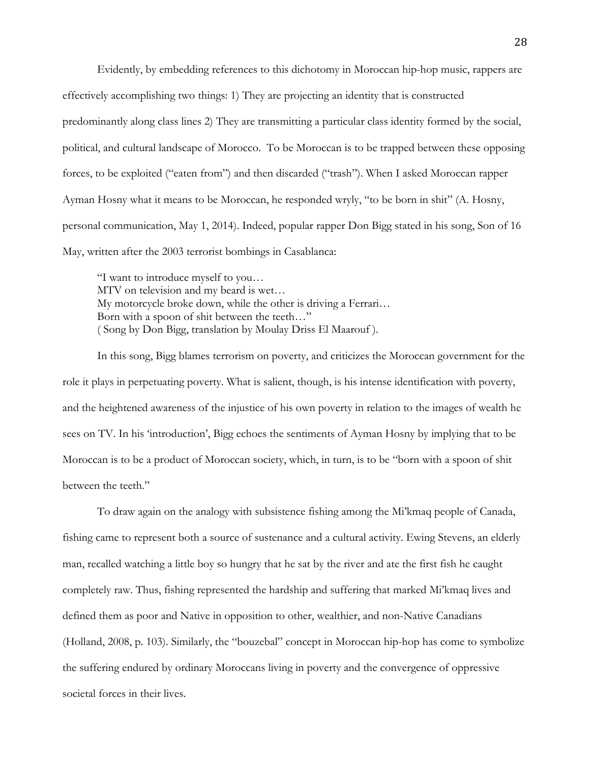Evidently, by embedding references to this dichotomy in Moroccan hip-hop music, rappers are effectively accomplishing two things: 1) They are projecting an identity that is constructed predominantly along class lines 2) They are transmitting a particular class identity formed by the social, political, and cultural landscape of Morocco. To be Moroccan is to be trapped between these opposing forces, to be exploited ("eaten from") and then discarded ("trash"). When I asked Moroccan rapper Ayman Hosny what it means to be Moroccan, he responded wryly, "to be born in shit" (A. Hosny, personal communication, May 1, 2014). Indeed, popular rapper Don Bigg stated in his song, Son of 16 May, written after the 2003 terrorist bombings in Casablanca:

> "I want to introduce myself to you…
> MTV on television and my beard is wet…
> My motorcycle broke down, while the other is driving a Ferrari…
> Born with a spoon of shit between the teeth…"
> ( Song by Don Bigg, translation by Moulay Driss El Maarouf ).

In this song, Bigg blames terrorism on poverty, and criticizes the Moroccan government for the role it plays in perpetuating poverty. What is salient, though, is his intense identification with poverty, and the heightened awareness of the injustice of his own poverty in relation to the images of wealth he sees on TV. In his 'introduction', Bigg echoes the sentiments of Ayman Hosny by implying that to be Moroccan is to be a product of Moroccan society, which, in turn, is to be "born with a spoon of shit between the teeth."

To draw again on the analogy with subsistence fishing among the Mi'kmaq people of Canada, fishing came to represent both a source of sustenance and a cultural activity. Ewing Stevens, an elderly man, recalled watching a little boy so hungry that he sat by the river and ate the first fish he caught completely raw. Thus, fishing represented the hardship and suffering that marked Mi'kmaq lives and defined them as poor and Native in opposition to other, wealthier, and non-Native Canadians (Holland, 2008, p. 103). Similarly, the "bouzebal" concept in Moroccan hip-hop has come to symbolize the suffering endured by ordinary Moroccans living in poverty and the convergence of oppressive societal forces in their lives.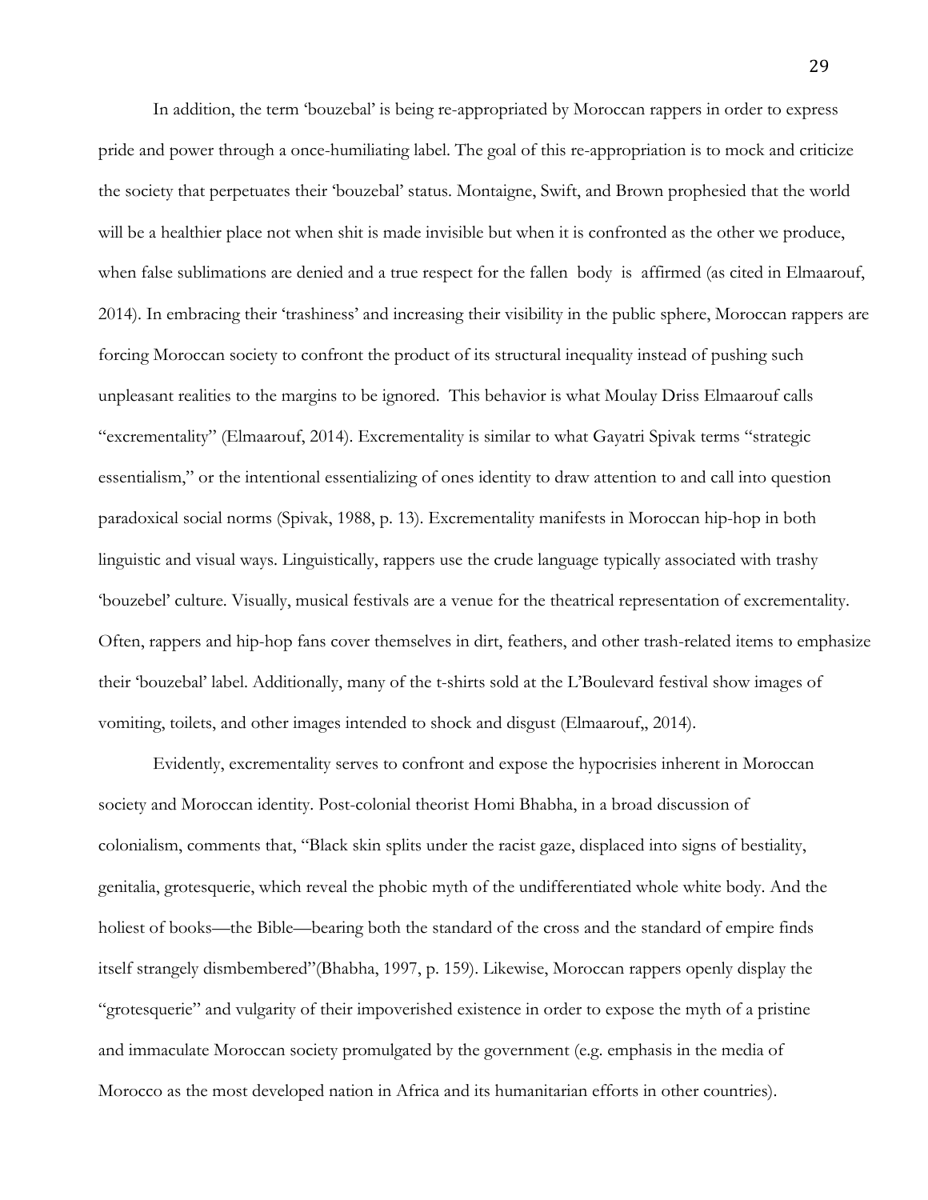In addition, the term 'bouzebal' is being re-appropriated by Moroccan rappers in order to express pride and power through a once-humiliating label. The goal of this re-appropriation is to mock and criticize the society that perpetuates their 'bouzebal' status. Montaigne, Swift, and Brown prophesied that the world will be a healthier place not when shit is made invisible but when it is confronted as the other we produce, when false sublimations are denied and a true respect for the fallen body is affirmed (as cited in Elmaarouf, 2014). In embracing their 'trashiness' and increasing their visibility in the public sphere, Moroccan rappers are forcing Moroccan society to confront the product of its structural inequality instead of pushing such unpleasant realities to the margins to be ignored. This behavior is what Moulay Driss Elmaarouf calls "excrementality" (Elmaarouf, 2014). Excrementality is similar to what Gayatri Spivak terms "strategic essentialism," or the intentional essentializing of ones identity to draw attention to and call into question paradoxical social norms (Spivak, 1988, p. 13). Excrementality manifests in Moroccan hip-hop in both linguistic and visual ways. Linguistically, rappers use the crude language typically associated with trashy 'bouzebel' culture. Visually, musical festivals are a venue for the theatrical representation of excrementality. Often, rappers and hip-hop fans cover themselves in dirt, feathers, and other trash-related items to emphasize their 'bouzebal' label. Additionally, many of the t-shirts sold at the L'Boulevard festival show images of vomiting, toilets, and other images intended to shock and disgust (Elmaarouf,, 2014).

Evidently, excrementality serves to confront and expose the hypocrisies inherent in Moroccan society and Moroccan identity. Post-colonial theorist Homi Bhabha, in a broad discussion of colonialism, comments that, "Black skin splits under the racist gaze, displaced into signs of bestiality, genitalia, grotesquerie, which reveal the phobic myth of the undifferentiated whole white body. And the holiest of books—the Bible—bearing both the standard of the cross and the standard of empire finds itself strangely dismbembered"(Bhabha, 1997, p. 159). Likewise, Moroccan rappers openly display the "grotesquerie" and vulgarity of their impoverished existence in order to expose the myth of a pristine and immaculate Moroccan society promulgated by the government (e.g. emphasis in the media of Morocco as the most developed nation in Africa and its humanitarian efforts in other countries).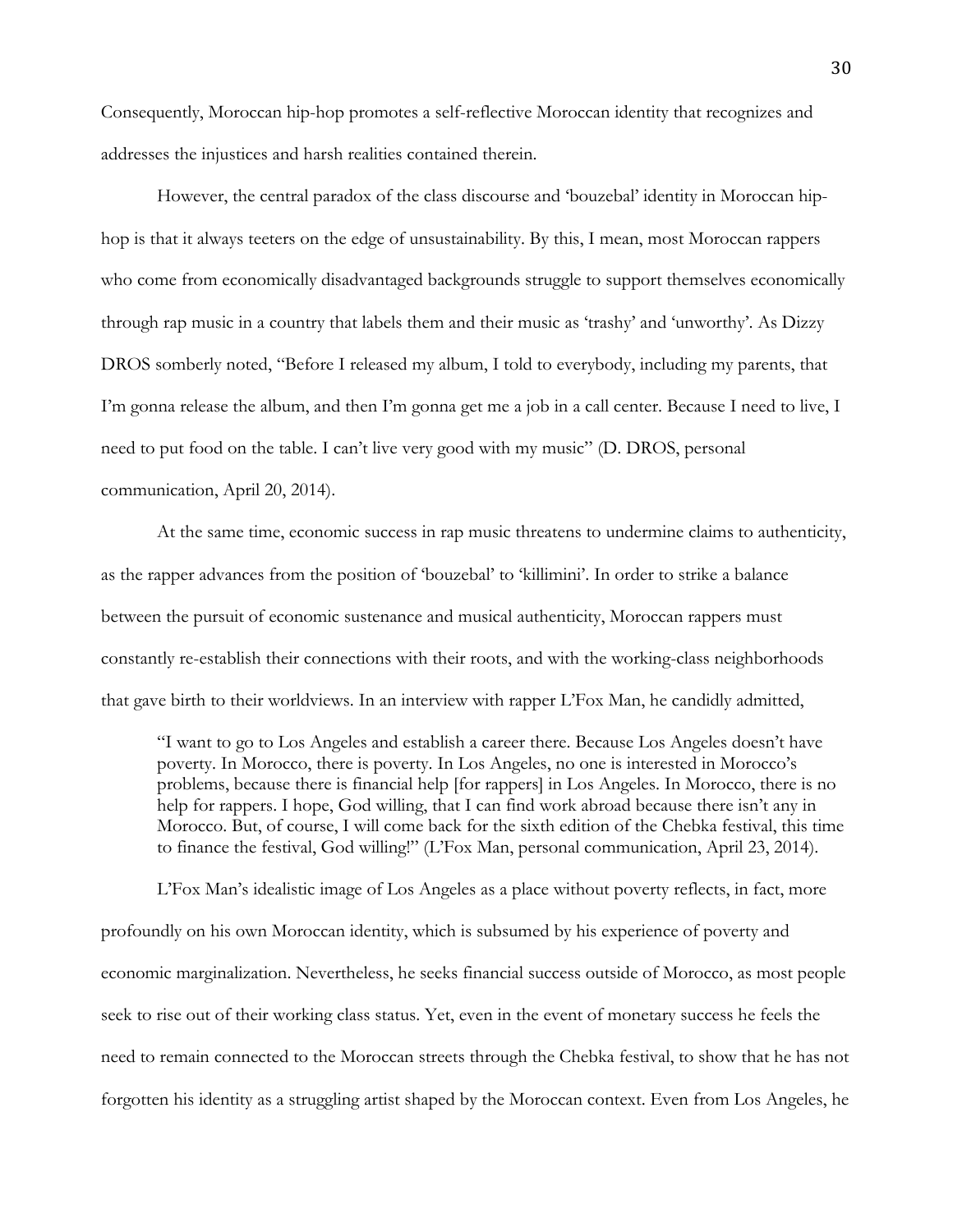Consequently, Moroccan hip-hop promotes a self-reflective Moroccan identity that recognizes and addresses the injustices and harsh realities contained therein.

However, the central paradox of the class discourse and 'bouzebal' identity in Moroccan hip-hop is that it always teeters on the edge of unsustainability. By this, I mean, most Moroccan rappers who come from economically disadvantaged backgrounds struggle to support themselves economically through rap music in a country that labels them and their music as 'trashy' and 'unworthy'. As Dizzy DROS somberly noted, "Before I released my album, I told to everybody, including my parents, that I'm gonna release the album, and then I'm gonna get me a job in a call center. Because I need to live, I need to put food on the table. I can't live very good with my music" (D. DROS, personal communication, April 20, 2014).

At the same time, economic success in rap music threatens to undermine claims to authenticity, as the rapper advances from the position of 'bouzebal' to 'killimini'. In order to strike a balance between the pursuit of economic sustenance and musical authenticity, Moroccan rappers must constantly re-establish their connections with their roots, and with the working-class neighborhoods that gave birth to their worldviews. In an interview with rapper L'Fox Man, he candidly admitted,

> "I want to go to Los Angeles and establish a career there. Because Los Angeles doesn't have poverty. In Morocco, there is poverty. In Los Angeles, no one is interested in Morocco's problems, because there is financial help [for rappers] in Los Angeles. In Morocco, there is no help for rappers. I hope, God willing, that I can find work abroad because there isn't any in Morocco. But, of course, I will come back for the sixth edition of the Chebka festival, this time to finance the festival, God willing!" (L'Fox Man, personal communication, April 23, 2014).

L'Fox Man's idealistic image of Los Angeles as a place without poverty reflects, in fact, more profoundly on his own Moroccan identity, which is subsumed by his experience of poverty and economic marginalization. Nevertheless, he seeks financial success outside of Morocco, as most people seek to rise out of their working class status. Yet, even in the event of monetary success he feels the need to remain connected to the Moroccan streets through the Chebka festival, to show that he has not forgotten his identity as a struggling artist shaped by the Moroccan context. Even from Los Angeles, he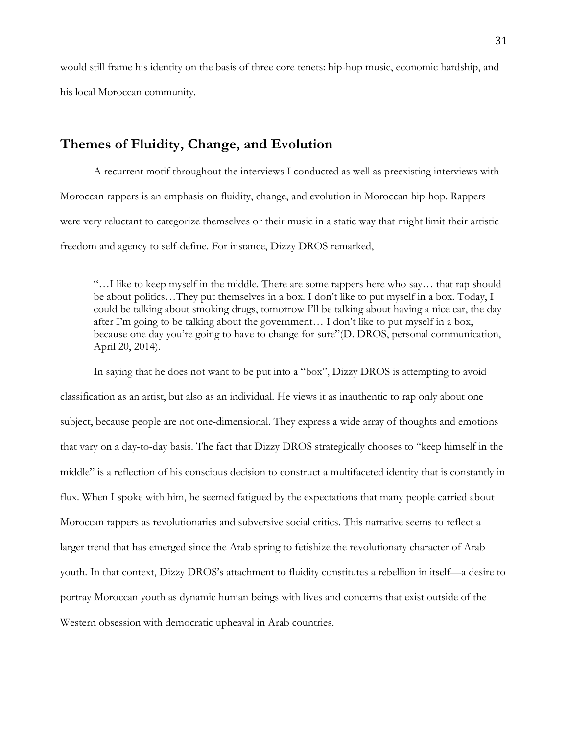would still frame his identity on the basis of three core tenets: hip-hop music, economic hardship, and his local Moroccan community.

## Themes of Fluidity, Change, and Evolution

A recurrent motif throughout the interviews I conducted as well as preexisting interviews with Moroccan rappers is an emphasis on fluidity, change, and evolution in Moroccan hip-hop. Rappers were very reluctant to categorize themselves or their music in a static way that might limit their artistic freedom and agency to self-define. For instance, Dizzy DROS remarked,

> "…I like to keep myself in the middle. There are some rappers here who say… that rap should be about politics…They put themselves in a box. I don't like to put myself in a box. Today, I could be talking about smoking drugs, tomorrow I'll be talking about having a nice car, the day after I'm going to be talking about the government… I don't like to put myself in a box, because one day you're going to have to change for sure"(D. DROS, personal communication, April 20, 2014).

In saying that he does not want to be put into a "box", Dizzy DROS is attempting to avoid classification as an artist, but also as an individual. He views it as inauthentic to rap only about one subject, because people are not one-dimensional. They express a wide array of thoughts and emotions that vary on a day-to-day basis. The fact that Dizzy DROS strategically chooses to "keep himself in the middle" is a reflection of his conscious decision to construct a multifaceted identity that is constantly in flux. When I spoke with him, he seemed fatigued by the expectations that many people carried about Moroccan rappers as revolutionaries and subversive social critics. This narrative seems to reflect a larger trend that has emerged since the Arab spring to fetishize the revolutionary character of Arab youth. In that context, Dizzy DROS's attachment to fluidity constitutes a rebellion in itself—a desire to portray Moroccan youth as dynamic human beings with lives and concerns that exist outside of the Western obsession with democratic upheaval in Arab countries.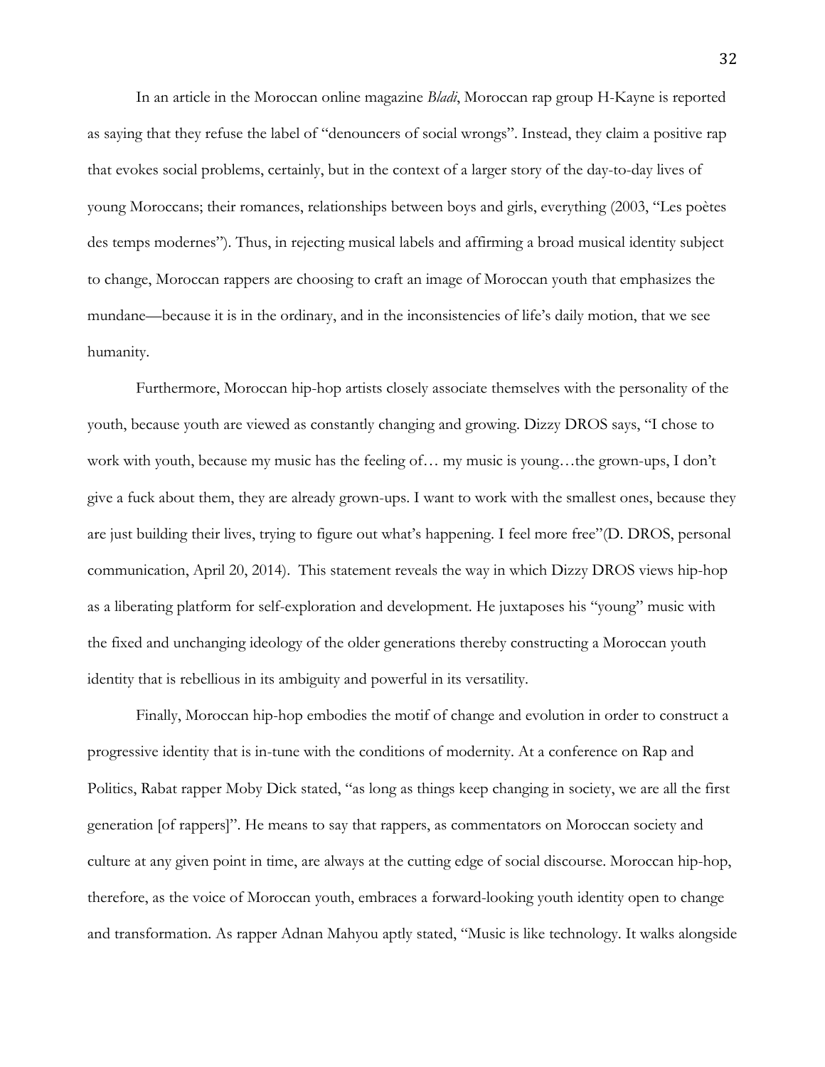In an article in the Moroccan online magazine *Bladi*, Moroccan rap group H-Kayne is reported as saying that they refuse the label of "denouncers of social wrongs". Instead, they claim a positive rap that evokes social problems, certainly, but in the context of a larger story of the day-to-day lives of young Moroccans; their romances, relationships between boys and girls, everything (2003, "Les poètes des temps modernes"). Thus, in rejecting musical labels and affirming a broad musical identity subject to change, Moroccan rappers are choosing to craft an image of Moroccan youth that emphasizes the mundane—because it is in the ordinary, and in the inconsistencies of life's daily motion, that we see humanity.

Furthermore, Moroccan hip-hop artists closely associate themselves with the personality of the youth, because youth are viewed as constantly changing and growing. Dizzy DROS says, "I chose to work with youth, because my music has the feeling of… my music is young…the grown-ups, I don't give a fuck about them, they are already grown-ups. I want to work with the smallest ones, because they are just building their lives, trying to figure out what's happening. I feel more free"(D. DROS, personal communication, April 20, 2014). This statement reveals the way in which Dizzy DROS views hip-hop as a liberating platform for self-exploration and development. He juxtaposes his "young" music with the fixed and unchanging ideology of the older generations thereby constructing a Moroccan youth identity that is rebellious in its ambiguity and powerful in its versatility.

Finally, Moroccan hip-hop embodies the motif of change and evolution in order to construct a progressive identity that is in-tune with the conditions of modernity. At a conference on Rap and Politics, Rabat rapper Moby Dick stated, "as long as things keep changing in society, we are all the first generation [of rappers]". He means to say that rappers, as commentators on Moroccan society and culture at any given point in time, are always at the cutting edge of social discourse. Moroccan hip-hop, therefore, as the voice of Moroccan youth, embraces a forward-looking youth identity open to change and transformation. As rapper Adnan Mahyou aptly stated, "Music is like technology. It walks alongside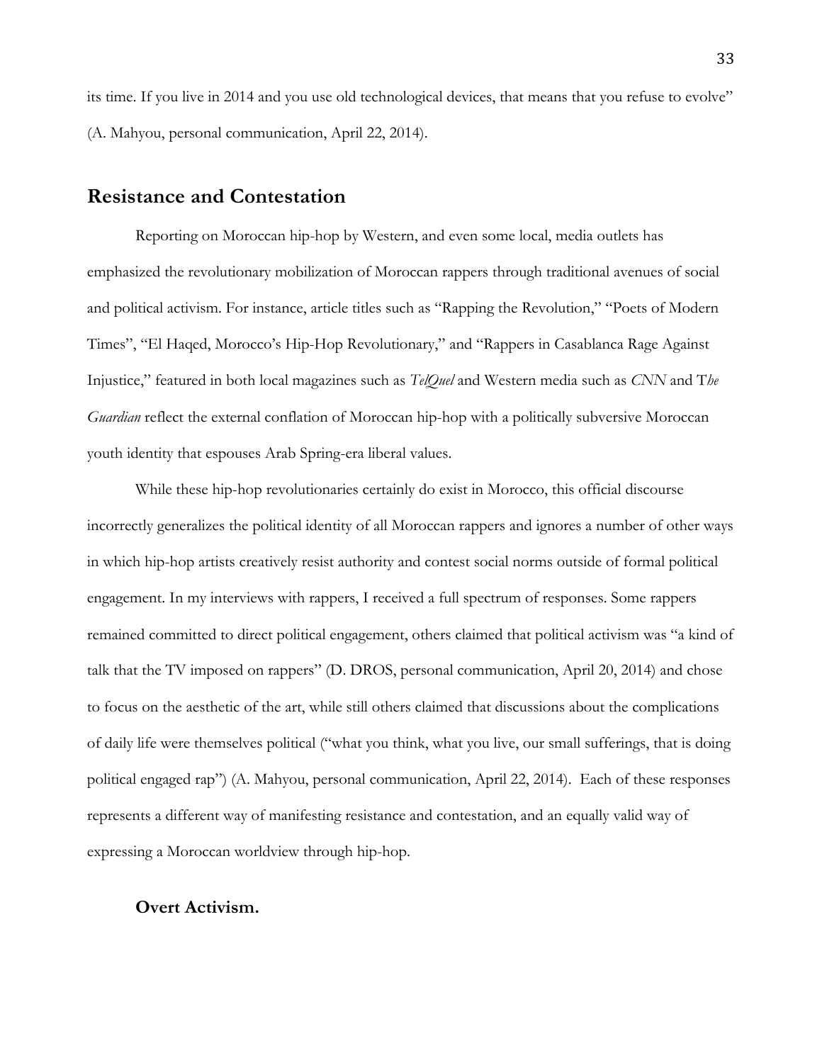its time. If you live in 2014 and you use old technological devices, that means that you refuse to evolve" (A. Mahyou, personal communication, April 22, 2014).

## Resistance and Contestation

Reporting on Moroccan hip-hop by Western, and even some local, media outlets has emphasized the revolutionary mobilization of Moroccan rappers through traditional avenues of social and political activism. For instance, article titles such as "Rapping the Revolution," "Poets of Modern Times", "El Haqed, Morocco's Hip-Hop Revolutionary," and "Rappers in Casablanca Rage Against Injustice," featured in both local magazines such as *TelQuel* and Western media such as *CNN* and T*he Guardian* reflect the external conflation of Moroccan hip-hop with a politically subversive Moroccan youth identity that espouses Arab Spring-era liberal values.

While these hip-hop revolutionaries certainly do exist in Morocco, this official discourse incorrectly generalizes the political identity of all Moroccan rappers and ignores a number of other ways in which hip-hop artists creatively resist authority and contest social norms outside of formal political engagement. In my interviews with rappers, I received a full spectrum of responses. Some rappers remained committed to direct political engagement, others claimed that political activism was "a kind of talk that the TV imposed on rappers" (D. DROS, personal communication, April 20, 2014) and chose to focus on the aesthetic of the art, while still others claimed that discussions about the complications of daily life were themselves political ("what you think, what you live, our small sufferings, that is doing political engaged rap") (A. Mahyou, personal communication, April 22, 2014). Each of these responses represents a different way of manifesting resistance and contestation, and an equally valid way of expressing a Moroccan worldview through hip-hop.

### Overt Activism.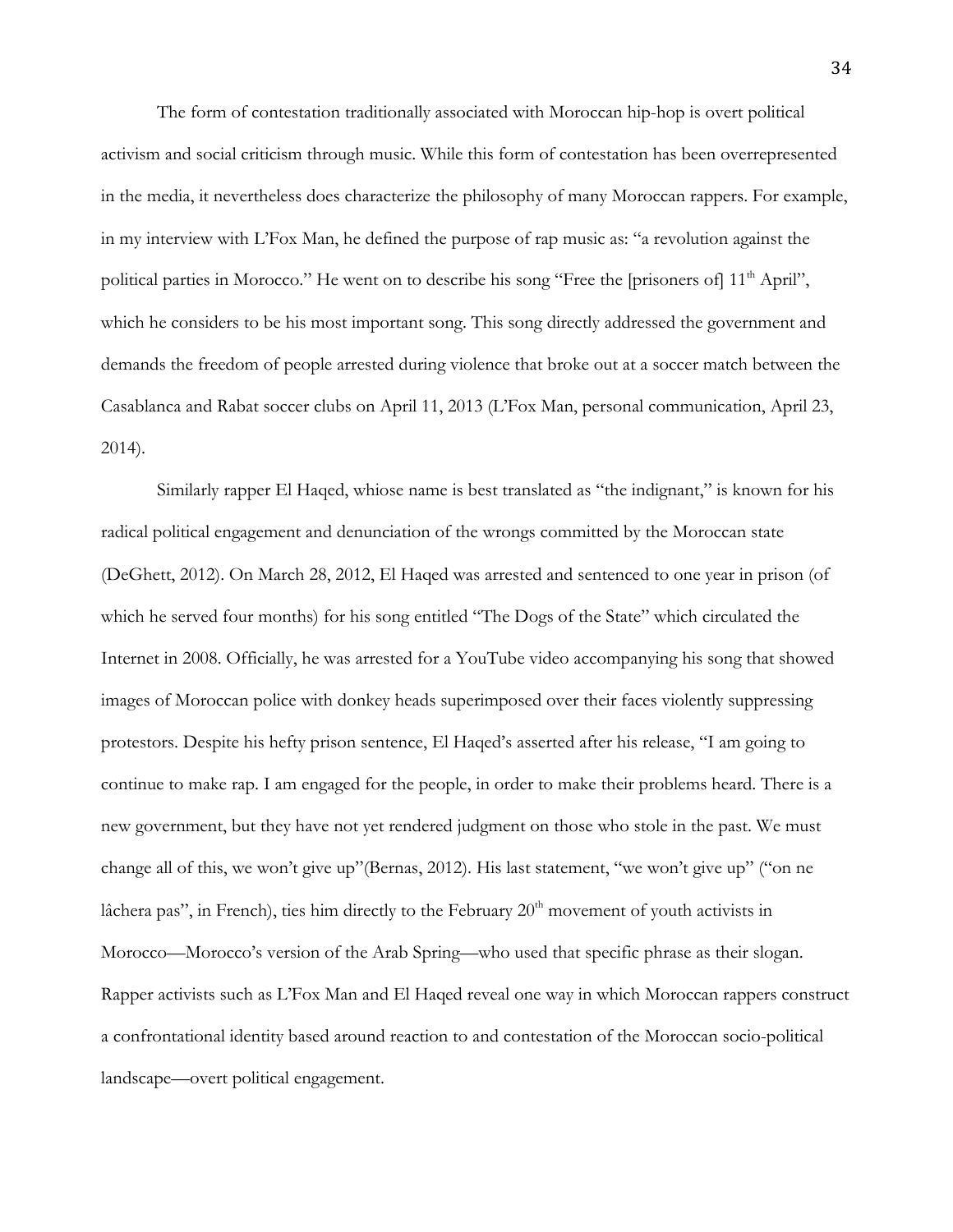The form of contestation traditionally associated with Moroccan hip-hop is overt political activism and social criticism through music. While this form of contestation has been overrepresented in the media, it nevertheless does characterize the philosophy of many Moroccan rappers. For example, in my interview with L'Fox Man, he defined the purpose of rap music as: "a revolution against the political parties in Morocco." He went on to describe his song "Free the [prisoners of] 11th April", which he considers to be his most important song. This song directly addressed the government and demands the freedom of people arrested during violence that broke out at a soccer match between the Casablanca and Rabat soccer clubs on April 11, 2013 (L'Fox Man, personal communication, April 23, 2014).

Similarly rapper El Haqed, whiose name is best translated as "the indignant," is known for his radical political engagement and denunciation of the wrongs committed by the Moroccan state (DeGhett, 2012). On March 28, 2012, El Haqed was arrested and sentenced to one year in prison (of which he served four months) for his song entitled "The Dogs of the State" which circulated the Internet in 2008. Officially, he was arrested for a YouTube video accompanying his song that showed images of Moroccan police with donkey heads superimposed over their faces violently suppressing protestors. Despite his hefty prison sentence, El Haqed's asserted after his release, "I am going to continue to make rap. I am engaged for the people, in order to make their problems heard. There is a new government, but they have not yet rendered judgment on those who stole in the past. We must change all of this, we won't give up"(Bernas, 2012). His last statement, "we won't give up" ("on ne lâchera pas", in French), ties him directly to the February 20th movement of youth activists in Morocco—Morocco's version of the Arab Spring—who used that specific phrase as their slogan. Rapper activists such as L'Fox Man and El Haqed reveal one way in which Moroccan rappers construct a confrontational identity based around reaction to and contestation of the Moroccan socio-political landscape—overt political engagement.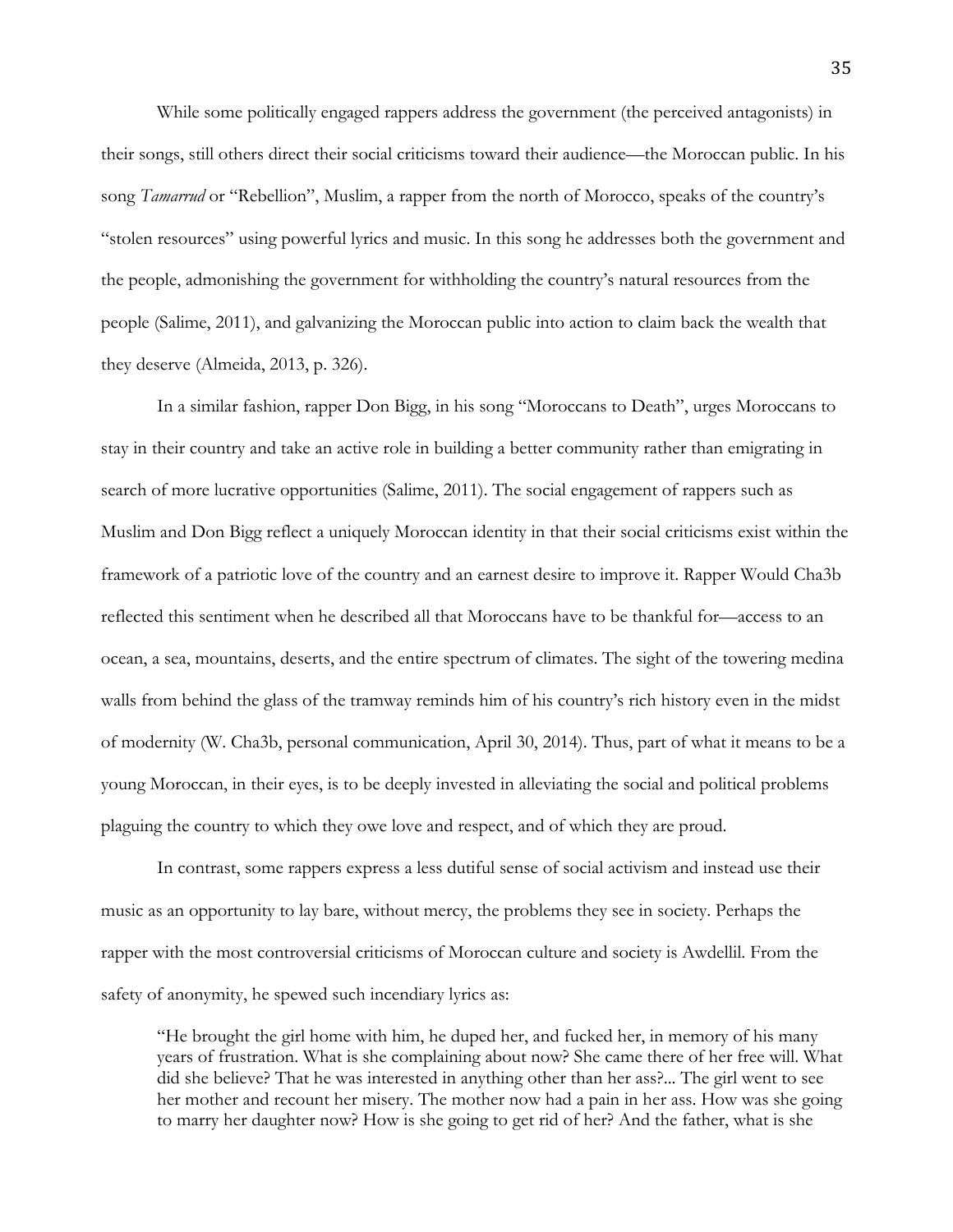While some politically engaged rappers address the government (the perceived antagonists) in their songs, still others direct their social criticisms toward their audience—the Moroccan public. In his song *Tamarrud* or "Rebellion", Muslim, a rapper from the north of Morocco, speaks of the country's "stolen resources" using powerful lyrics and music. In this song he addresses both the government and the people, admonishing the government for withholding the country's natural resources from the people (Salime, 2011), and galvanizing the Moroccan public into action to claim back the wealth that they deserve (Almeida, 2013, p. 326).

In a similar fashion, rapper Don Bigg, in his song "Moroccans to Death", urges Moroccans to stay in their country and take an active role in building a better community rather than emigrating in search of more lucrative opportunities (Salime, 2011). The social engagement of rappers such as Muslim and Don Bigg reflect a uniquely Moroccan identity in that their social criticisms exist within the framework of a patriotic love of the country and an earnest desire to improve it. Rapper Would Cha3b reflected this sentiment when he described all that Moroccans have to be thankful for—access to an ocean, a sea, mountains, deserts, and the entire spectrum of climates. The sight of the towering medina walls from behind the glass of the tramway reminds him of his country's rich history even in the midst of modernity (W. Cha3b, personal communication, April 30, 2014). Thus, part of what it means to be a young Moroccan, in their eyes, is to be deeply invested in alleviating the social and political problems plaguing the country to which they owe love and respect, and of which they are proud.

In contrast, some rappers express a less dutiful sense of social activism and instead use their music as an opportunity to lay bare, without mercy, the problems they see in society. Perhaps the rapper with the most controversial criticisms of Moroccan culture and society is Awdellil. From the safety of anonymity, he spewed such incendiary lyrics as:

> "He brought the girl home with him, he duped her, and fucked her, in memory of his many years of frustration. What is she complaining about now? She came there of her free will. What did she believe? That he was interested in anything other than her ass?... The girl went to see her mother and recount her misery. The mother now had a pain in her ass. How was she going to marry her daughter now? How is she going to get rid of her? And the father, what is she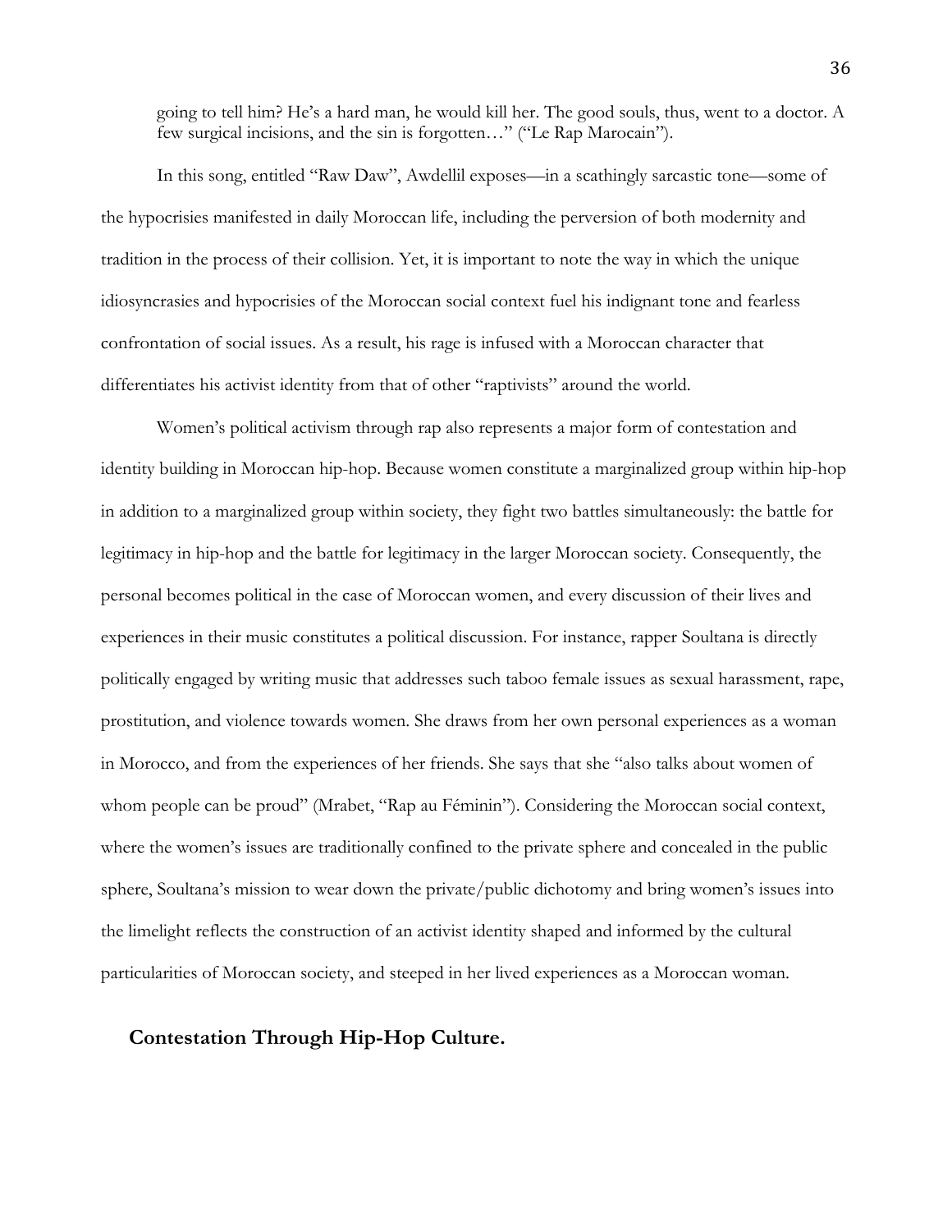going to tell him? He's a hard man, he would kill her. The good souls, thus, went to a doctor. A few surgical incisions, and the sin is forgotten…" ("Le Rap Marocain").

In this song, entitled "Raw Daw", Awdellil exposes—in a scathingly sarcastic tone—some of the hypocrisies manifested in daily Moroccan life, including the perversion of both modernity and tradition in the process of their collision. Yet, it is important to note the way in which the unique idiosyncrasies and hypocrisies of the Moroccan social context fuel his indignant tone and fearless confrontation of social issues. As a result, his rage is infused with a Moroccan character that differentiates his activist identity from that of other "raptivists" around the world.

Women's political activism through rap also represents a major form of contestation and identity building in Moroccan hip-hop. Because women constitute a marginalized group within hip-hop in addition to a marginalized group within society, they fight two battles simultaneously: the battle for legitimacy in hip-hop and the battle for legitimacy in the larger Moroccan society. Consequently, the personal becomes political in the case of Moroccan women, and every discussion of their lives and experiences in their music constitutes a political discussion. For instance, rapper Soultana is directly politically engaged by writing music that addresses such taboo female issues as sexual harassment, rape, prostitution, and violence towards women. She draws from her own personal experiences as a woman in Morocco, and from the experiences of her friends. She says that she "also talks about women of whom people can be proud" (Mrabet, "Rap au Féminin"). Considering the Moroccan social context, where the women's issues are traditionally confined to the private sphere and concealed in the public sphere, Soultana's mission to wear down the private/public dichotomy and bring women's issues into the limelight reflects the construction of an activist identity shaped and informed by the cultural particularities of Moroccan society, and steeped in her lived experiences as a Moroccan woman.

### Contestation Through Hip-Hop Culture.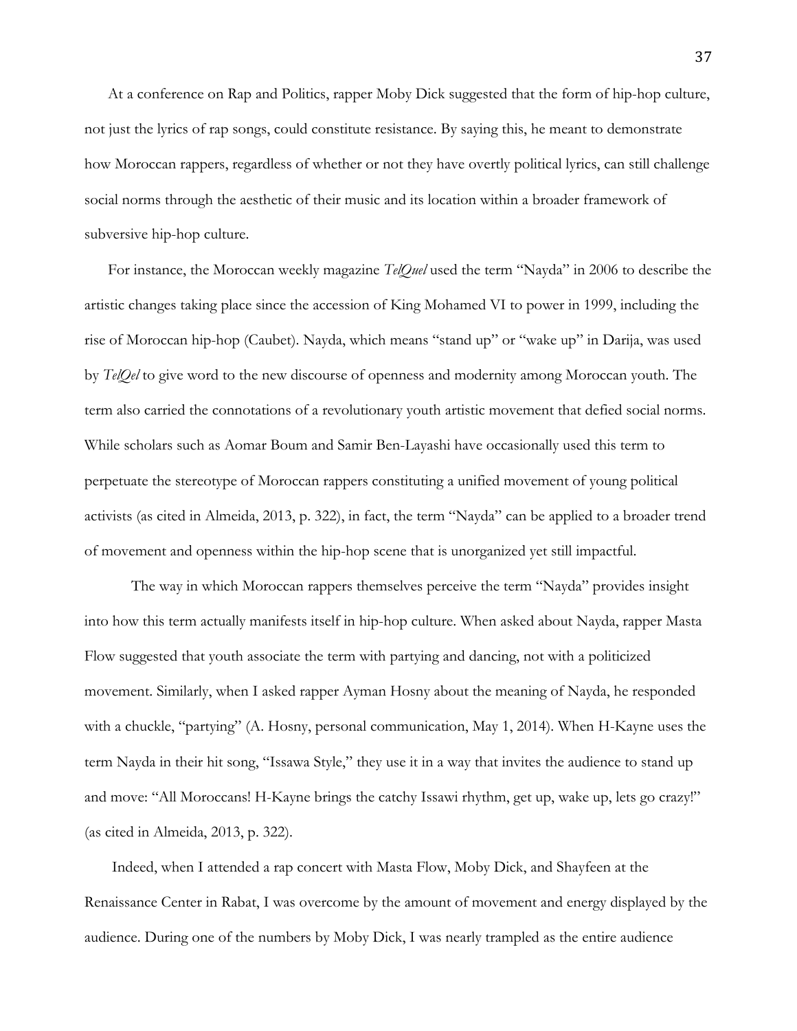At a conference on Rap and Politics, rapper Moby Dick suggested that the form of hip-hop culture, not just the lyrics of rap songs, could constitute resistance. By saying this, he meant to demonstrate how Moroccan rappers, regardless of whether or not they have overtly political lyrics, can still challenge social norms through the aesthetic of their music and its location within a broader framework of subversive hip-hop culture.

For instance, the Moroccan weekly magazine *TelQuel* used the term "Nayda" in 2006 to describe the artistic changes taking place since the accession of King Mohamed VI to power in 1999, including the rise of Moroccan hip-hop (Caubet). Nayda, which means "stand up" or "wake up" in Darija, was used by *TelQel* to give word to the new discourse of openness and modernity among Moroccan youth. The term also carried the connotations of a revolutionary youth artistic movement that defied social norms. While scholars such as Aomar Boum and Samir Ben-Layashi have occasionally used this term to perpetuate the stereotype of Moroccan rappers constituting a unified movement of young political activists (as cited in Almeida, 2013, p. 322), in fact, the term "Nayda" can be applied to a broader trend of movement and openness within the hip-hop scene that is unorganized yet still impactful.

The way in which Moroccan rappers themselves perceive the term "Nayda" provides insight into how this term actually manifests itself in hip-hop culture. When asked about Nayda, rapper Masta Flow suggested that youth associate the term with partying and dancing, not with a politicized movement. Similarly, when I asked rapper Ayman Hosny about the meaning of Nayda, he responded with a chuckle, "partying" (A. Hosny, personal communication, May 1, 2014). When H-Kayne uses the term Nayda in their hit song, "Issawa Style," they use it in a way that invites the audience to stand up and move: "All Moroccans! H-Kayne brings the catchy Issawi rhythm, get up, wake up, lets go crazy!" (as cited in Almeida, 2013, p. 322).

Indeed, when I attended a rap concert with Masta Flow, Moby Dick, and Shayfeen at the Renaissance Center in Rabat, I was overcome by the amount of movement and energy displayed by the audience. During one of the numbers by Moby Dick, I was nearly trampled as the entire audience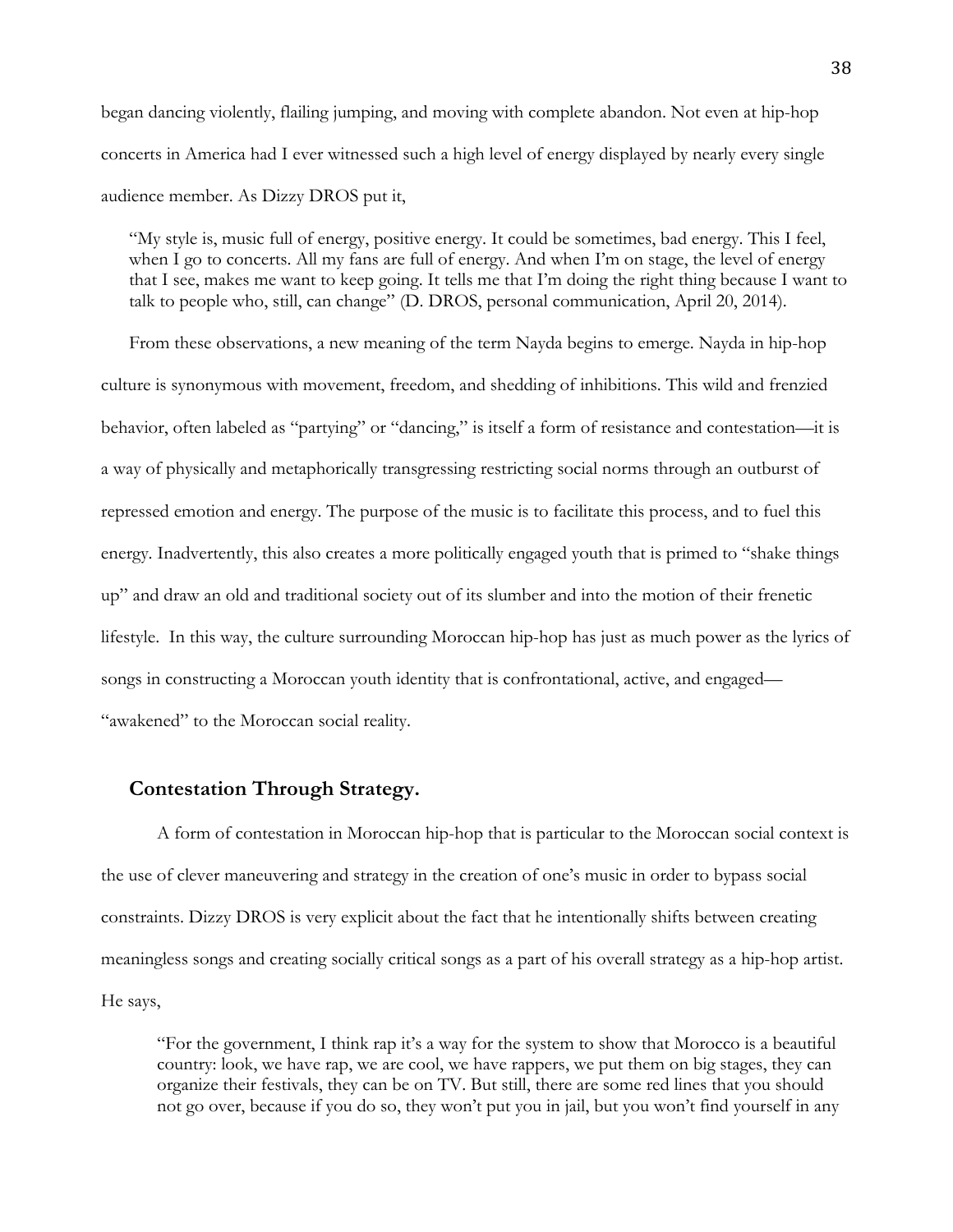began dancing violently, flailing jumping, and moving with complete abandon. Not even at hip-hop concerts in America had I ever witnessed such a high level of energy displayed by nearly every single audience member. As Dizzy DROS put it,

> "My style is, music full of energy, positive energy. It could be sometimes, bad energy. This I feel, when I go to concerts. All my fans are full of energy. And when I'm on stage, the level of energy that I see, makes me want to keep going. It tells me that I'm doing the right thing because I want to talk to people who, still, can change" (D. DROS, personal communication, April 20, 2014).

From these observations, a new meaning of the term Nayda begins to emerge. Nayda in hip-hop culture is synonymous with movement, freedom, and shedding of inhibitions. This wild and frenzied behavior, often labeled as "partying" or "dancing," is itself a form of resistance and contestation—it is a way of physically and metaphorically transgressing restricting social norms through an outburst of repressed emotion and energy. The purpose of the music is to facilitate this process, and to fuel this energy. Inadvertently, this also creates a more politically engaged youth that is primed to "shake things up" and draw an old and traditional society out of its slumber and into the motion of their frenetic lifestyle. In this way, the culture surrounding Moroccan hip-hop has just as much power as the lyrics of songs in constructing a Moroccan youth identity that is confrontational, active, and engaged—"awakened" to the Moroccan social reality.

### Contestation Through Strategy.

A form of contestation in Moroccan hip-hop that is particular to the Moroccan social context is the use of clever maneuvering and strategy in the creation of one's music in order to bypass social constraints. Dizzy DROS is very explicit about the fact that he intentionally shifts between creating meaningless songs and creating socially critical songs as a part of his overall strategy as a hip-hop artist. He says,

> "For the government, I think rap it's a way for the system to show that Morocco is a beautiful country: look, we have rap, we are cool, we have rappers, we put them on big stages, they can organize their festivals, they can be on TV. But still, there are some red lines that you should not go over, because if you do so, they won't put you in jail, but you won't find yourself in any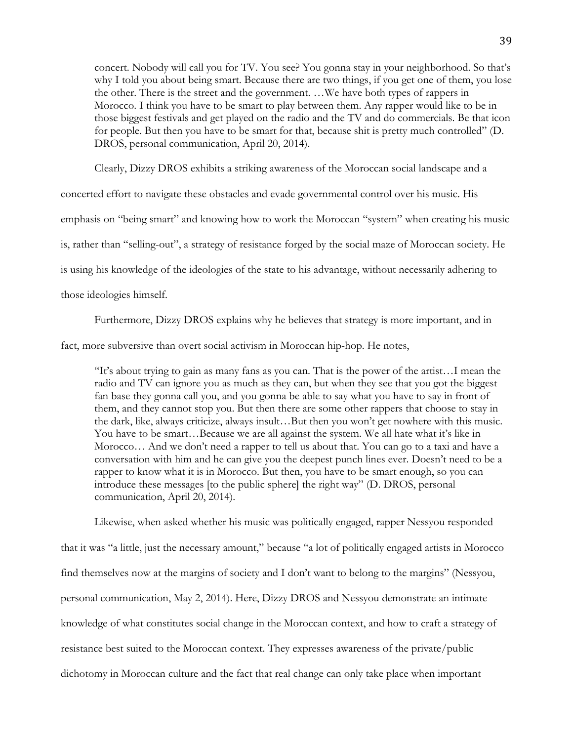> concert. Nobody will call you for TV. You see? You gonna stay in your neighborhood. So that's why I told you about being smart. Because there are two things, if you get one of them, you lose the other. There is the street and the government. …We have both types of rappers in Morocco. I think you have to be smart to play between them. Any rapper would like to be in those biggest festivals and get played on the radio and the TV and do commercials. Be that icon for people. But then you have to be smart for that, because shit is pretty much controlled" (D. DROS, personal communication, April 20, 2014).

Clearly, Dizzy DROS exhibits a striking awareness of the Moroccan social landscape and a concerted effort to navigate these obstacles and evade governmental control over his music. His emphasis on "being smart" and knowing how to work the Moroccan "system" when creating his music is, rather than "selling-out", a strategy of resistance forged by the social maze of Moroccan society. He is using his knowledge of the ideologies of the state to his advantage, without necessarily adhering to those ideologies himself.

Furthermore, Dizzy DROS explains why he believes that strategy is more important, and in fact, more subversive than overt social activism in Moroccan hip-hop. He notes,

> "It's about trying to gain as many fans as you can. That is the power of the artist…I mean the radio and TV can ignore you as much as they can, but when they see that you got the biggest fan base they gonna call you, and you gonna be able to say what you have to say in front of them, and they cannot stop you. But then there are some other rappers that choose to stay in the dark, like, always criticize, always insult…But then you won't get nowhere with this music. You have to be smart…Because we are all against the system. We all hate what it's like in Morocco… And we don't need a rapper to tell us about that. You can go to a taxi and have a conversation with him and he can give you the deepest punch lines ever. Doesn't need to be a rapper to know what it is in Morocco. But then, you have to be smart enough, so you can introduce these messages [to the public sphere] the right way" (D. DROS, personal communication, April 20, 2014).

Likewise, when asked whether his music was politically engaged, rapper Nessyou responded that it was "a little, just the necessary amount," because "a lot of politically engaged artists in Morocco find themselves now at the margins of society and I don't want to belong to the margins" (Nessyou, personal communication, May 2, 2014). Here, Dizzy DROS and Nessyou demonstrate an intimate knowledge of what constitutes social change in the Moroccan context, and how to craft a strategy of resistance best suited to the Moroccan context. They expresses awareness of the private/public dichotomy in Moroccan culture and the fact that real change can only take place when important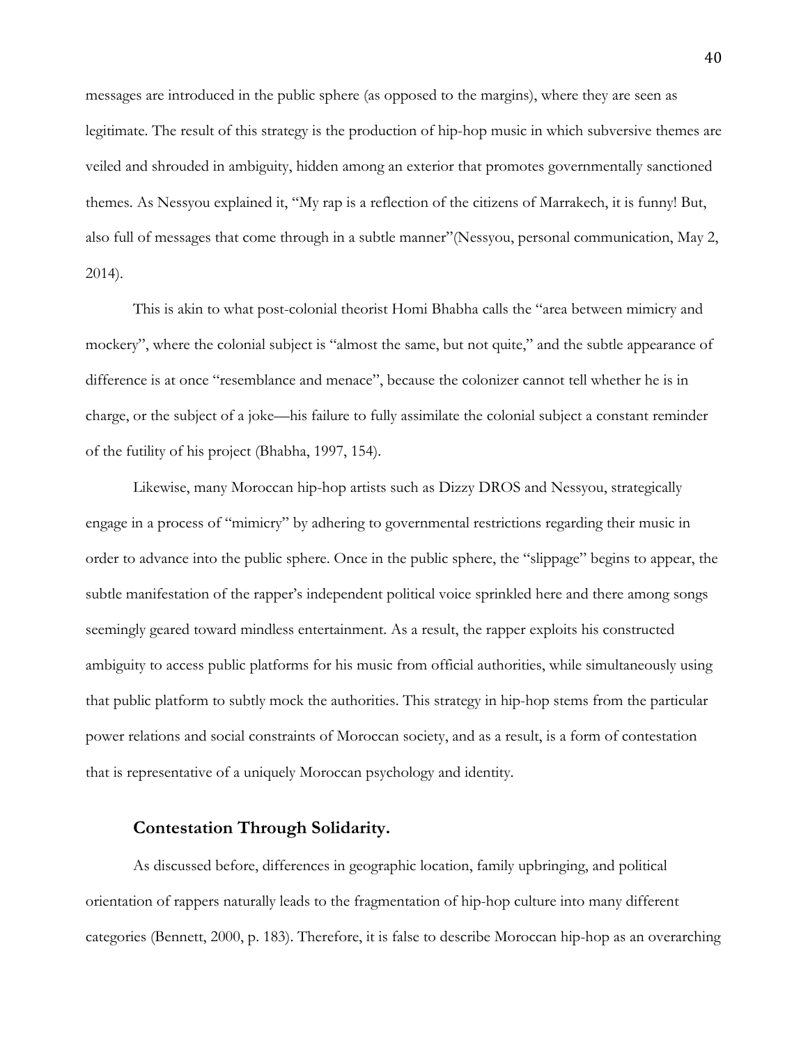messages are introduced in the public sphere (as opposed to the margins), where they are seen as legitimate. The result of this strategy is the production of hip-hop music in which subversive themes are veiled and shrouded in ambiguity, hidden among an exterior that promotes governmentally sanctioned themes. As Nessyou explained it, "My rap is a reflection of the citizens of Marrakech, it is funny! But, also full of messages that come through in a subtle manner"(Nessyou, personal communication, May 2, 2014).

This is akin to what post-colonial theorist Homi Bhabha calls the "area between mimicry and mockery", where the colonial subject is "almost the same, but not quite," and the subtle appearance of difference is at once "resemblance and menace", because the colonizer cannot tell whether he is in charge, or the subject of a joke—his failure to fully assimilate the colonial subject a constant reminder of the futility of his project (Bhabha, 1997, 154).

Likewise, many Moroccan hip-hop artists such as Dizzy DROS and Nessyou, strategically engage in a process of "mimicry" by adhering to governmental restrictions regarding their music in order to advance into the public sphere. Once in the public sphere, the "slippage" begins to appear, the subtle manifestation of the rapper's independent political voice sprinkled here and there among songs seemingly geared toward mindless entertainment. As a result, the rapper exploits his constructed ambiguity to access public platforms for his music from official authorities, while simultaneously using that public platform to subtly mock the authorities. This strategy in hip-hop stems from the particular power relations and social constraints of Moroccan society, and as a result, is a form of contestation that is representative of a uniquely Moroccan psychology and identity.

### Contestation Through Solidarity.

As discussed before, differences in geographic location, family upbringing, and political orientation of rappers naturally leads to the fragmentation of hip-hop culture into many different categories (Bennett, 2000, p. 183). Therefore, it is false to describe Moroccan hip-hop as an overarching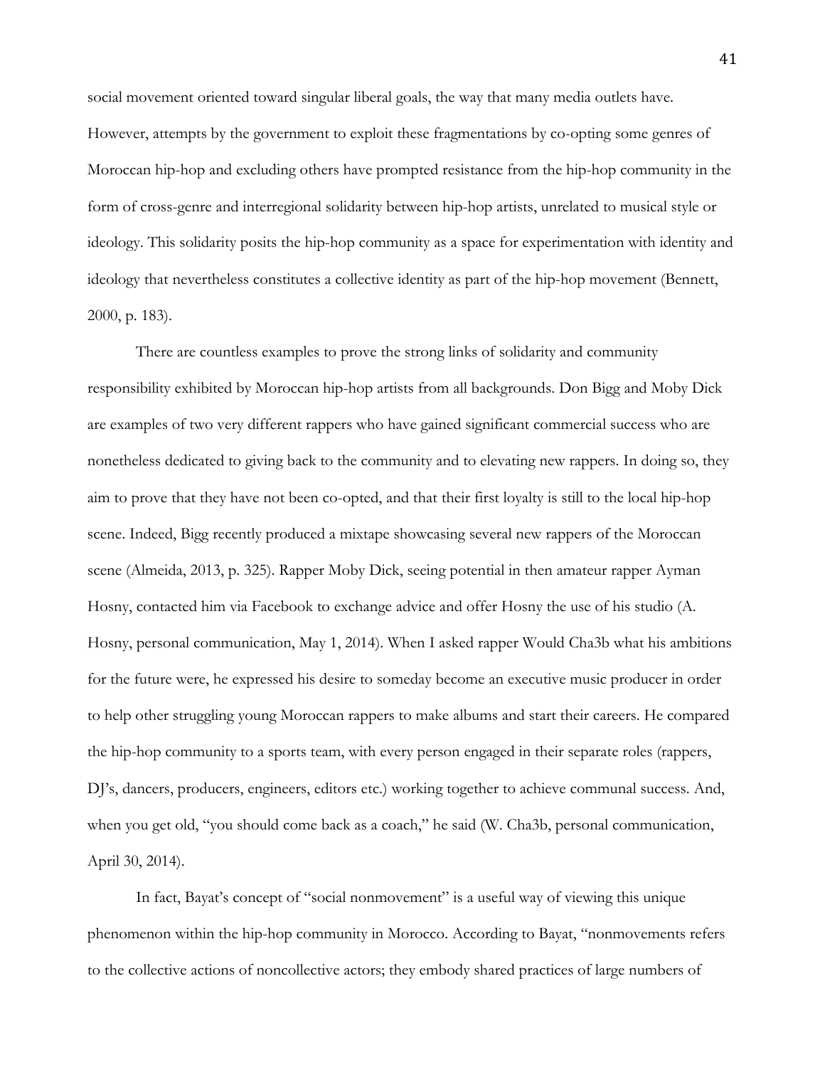social movement oriented toward singular liberal goals, the way that many media outlets have. However, attempts by the government to exploit these fragmentations by co-opting some genres of Moroccan hip-hop and excluding others have prompted resistance from the hip-hop community in the form of cross-genre and interregional solidarity between hip-hop artists, unrelated to musical style or ideology. This solidarity posits the hip-hop community as a space for experimentation with identity and ideology that nevertheless constitutes a collective identity as part of the hip-hop movement (Bennett, 2000, p. 183).

There are countless examples to prove the strong links of solidarity and community responsibility exhibited by Moroccan hip-hop artists from all backgrounds. Don Bigg and Moby Dick are examples of two very different rappers who have gained significant commercial success who are nonetheless dedicated to giving back to the community and to elevating new rappers. In doing so, they aim to prove that they have not been co-opted, and that their first loyalty is still to the local hip-hop scene. Indeed, Bigg recently produced a mixtape showcasing several new rappers of the Moroccan scene (Almeida, 2013, p. 325). Rapper Moby Dick, seeing potential in then amateur rapper Ayman Hosny, contacted him via Facebook to exchange advice and offer Hosny the use of his studio (A. Hosny, personal communication, May 1, 2014). When I asked rapper Would Cha3b what his ambitions for the future were, he expressed his desire to someday become an executive music producer in order to help other struggling young Moroccan rappers to make albums and start their careers. He compared the hip-hop community to a sports team, with every person engaged in their separate roles (rappers, DJ's, dancers, producers, engineers, editors etc.) working together to achieve communal success. And, when you get old, "you should come back as a coach," he said (W. Cha3b, personal communication, April 30, 2014).

In fact, Bayat's concept of "social nonmovement" is a useful way of viewing this unique phenomenon within the hip-hop community in Morocco. According to Bayat, "nonmovements refers to the collective actions of noncollective actors; they embody shared practices of large numbers of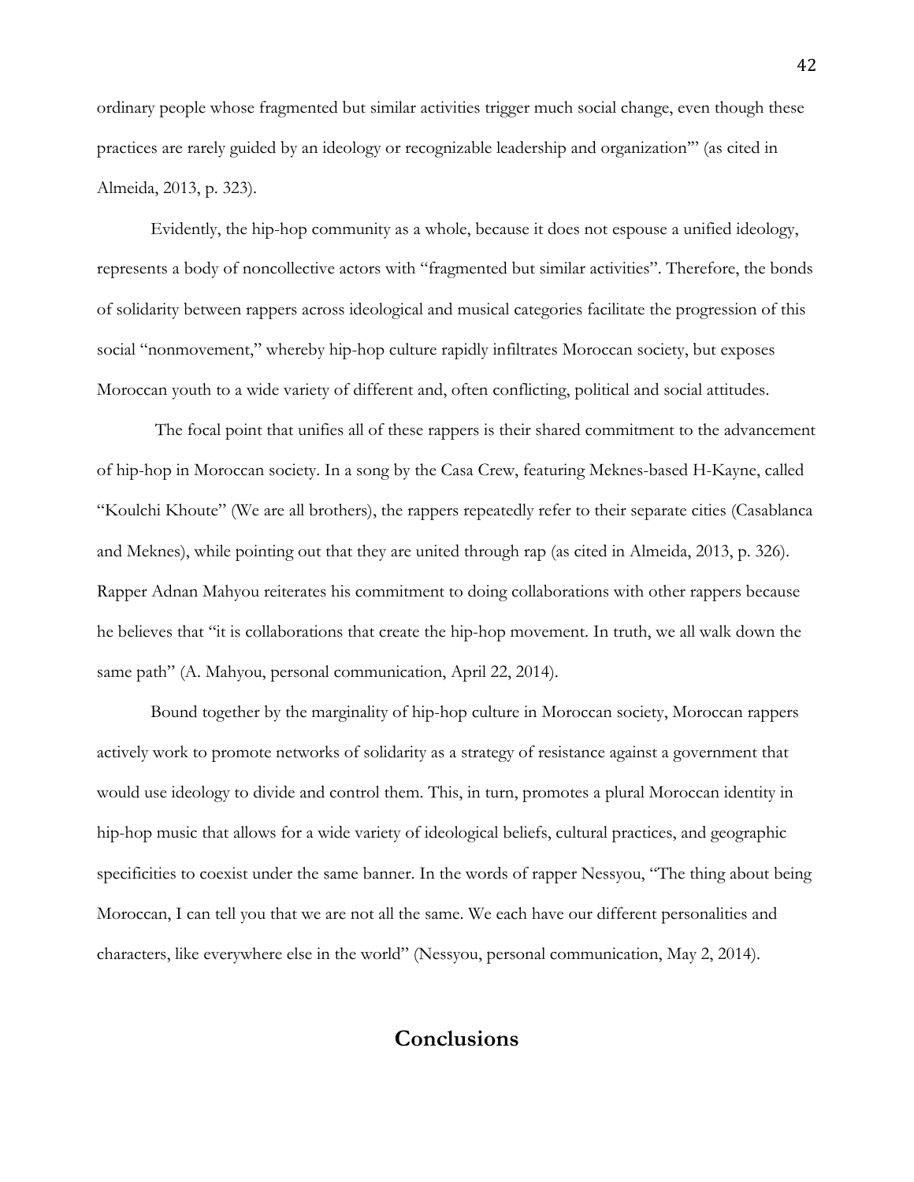ordinary people whose fragmented but similar activities trigger much social change, even though these practices are rarely guided by an ideology or recognizable leadership and organization'" (as cited in Almeida, 2013, p. 323).

Evidently, the hip-hop community as a whole, because it does not espouse a unified ideology, represents a body of noncollective actors with "fragmented but similar activities". Therefore, the bonds of solidarity between rappers across ideological and musical categories facilitate the progression of this social "nonmovement," whereby hip-hop culture rapidly infiltrates Moroccan society, but exposes Moroccan youth to a wide variety of different and, often conflicting, political and social attitudes.

The focal point that unifies all of these rappers is their shared commitment to the advancement of hip-hop in Moroccan society. In a song by the Casa Crew, featuring Meknes-based H-Kayne, called "Koulchi Khoute" (We are all brothers), the rappers repeatedly refer to their separate cities (Casablanca and Meknes), while pointing out that they are united through rap (as cited in Almeida, 2013, p. 326). Rapper Adnan Mahyou reiterates his commitment to doing collaborations with other rappers because he believes that "it is collaborations that create the hip-hop movement. In truth, we all walk down the same path" (A. Mahyou, personal communication, April 22, 2014).

Bound together by the marginality of hip-hop culture in Moroccan society, Moroccan rappers actively work to promote networks of solidarity as a strategy of resistance against a government that would use ideology to divide and control them. This, in turn, promotes a plural Moroccan identity in hip-hop music that allows for a wide variety of ideological beliefs, cultural practices, and geographic specificities to coexist under the same banner. In the words of rapper Nessyou, "The thing about being Moroccan, I can tell you that we are not all the same. We each have our different personalities and characters, like everywhere else in the world" (Nessyou, personal communication, May 2, 2014).

## Conclusions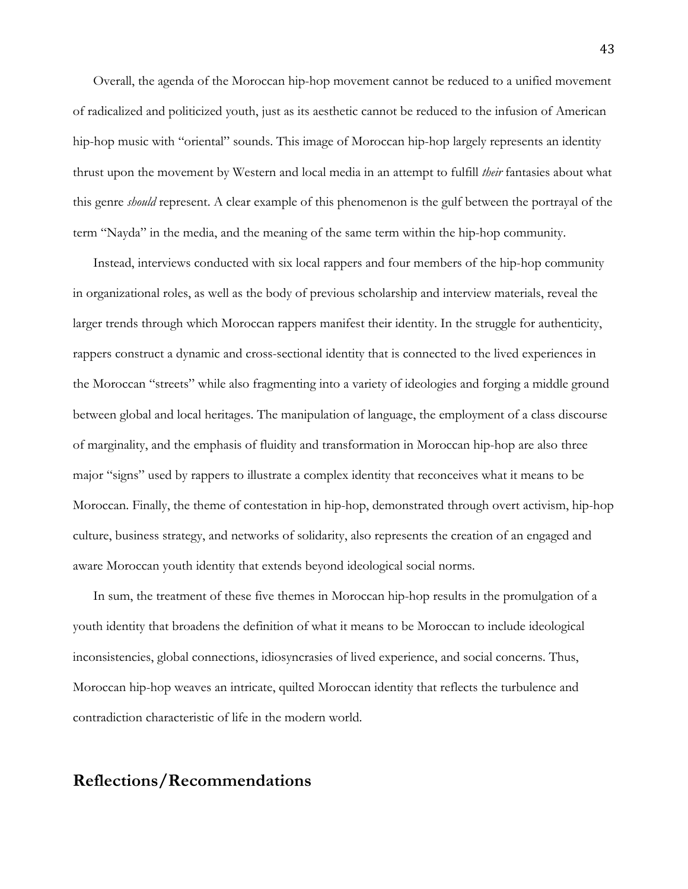Overall, the agenda of the Moroccan hip-hop movement cannot be reduced to a unified movement of radicalized and politicized youth, just as its aesthetic cannot be reduced to the infusion of American hip-hop music with "oriental" sounds. This image of Moroccan hip-hop largely represents an identity thrust upon the movement by Western and local media in an attempt to fulfill *their* fantasies about what this genre *should* represent. A clear example of this phenomenon is the gulf between the portrayal of the term "Nayda" in the media, and the meaning of the same term within the hip-hop community.

Instead, interviews conducted with six local rappers and four members of the hip-hop community in organizational roles, as well as the body of previous scholarship and interview materials, reveal the larger trends through which Moroccan rappers manifest their identity. In the struggle for authenticity, rappers construct a dynamic and cross-sectional identity that is connected to the lived experiences in the Moroccan "streets" while also fragmenting into a variety of ideologies and forging a middle ground between global and local heritages. The manipulation of language, the employment of a class discourse of marginality, and the emphasis of fluidity and transformation in Moroccan hip-hop are also three major "signs" used by rappers to illustrate a complex identity that reconceives what it means to be Moroccan. Finally, the theme of contestation in hip-hop, demonstrated through overt activism, hip-hop culture, business strategy, and networks of solidarity, also represents the creation of an engaged and aware Moroccan youth identity that extends beyond ideological social norms.

In sum, the treatment of these five themes in Moroccan hip-hop results in the promulgation of a youth identity that broadens the definition of what it means to be Moroccan to include ideological inconsistencies, global connections, idiosyncrasies of lived experience, and social concerns. Thus, Moroccan hip-hop weaves an intricate, quilted Moroccan identity that reflects the turbulence and contradiction characteristic of life in the modern world.

## Reflections/Recommendations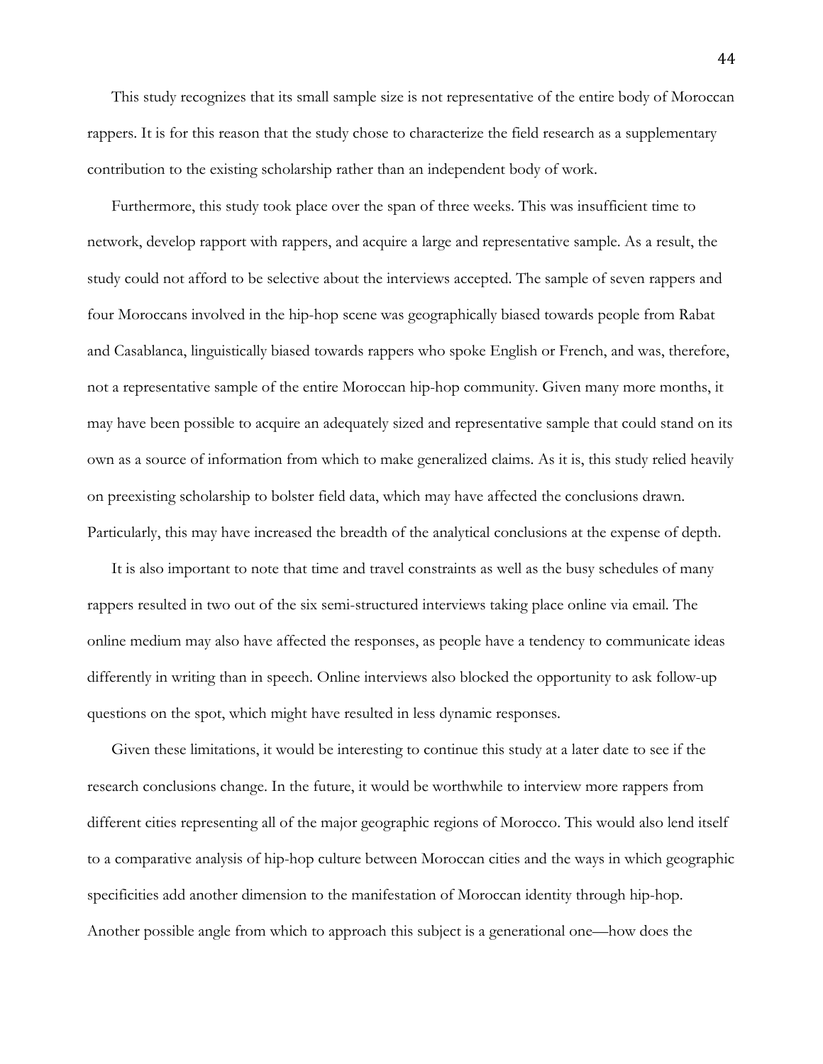This study recognizes that its small sample size is not representative of the entire body of Moroccan rappers. It is for this reason that the study chose to characterize the field research as a supplementary contribution to the existing scholarship rather than an independent body of work.

Furthermore, this study took place over the span of three weeks. This was insufficient time to network, develop rapport with rappers, and acquire a large and representative sample. As a result, the study could not afford to be selective about the interviews accepted. The sample of seven rappers and four Moroccans involved in the hip-hop scene was geographically biased towards people from Rabat and Casablanca, linguistically biased towards rappers who spoke English or French, and was, therefore, not a representative sample of the entire Moroccan hip-hop community. Given many more months, it may have been possible to acquire an adequately sized and representative sample that could stand on its own as a source of information from which to make generalized claims. As it is, this study relied heavily on preexisting scholarship to bolster field data, which may have affected the conclusions drawn. Particularly, this may have increased the breadth of the analytical conclusions at the expense of depth.

It is also important to note that time and travel constraints as well as the busy schedules of many rappers resulted in two out of the six semi-structured interviews taking place online via email. The online medium may also have affected the responses, as people have a tendency to communicate ideas differently in writing than in speech. Online interviews also blocked the opportunity to ask follow-up questions on the spot, which might have resulted in less dynamic responses.

Given these limitations, it would be interesting to continue this study at a later date to see if the research conclusions change. In the future, it would be worthwhile to interview more rappers from different cities representing all of the major geographic regions of Morocco. This would also lend itself to a comparative analysis of hip-hop culture between Moroccan cities and the ways in which geographic specificities add another dimension to the manifestation of Moroccan identity through hip-hop. Another possible angle from which to approach this subject is a generational one—how does the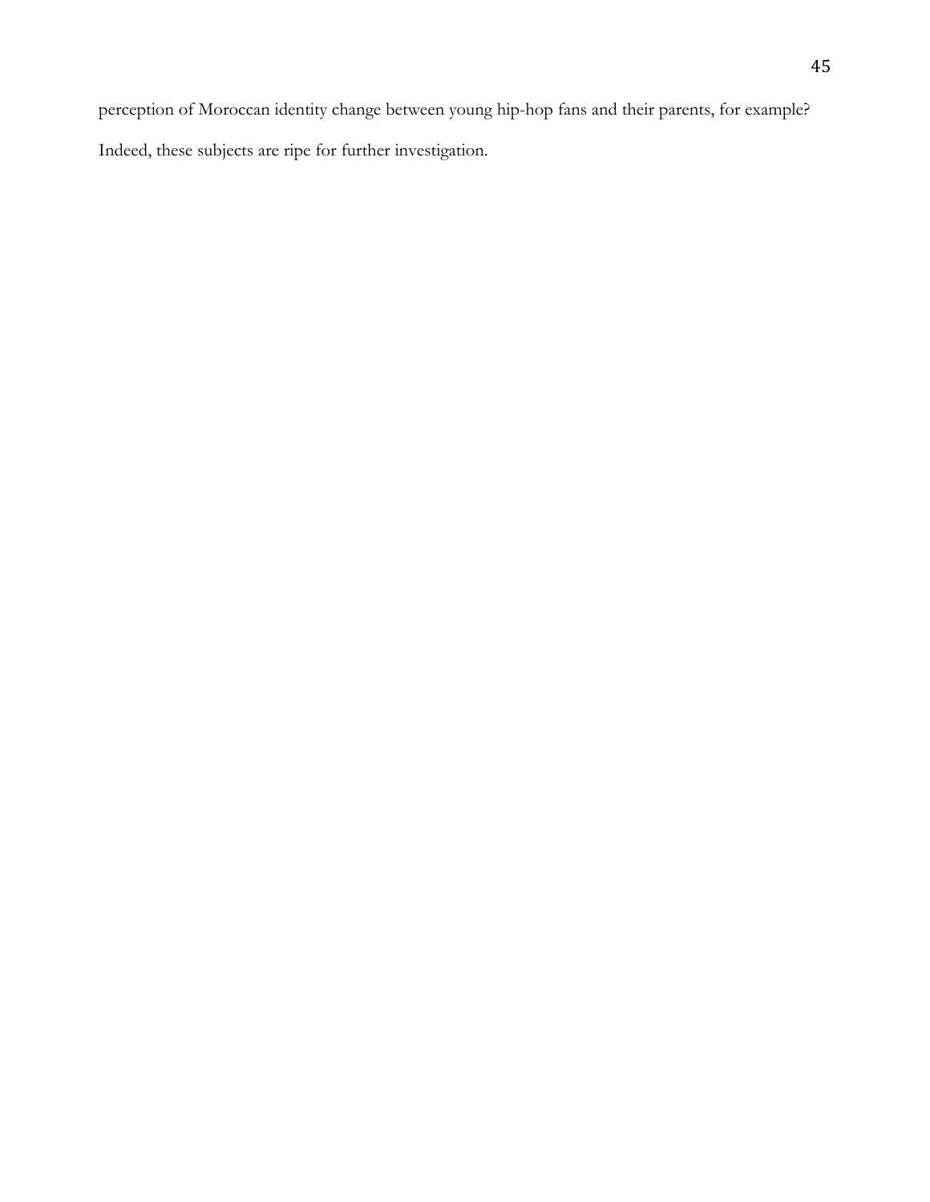perception of Moroccan identity change between young hip-hop fans and their parents, for example? Indeed, these subjects are ripe for further investigation.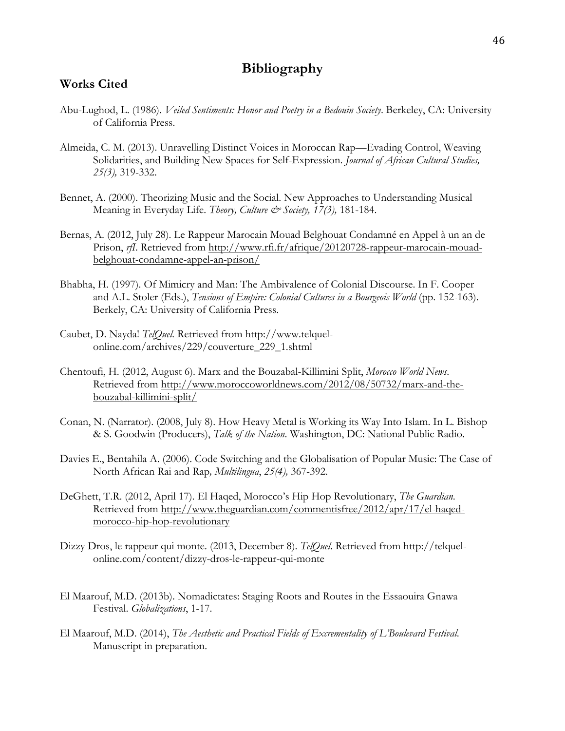# Bibliography

## Works Cited

Abu-Lughod, L. (1986). *Veiled Sentiments: Honor and Poetry in a Bedouin Society*. Berkeley, CA: University of California Press.

Almeida, C. M. (2013). Unravelling Distinct Voices in Moroccan Rap—Evading Control, Weaving Solidarities, and Building New Spaces for Self-Expression. *Journal of African Cultural Studies, 25(3),* 319-332.

Bennet, A. (2000). Theorizing Music and the Social. New Approaches to Understanding Musical Meaning in Everyday Life. *Theory, Culture & Society, 17(3),* 181-184.

Bernas, A. (2012, July 28). Le Rappeur Marocain Mouad Belghouat Condamné en Appel à un an de Prison, *rfI*. Retrieved from http://www.rfi.fr/afrique/20120728-rappeur-marocain-mouad-belghouat-condamne-appel-an-prison/

Bhabha, H. (1997). Of Mimicry and Man: The Ambivalence of Colonial Discourse. In F. Cooper and A.L. Stoler (Eds.), *Tensions of Empire: Colonial Cultures in a Bourgeois World* (pp. 152-163). Berkely, CA: University of California Press.

Caubet, D. Nayda! *TelQuel.* Retrieved from http://www.telquel-online.com/archives/229/couverture_229_1.shtml

Chentoufi, H. (2012, August 6). Marx and the Bouzabal-Killimini Split, *Morocco World News*. Retrieved from http://www.moroccoworldnews.com/2012/08/50732/marx-and-the-bouzabal-killimini-split/

Conan, N. (Narrator). (2008, July 8). How Heavy Metal is Working its Way Into Islam. In L. Bishop & S. Goodwin (Producers), *Talk of the Nation*. Washington, DC: National Public Radio.

Davies E., Bentahila A. (2006). Code Switching and the Globalisation of Popular Music: The Case of North African Rai and Rap*, Multilingua*, *25(4),* 367-392.

DeGhett, T.R. (2012, April 17). El Haqed, Morocco's Hip Hop Revolutionary, *The Guardian*. Retrieved from http://www.theguardian.com/commentisfree/2012/apr/17/el-haqed-morocco-hip-hop-revolutionary

Dizzy Dros, le rappeur qui monte. (2013, December 8). *TelQuel*. Retrieved from http://telquel-online.com/content/dizzy-dros-le-rappeur-qui-monte

El Maarouf, M.D. (2013b). Nomadictates: Staging Roots and Routes in the Essaouira Gnawa Festival. *Globalizations*, 1-17.

El Maarouf, M.D. (2014), *The Aesthetic and Practical Fields of Excrementality of L'Boulevard Festival*. Manuscript in preparation.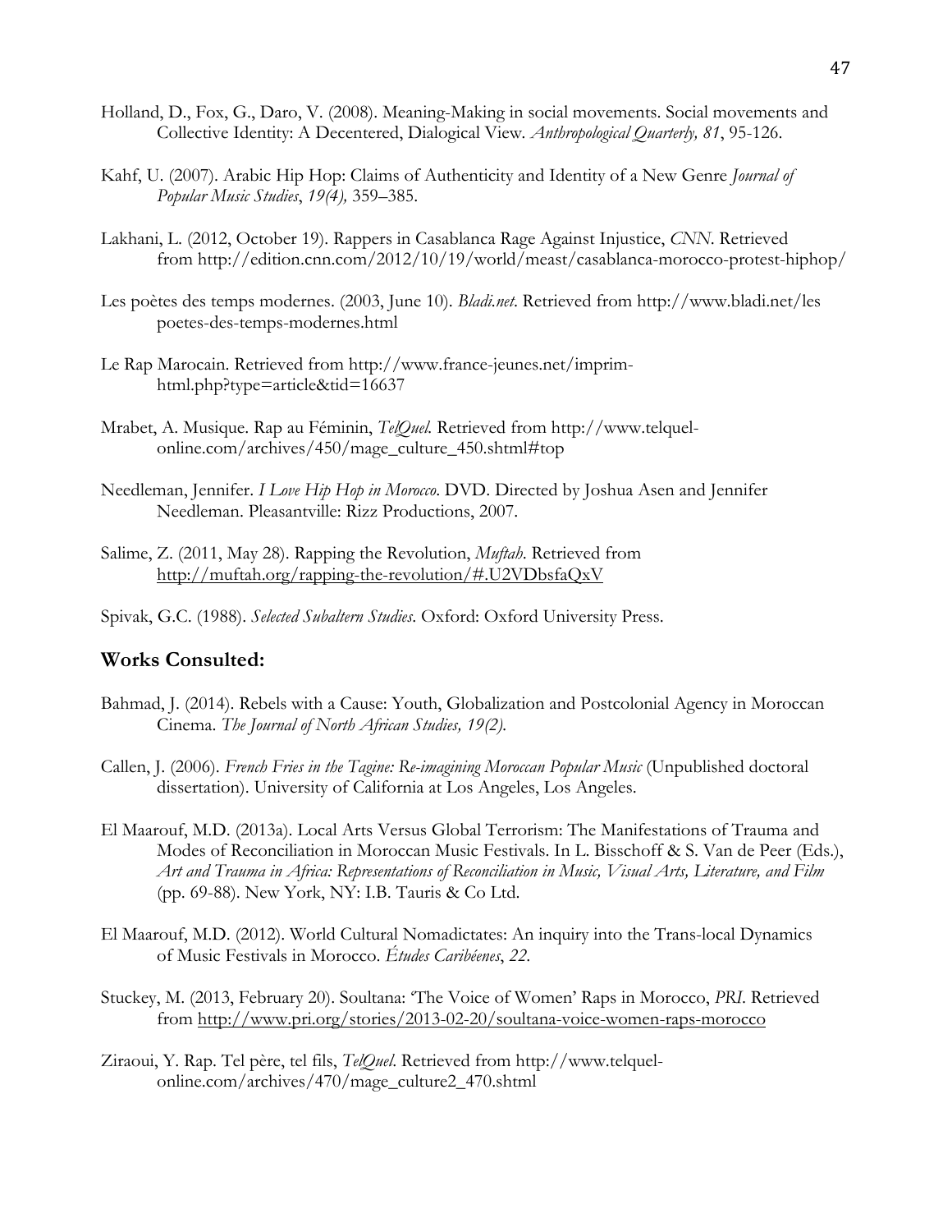Holland, D., Fox, G., Daro, V. (2008). Meaning-Making in social movements. Social movements and Collective Identity: A Decentered, Dialogical View. *Anthropological Quarterly, 81*, 95-126.

Kahf, U. (2007). Arabic Hip Hop: Claims of Authenticity and Identity of a New Genre *Journal of Popular Music Studies*, *19(4),* 359–385.

Lakhani, L. (2012, October 19). Rappers in Casablanca Rage Against Injustice, *CNN*. Retrieved from http://edition.cnn.com/2012/10/19/world/meast/casablanca-morocco-protest-hiphop/

Les poètes des temps modernes. (2003, June 10). *Bladi.net*. Retrieved from http://www.bladi.net/les poetes-des-temps-modernes.html

Le Rap Marocain. Retrieved from http://www.france-jeunes.net/imprim-html.php?type=article&tid=16637

Mrabet, A. Musique. Rap au Féminin, *TelQuel*. Retrieved from http://www.telquel-online.com/archives/450/mage_culture_450.shtml#top

Needleman, Jennifer. *I Love Hip Hop in Morocco*. DVD. Directed by Joshua Asen and Jennifer Needleman. Pleasantville: Rizz Productions, 2007.

Salime, Z. (2011, May 28). Rapping the Revolution, *Muftah*. Retrieved from http://muftah.org/rapping-the-revolution/#.U2VDbsfaQxV

Spivak, G.C. (1988). *Selected Subaltern Studies*. Oxford: Oxford University Press.

## Works Consulted:

Bahmad, J. (2014). Rebels with a Cause: Youth, Globalization and Postcolonial Agency in Moroccan Cinema. *The Journal of North African Studies, 19(2).*

Callen, J. (2006). *French Fries in the Tagine: Re-imagining Moroccan Popular Music* (Unpublished doctoral dissertation). University of California at Los Angeles, Los Angeles.

El Maarouf, M.D. (2013a). Local Arts Versus Global Terrorism: The Manifestations of Trauma and Modes of Reconciliation in Moroccan Music Festivals. In L. Bisschoff & S. Van de Peer (Eds.), *Art and Trauma in Africa: Representations of Reconciliation in Music, Visual Arts, Literature, and Film* (pp. 69-88). New York, NY: I.B. Tauris & Co Ltd.

El Maarouf, M.D. (2012). World Cultural Nomadictates: An inquiry into the Trans-local Dynamics of Music Festivals in Morocco. *Études Caribéenes*, *22*.

Stuckey, M. (2013, February 20). Soultana: 'The Voice of Women' Raps in Morocco, *PRI*. Retrieved from http://www.pri.org/stories/2013-02-20/soultana-voice-women-raps-morocco

Ziraoui, Y. Rap. Tel père, tel fils, *TelQuel*. Retrieved from http://www.telquel-online.com/archives/470/mage_culture2_470.shtml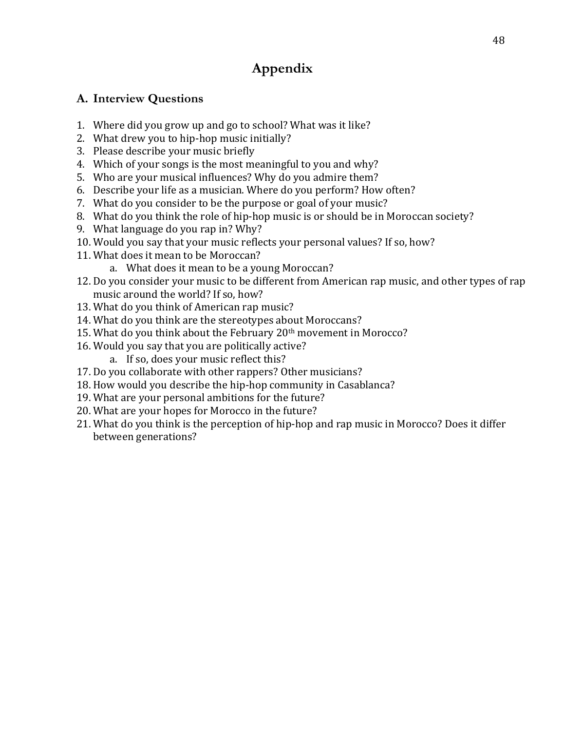# Appendix

## A. Interview Questions

1. Where did you grow up and go to school? What was it like?
2. What drew you to hip-hop music initially?
3. Please describe your music briefly
4. Which of your songs is the most meaningful to you and why?
5. Who are your musical influences? Why do you admire them?
6. Describe your life as a musician. Where do you perform? How often?
7. What do you consider to be the purpose or goal of your music?
8. What do you think the role of hip-hop music is or should be in Moroccan society?
9. What language do you rap in? Why?
10. Would you say that your music reflects your personal values? If so, how?
11. What does it mean to be Moroccan?
    a. What does it mean to be a young Moroccan?
12. Do you consider your music to be different from American rap music, and other types of rap music around the world? If so, how?
13. What do you think of American rap music?
14. What do you think are the stereotypes about Moroccans?
15. What do you think about the February 20th movement in Morocco?
16. Would you say that you are politically active?
    a. If so, does your music reflect this?
17. Do you collaborate with other rappers? Other musicians?
18. How would you describe the hip-hop community in Casablanca?
19. What are your personal ambitions for the future?
20. What are your hopes for Morocco in the future?
21. What do you think is the perception of hip-hop and rap music in Morocco? Does it differ between generations?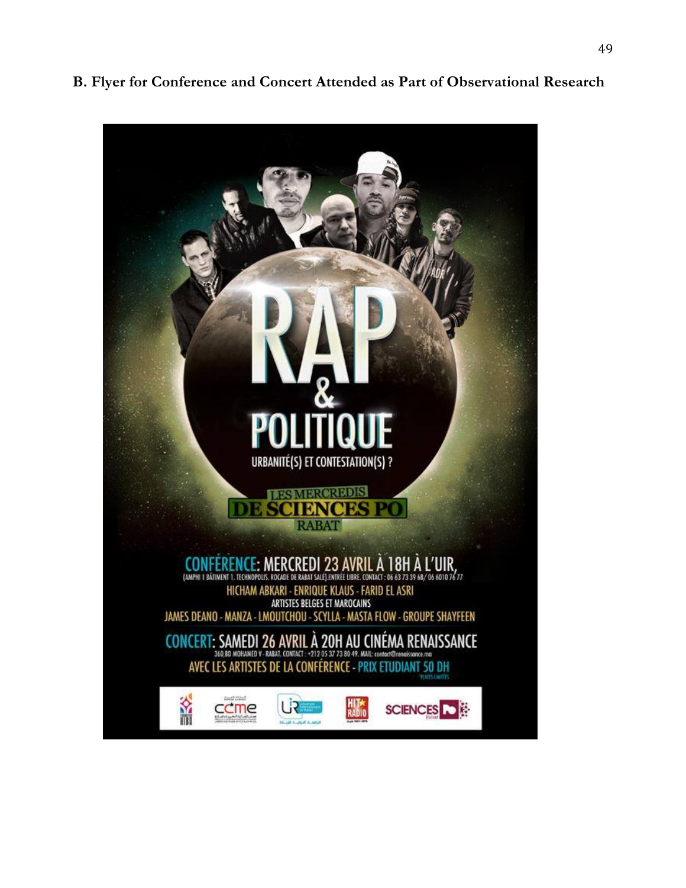## B. Flyer for Conference and Concert Attended as Part of Observational Research

RAP & POLITIQUE

URBANITÉ(S) ET CONTESTATION(S) ?

LES MERCREDIS DE SCIENCES PO RABAT

CONFÉRENCE: MERCREDI 23 AVRIL À 18H À L'UIR,
(AMPHI 1 BÂTIMENT 1. TECHNOPOLIS. ROCADE DE RABAT SALÉ).ENTRÉE LIBRE. CONTACT : 06 63 73 39 68/ 06 6010 76 77

HICHAM ABKARI - ENRIQUE KLAUS - FARID EL ASRI

ARTISTES BELGES ET MAROCAINS

JAMES DEANO - MANZA - LMOUTCHOU - SCYLLA - MASTA FLOW - GROUPE SHAYFEEN

CONCERT: SAMEDI 26 AVRIL À 20H AU CINÉMA RENAISSANCE
360,BD MOHAMED V - RABAT. CONTACT : +212 05 37 73 80 49. MAIL: contact@renaissance.ma

AVEC LES ARTISTES DE LA CONFÉRENCE - PRIX ETUDIANT 50 DH
*PLACES LIMITÉES

ccme · UIR · HIT RADIO · SCIENCES PO Rabat